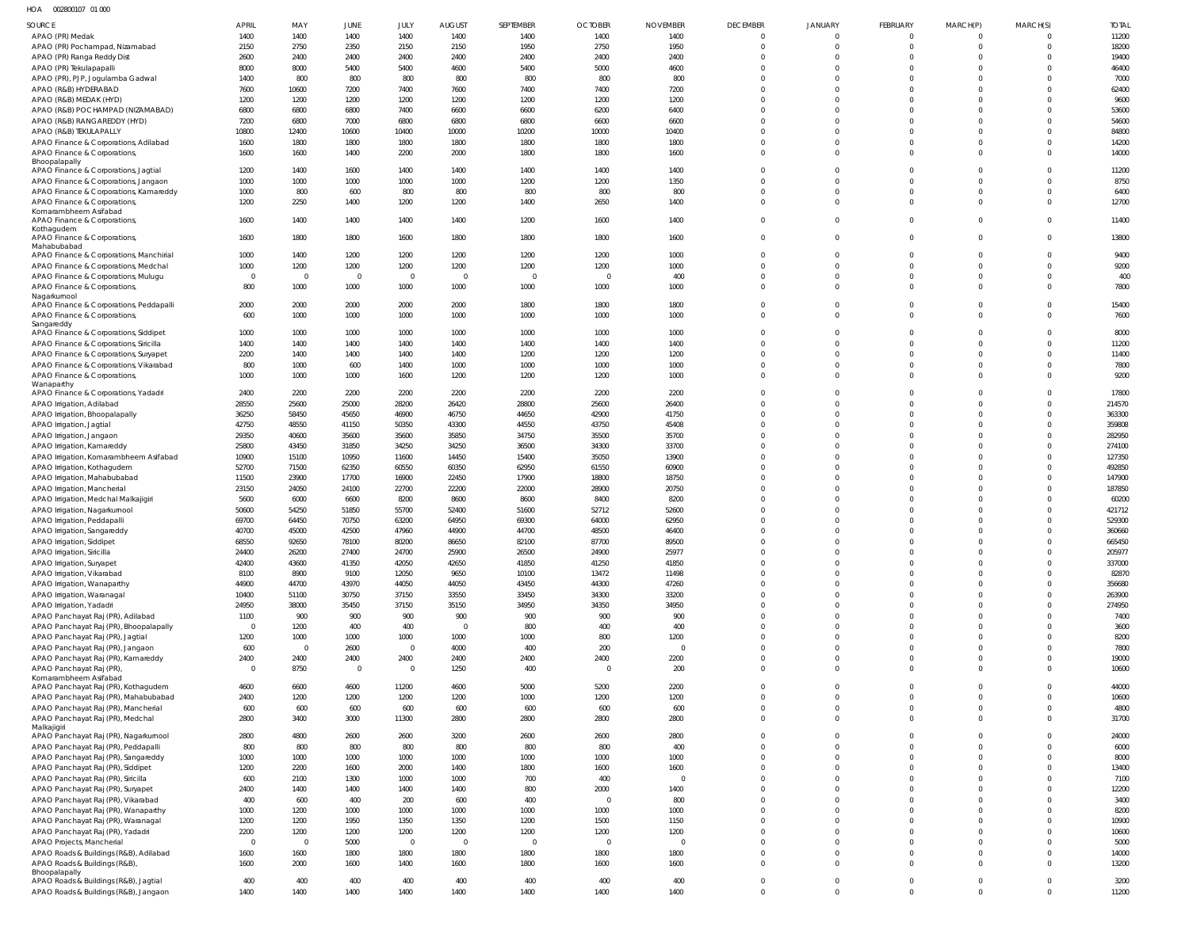HOA 002800107 01 000

| SOURCE | APRIL | MAY | JUNE | JULY | AUGUST | SEPTEMBER | OCTOBER | NOVEMBER | DECEMBER | JANUARY | FEBRUARY | MARCH(P) | MARCH(S) | TOTAL |
|---|---|---|---|---|---|---|---|---|---|---|---|---|---|---|
| APAO (PR) Medak | 1400 | 1400 | 1400 | 1400 | 1400 | 1400 | 1400 | 1400 | 0 | 0 | 0 | 0 | 0 | 11200 |
| APAO (PR) Pochampad, Nizamabad | 2150 | 2750 | 2350 | 2150 | 2150 | 1950 | 2750 | 1950 | 0 | 0 | 0 | 0 | 0 | 18200 |
| APAO (PR) Ranga Reddy Dist | 2600 | 2400 | 2400 | 2400 | 2400 | 2400 | 2400 | 2400 | 0 | 0 | 0 | 0 | 0 | 19400 |
| APAO (PR) Tekulapapalli | 8000 | 8000 | 5400 | 5400 | 4600 | 5400 | 5000 | 4600 | 0 | 0 | 0 | 0 | 0 | 46400 |
| APAO (PR), PJP, Jogulamba Gadwal | 1400 | 800 | 800 | 800 | 800 | 800 | 800 | 800 | 0 | 0 | 0 | 0 | 0 | 7000 |
| APAO (R&B) HYDERABAD | 7600 | 10600 | 7200 | 7400 | 7600 | 7400 | 7400 | 7200 | 0 | 0 | 0 | 0 | 0 | 62400 |
| APAO (R&B) MEDAK (HYD) | 1200 | 1200 | 1200 | 1200 | 1200 | 1200 | 1200 | 1200 | 0 | 0 | 0 | 0 | 0 | 9600 |
| APAO (R&B) POCHAMPAD (NIZAMABAD) | 6800 | 6800 | 6800 | 7400 | 6600 | 6600 | 6200 | 6400 | 0 | 0 | 0 | 0 | 0 | 53600 |
| APAO (R&B) RANGAREDDY (HYD) | 7200 | 6800 | 7000 | 6800 | 6800 | 6800 | 6600 | 6600 | 0 | 0 | 0 | 0 | 0 | 54600 |
| APAO (R&B) TEKULAPALLY | 10800 | 12400 | 10600 | 10400 | 10000 | 10200 | 10000 | 10400 | 0 | 0 | 0 | 0 | 0 | 84800 |
| APAO Finance & Corporations, Adilabad | 1600 | 1800 | 1800 | 1800 | 1800 | 1800 | 1800 | 1800 | 0 | 0 | 0 | 0 | 0 | 14200 |
| APAO Finance & Corporations, Bhoopalapally | 1600 | 1600 | 1400 | 2200 | 2000 | 1800 | 1800 | 1600 | 0 | 0 | 0 | 0 | 0 | 14000 |
| APAO Finance & Corporations, Jagtial | 1200 | 1400 | 1600 | 1400 | 1400 | 1400 | 1400 | 1400 | 0 | 0 | 0 | 0 | 0 | 11200 |
| APAO Finance & Corporations, Jangaon | 1000 | 1000 | 1000 | 1000 | 1000 | 1200 | 1200 | 1350 | 0 | 0 | 0 | 0 | 0 | 8750 |
| APAO Finance & Corporations, Kamareddy | 1000 | 800 | 600 | 800 | 800 | 800 | 800 | 800 | 0 | 0 | 0 | 0 | 0 | 6400 |
| APAO Finance & Corporations, Komarambheem Asifabad | 1200 | 2250 | 1400 | 1200 | 1200 | 1400 | 2650 | 1400 | 0 | 0 | 0 | 0 | 0 | 12700 |
| APAO Finance & Corporations, Kothagudem | 1600 | 1400 | 1400 | 1400 | 1400 | 1200 | 1600 | 1400 | 0 | 0 | 0 | 0 | 0 | 11400 |
| APAO Finance & Corporations, Mahabubabad | 1600 | 1800 | 1800 | 1600 | 1800 | 1800 | 1800 | 1600 | 0 | 0 | 0 | 0 | 0 | 13800 |
| APAO Finance & Corporations, Manchirial | 1000 | 1400 | 1200 | 1200 | 1200 | 1200 | 1200 | 1000 | 0 | 0 | 0 | 0 | 0 | 9400 |
| APAO Finance & Corporations, Medchal | 1000 | 1200 | 1200 | 1200 | 1200 | 1200 | 1200 | 1000 | 0 | 0 | 0 | 0 | 0 | 9200 |
| APAO Finance & Corporations, Mulugu | 0 | 0 | 0 | 0 | 0 | 0 | 0 | 400 | 0 | 0 | 0 | 0 | 0 | 400 |
| APAO Finance & Corporations, Nagarkurnool | 800 | 1000 | 1000 | 1000 | 1000 | 1000 | 1000 | 1000 | 0 | 0 | 0 | 0 | 0 | 7800 |
| APAO Finance & Corporations, Peddapalli | 2000 | 2000 | 2000 | 2000 | 2000 | 1800 | 1800 | 1800 | 0 | 0 | 0 | 0 | 0 | 15400 |
| APAO Finance & Corporations, Sangareddy | 600 | 1000 | 1000 | 1000 | 1000 | 1000 | 1000 | 1000 | 0 | 0 | 0 | 0 | 0 | 7600 |
| APAO Finance & Corporations, Siddipet | 1000 | 1000 | 1000 | 1000 | 1000 | 1000 | 1000 | 1000 | 0 | 0 | 0 | 0 | 0 | 8000 |
| APAO Finance & Corporations, Siricilla | 1400 | 1400 | 1400 | 1400 | 1400 | 1400 | 1400 | 1400 | 0 | 0 | 0 | 0 | 0 | 11200 |
| APAO Finance & Corporations, Suryapet | 2200 | 1400 | 1400 | 1400 | 1400 | 1200 | 1200 | 1200 | 0 | 0 | 0 | 0 | 0 | 11400 |
| APAO Finance & Corporations, Vikarabad | 800 | 1000 | 600 | 1400 | 1000 | 1000 | 1000 | 1000 | 0 | 0 | 0 | 0 | 0 | 7800 |
| APAO Finance & Corporations, Wanaparthy | 1000 | 1000 | 1000 | 1600 | 1200 | 1200 | 1200 | 1000 | 0 | 0 | 0 | 0 | 0 | 9200 |
| APAO Finance & Corporations, Yadadri | 2400 | 2200 | 2200 | 2200 | 2200 | 2200 | 2200 | 2200 | 0 | 0 | 0 | 0 | 0 | 17800 |
| APAO Irrigation, Adilabad | 28550 | 25600 | 25000 | 28200 | 26420 | 28800 | 25600 | 26400 | 0 | 0 | 0 | 0 | 0 | 214570 |
| APAO Irrigation, Bhoopalapally | 36250 | 58450 | 45650 | 46900 | 46750 | 44650 | 42900 | 41750 | 0 | 0 | 0 | 0 | 0 | 363300 |
| APAO Irrigation, Jagtial | 42750 | 48550 | 41150 | 50350 | 43300 | 44550 | 43750 | 45408 | 0 | 0 | 0 | 0 | 0 | 359808 |
| APAO Irrigation, Jangaon | 29350 | 40600 | 35600 | 35600 | 35850 | 34750 | 35500 | 35700 | 0 | 0 | 0 | 0 | 0 | 282950 |
| APAO Irrigation, Kamareddy | 25800 | 43450 | 31850 | 34250 | 34250 | 36500 | 34300 | 33700 | 0 | 0 | 0 | 0 | 0 | 274100 |
| APAO Irrigation, Komarambheem Asifabad | 10900 | 15100 | 10950 | 11600 | 14450 | 15400 | 35050 | 13900 | 0 | 0 | 0 | 0 | 0 | 127350 |
| APAO Irrigation, Kothagudem | 52700 | 71500 | 62350 | 60550 | 60350 | 62950 | 61550 | 60900 | 0 | 0 | 0 | 0 | 0 | 492850 |
| APAO Irrigation, Mahabubabad | 11500 | 23900 | 17700 | 16900 | 22450 | 17900 | 18800 | 18750 | 0 | 0 | 0 | 0 | 0 | 147900 |
| APAO Irrigation, Mancherial | 23150 | 24050 | 24100 | 22700 | 22200 | 22000 | 28900 | 20750 | 0 | 0 | 0 | 0 | 0 | 187850 |
| APAO Irrigation, Medchal Malkajigiri | 5600 | 6000 | 6600 | 8200 | 8600 | 8600 | 8400 | 8200 | 0 | 0 | 0 | 0 | 0 | 60200 |
| APAO Irrigation, Nagarkurnool | 50600 | 54250 | 51850 | 55700 | 52400 | 51600 | 52712 | 52600 | 0 | 0 | 0 | 0 | 0 | 421712 |
| APAO Irrigation, Peddapalli | 69700 | 64450 | 70750 | 63200 | 64950 | 69300 | 64000 | 62950 | 0 | 0 | 0 | 0 | 0 | 529300 |
| APAO Irrigation, Sangareddy | 40700 | 45000 | 42500 | 47960 | 44900 | 44700 | 48500 | 46400 | 0 | 0 | 0 | 0 | 0 | 360660 |
| APAO Irrigation, Siddipet | 68550 | 92650 | 78100 | 80200 | 86650 | 82100 | 87700 | 89500 | 0 | 0 | 0 | 0 | 0 | 665450 |
| APAO Irrigation, Siricilla | 24400 | 26200 | 27400 | 24700 | 25900 | 26500 | 24900 | 25977 | 0 | 0 | 0 | 0 | 0 | 205977 |
| APAO Irrigation, Suryapet | 42400 | 43600 | 41350 | 42050 | 42650 | 41850 | 41250 | 41850 | 0 | 0 | 0 | 0 | 0 | 337000 |
| APAO Irrigation, Vikarabad | 8100 | 8900 | 9100 | 12050 | 9650 | 10100 | 13472 | 11498 | 0 | 0 | 0 | 0 | 0 | 82870 |
| APAO Irrigation, Wanaparthy | 44900 | 44700 | 43970 | 44050 | 44050 | 43450 | 44300 | 47260 | 0 | 0 | 0 | 0 | 0 | 356680 |
| APAO Irrigation, Waranagal | 10400 | 51100 | 30750 | 37150 | 33550 | 33450 | 34300 | 33200 | 0 | 0 | 0 | 0 | 0 | 263900 |
| APAO Irrigation, Yadadri | 24950 | 38000 | 35450 | 37150 | 35150 | 34950 | 34350 | 34950 | 0 | 0 | 0 | 0 | 0 | 274950 |
| APAO Panchayat Raj (PR), Adilabad | 1100 | 900 | 900 | 900 | 900 | 900 | 900 | 900 | 0 | 0 | 0 | 0 | 0 | 7400 |
| APAO Panchayat Raj (PR), Bhoopalapally | 0 | 1200 | 400 | 400 | 0 | 800 | 400 | 400 | 0 | 0 | 0 | 0 | 0 | 3600 |
| APAO Panchayat Raj (PR), Jagtial | 1200 | 1000 | 1000 | 1000 | 1000 | 1000 | 800 | 1200 | 0 | 0 | 0 | 0 | 0 | 8200 |
| APAO Panchayat Raj (PR), Jangaon | 600 | 0 | 2600 | 0 | 4000 | 400 | 200 | 0 | 0 | 0 | 0 | 0 | 0 | 7800 |
| APAO Panchayat Raj (PR), Kamareddy | 2400 | 2400 | 2400 | 2400 | 2400 | 2400 | 2400 | 2200 | 0 | 0 | 0 | 0 | 0 | 19000 |
| APAO Panchayat Raj (PR), Komarambheem Asifabad | 0 | 8750 | 0 | 0 | 1250 | 400 | 0 | 200 | 0 | 0 | 0 | 0 | 0 | 10600 |
| APAO Panchayat Raj (PR), Kothagudem | 4600 | 6600 | 4600 | 11200 | 4600 | 5000 | 5200 | 2200 | 0 | 0 | 0 | 0 | 0 | 44000 |
| APAO Panchayat Raj (PR), Mahabubabad | 2400 | 1200 | 1200 | 1200 | 1200 | 1000 | 1200 | 1200 | 0 | 0 | 0 | 0 | 0 | 10600 |
| APAO Panchayat Raj (PR), Mancherial | 600 | 600 | 600 | 600 | 600 | 600 | 600 | 600 | 0 | 0 | 0 | 0 | 0 | 4800 |
| APAO Panchayat Raj (PR), Medchal Malkajigiri | 2800 | 3400 | 3000 | 11300 | 2800 | 2800 | 2800 | 2800 | 0 | 0 | 0 | 0 | 0 | 31700 |
| APAO Panchayat Raj (PR), Nagarkurnool | 2800 | 4800 | 2600 | 2600 | 3200 | 2600 | 2600 | 2800 | 0 | 0 | 0 | 0 | 0 | 24000 |
| APAO Panchayat Raj (PR), Peddapalli | 800 | 800 | 800 | 800 | 800 | 800 | 800 | 400 | 0 | 0 | 0 | 0 | 0 | 6000 |
| APAO Panchayat Raj (PR), Sangareddy | 1000 | 1000 | 1000 | 1000 | 1000 | 1000 | 1000 | 1000 | 0 | 0 | 0 | 0 | 0 | 8000 |
| APAO Panchayat Raj (PR), Siddipet | 1200 | 2200 | 1600 | 2000 | 1400 | 1800 | 1600 | 1600 | 0 | 0 | 0 | 0 | 0 | 13400 |
| APAO Panchayat Raj (PR), Siricilla | 600 | 2100 | 1300 | 1000 | 1000 | 700 | 400 | 0 | 0 | 0 | 0 | 0 | 0 | 7100 |
| APAO Panchayat Raj (PR), Suryapet | 2400 | 1400 | 1400 | 1400 | 1400 | 800 | 2000 | 1400 | 0 | 0 | 0 | 0 | 0 | 12200 |
| APAO Panchayat Raj (PR), Vikarabad | 400 | 600 | 400 | 200 | 600 | 400 | 0 | 800 | 0 | 0 | 0 | 0 | 0 | 3400 |
| APAO Panchayat Raj (PR), Wanaparthy | 1000 | 1200 | 1000 | 1000 | 1000 | 1000 | 1000 | 1000 | 0 | 0 | 0 | 0 | 0 | 8200 |
| APAO Panchayat Raj (PR), Waranagal | 1200 | 1200 | 1950 | 1350 | 1350 | 1200 | 1500 | 1150 | 0 | 0 | 0 | 0 | 0 | 10900 |
| APAO Panchayat Raj (PR), Yadadri | 2200 | 1200 | 1200 | 1200 | 1200 | 1200 | 1200 | 1200 | 0 | 0 | 0 | 0 | 0 | 10600 |
| APAO Projects, Mancherial | 0 | 0 | 5000 | 0 | 0 | 0 | 0 | 0 | 0 | 0 | 0 | 0 | 0 | 5000 |
| APAO Roads & Buildings (R&B), Adilabad | 1600 | 1600 | 1800 | 1800 | 1800 | 1800 | 1800 | 1800 | 0 | 0 | 0 | 0 | 0 | 14000 |
| APAO Roads & Buildings (R&B), Bhoopalapally | 1600 | 2000 | 1600 | 1400 | 1600 | 1800 | 1600 | 1600 | 0 | 0 | 0 | 0 | 0 | 13200 |
| APAO Roads & Buildings (R&B), Jagtial | 400 | 400 | 400 | 400 | 400 | 400 | 400 | 400 | 0 | 0 | 0 | 0 | 0 | 3200 |
| APAO Roads & Buildings (R&B), Jangaon | 1400 | 1400 | 1400 | 1400 | 1400 | 1400 | 1400 | 1400 | 0 | 0 | 0 | 0 | 0 | 11200 |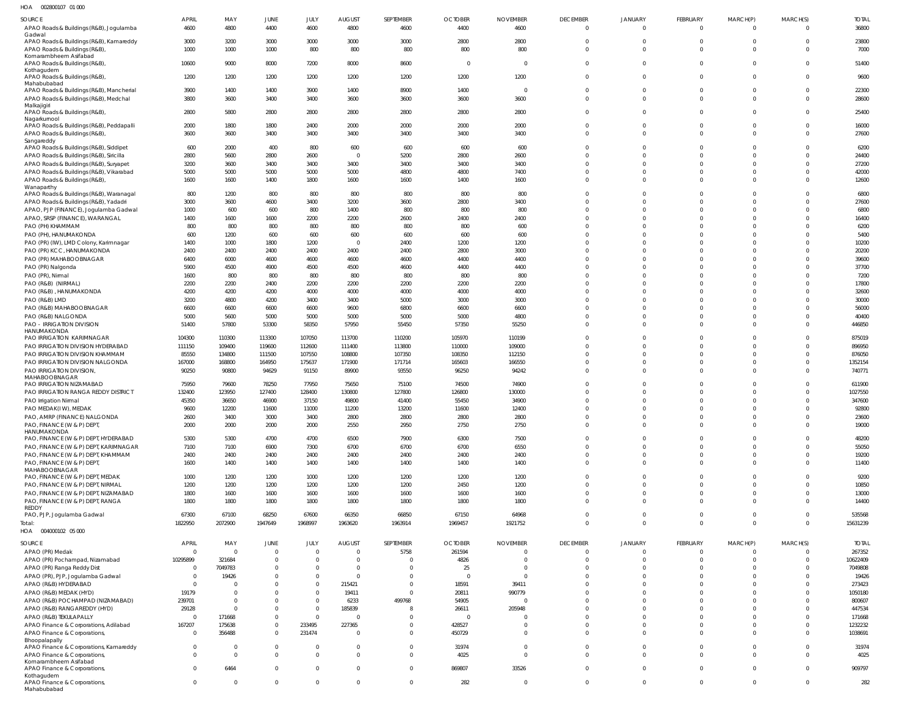HOA 002800107 01 000

| SOURCE | APRIL | MAY | JUNE | JULY | AUGUST | SEPTEMBER | OCTOBER | NOVEMBER | DECEMBER | JANUARY | FEBRUARY | MARCH(P) | MARCH(S) | TOTAL |
|---|---|---|---|---|---|---|---|---|---|---|---|---|---|---|
| APAO Roads & Buildings (R&B), Jogulamba Gadwal | 4600 | 4800 | 4400 | 4600 | 4800 | 4600 | 4400 | 4600 | 0 | 0 | 0 | 0 | 0 | 36800 |
| APAO Roads & Buildings (R&B), Kamareddy | 3000 | 3200 | 3000 | 3000 | 3000 | 3000 | 2800 | 2800 | 0 | 0 | 0 | 0 | 0 | 23800 |
| APAO Roads & Buildings (R&B), Komarambheem Asifabad | 1000 | 1000 | 1000 | 800 | 800 | 800 | 800 | 800 | 0 | 0 | 0 | 0 | 0 | 7000 |
| APAO Roads & Buildings (R&B), Kothagudem | 10600 | 9000 | 8000 | 7200 | 8000 | 8600 | 0 | 0 | 0 | 0 | 0 | 0 | 0 | 51400 |
| APAO Roads & Buildings (R&B), Mahabubabad | 1200 | 1200 | 1200 | 1200 | 1200 | 1200 | 1200 | 1200 | 0 | 0 | 0 | 0 | 0 | 9600 |
| APAO Roads & Buildings (R&B), Mancherial | 3900 | 1400 | 1400 | 3900 | 1400 | 8900 | 1400 | 0 | 0 | 0 | 0 | 0 | 0 | 22300 |
| APAO Roads & Buildings (R&B), Medchal Malkajigiri | 3800 | 3600 | 3400 | 3400 | 3600 | 3600 | 3600 | 3600 | 0 | 0 | 0 | 0 | 0 | 28600 |
| APAO Roads & Buildings (R&B), Nagarkurnool | 2800 | 5800 | 2800 | 2800 | 2800 | 2800 | 2800 | 2800 | 0 | 0 | 0 | 0 | 0 | 25400 |
| APAO Roads & Buildings (R&B), Peddapalli | 2000 | 1800 | 1800 | 2400 | 2000 | 2000 | 2000 | 2000 | 0 | 0 | 0 | 0 | 0 | 16000 |
| APAO Roads & Buildings (R&B), Sangareddy | 3600 | 3600 | 3400 | 3400 | 3400 | 3400 | 3400 | 3400 | 0 | 0 | 0 | 0 | 0 | 27600 |
| APAO Roads & Buildings (R&B), Siddipet | 600 | 2000 | 400 | 800 | 600 | 600 | 600 | 600 | 0 | 0 | 0 | 0 | 0 | 6200 |
| APAO Roads & Buildings (R&B), Siricilla | 2800 | 5600 | 2800 | 2600 | 0 | 5200 | 2800 | 2600 | 0 | 0 | 0 | 0 | 0 | 24400 |
| APAO Roads & Buildings (R&B), Suryapet | 3200 | 3600 | 3400 | 3400 | 3400 | 3400 | 3400 | 3400 | 0 | 0 | 0 | 0 | 0 | 27200 |
| APAO Roads & Buildings (R&B), Vikarabad | 5000 | 5000 | 5000 | 5000 | 5000 | 4800 | 4800 | 7400 | 0 | 0 | 0 | 0 | 0 | 42000 |
| APAO Roads & Buildings (R&B), Wanaparthy | 1600 | 1600 | 1400 | 1800 | 1600 | 1600 | 1400 | 1600 | 0 | 0 | 0 | 0 | 0 | 12600 |
| APAO Roads & Buildings (R&B), Waranagal | 800 | 1200 | 800 | 800 | 800 | 800 | 800 | 800 | 0 | 0 | 0 | 0 | 0 | 6800 |
| APAO Roads & Buildings (R&B), Yadadri | 3000 | 3600 | 4600 | 3400 | 3200 | 3600 | 2800 | 3400 | 0 | 0 | 0 | 0 | 0 | 27600 |
| APAO, PJP (FINANCE), Jogulamba Gadwal | 1000 | 600 | 600 | 800 | 1400 | 800 | 800 | 800 | 0 | 0 | 0 | 0 | 0 | 6800 |
| APAO, SRSP (FINANCE), WARANGAL | 1400 | 1600 | 1600 | 2200 | 2200 | 2600 | 2400 | 2400 | 0 | 0 | 0 | 0 | 0 | 16400 |
| PAO (PH) KHAMMAM | 800 | 800 | 800 | 800 | 800 | 800 | 800 | 600 | 0 | 0 | 0 | 0 | 0 | 6200 |
| PAO (PH), HANUMAKONDA | 600 | 1200 | 600 | 600 | 600 | 600 | 600 | 600 | 0 | 0 | 0 | 0 | 0 | 5400 |
| PAO (PR) (IW), LMD Colony, Karimnagar | 1400 | 1000 | 1800 | 1200 | 0 | 2400 | 1200 | 1200 | 0 | 0 | 0 | 0 | 0 | 10200 |
| PAO (PR) KCC, HANUMAKONDA | 2400 | 2400 | 2400 | 2400 | 2400 | 2400 | 2800 | 3000 | 0 | 0 | 0 | 0 | 0 | 20200 |
| PAO (PR) MAHABOOBNAGAR | 6400 | 6000 | 4600 | 4600 | 4600 | 4600 | 4400 | 4400 | 0 | 0 | 0 | 0 | 0 | 39600 |
| PAO (PR) Nalgonda | 5900 | 4500 | 4900 | 4500 | 4500 | 4600 | 4400 | 4400 | 0 | 0 | 0 | 0 | 0 | 37700 |
| PAO (PR), Nirmal | 1600 | 800 | 800 | 800 | 800 | 800 | 800 | 800 | 0 | 0 | 0 | 0 | 0 | 7200 |
| PAO (R&B) (NIRMAL) | 2200 | 2200 | 2400 | 2200 | 2200 | 2200 | 2200 | 2200 | 0 | 0 | 0 | 0 | 0 | 17800 |
| PAO (R&B), HANUMAKONDA | 4200 | 4200 | 4200 | 4000 | 4000 | 4000 | 4000 | 4000 | 0 | 0 | 0 | 0 | 0 | 32600 |
| PAO (R&B) LMD | 3200 | 4800 | 4200 | 3400 | 3400 | 5000 | 3000 | 3000 | 0 | 0 | 0 | 0 | 0 | 30000 |
| PAO (R&B) MAHABOOBNAGAR | 6600 | 6600 | 6600 | 6600 | 9600 | 6800 | 6600 | 6600 | 0 | 0 | 0 | 0 | 0 | 56000 |
| PAO (R&B) NALGONDA | 5000 | 5600 | 5000 | 5000 | 5000 | 5000 | 5000 | 4800 | 0 | 0 | 0 | 0 | 0 | 40400 |
| PAO - IRRIGATION DIVISION HANUMAKONDA | 51400 | 57800 | 53300 | 58350 | 57950 | 55450 | 57400 | 55250 | 0 | 0 | 0 | 0 | 0 | 446850 |
| PAO IRRIGATION KARIMNAGAR | 104300 | 110300 | 113300 | 107050 | 113700 | 110200 | 105970 | 110199 | 0 | 0 | 0 | 0 | 0 | 875019 |
| PAO IRRIGATION DIVISION HYDERABAD | 111150 | 109400 | 119600 | 112600 | 111400 | 113800 | 110000 | 109000 | 0 | 0 | 0 | 0 | 0 | 896950 |
| PAO IRRIGATION DIVISION KHAMMAM | 85550 | 134800 | 111500 | 107500 | 108800 | 107350 | 108350 | 112150 | 0 | 0 | 0 | 0 | 0 | 876050 |
| PAO IRRIGATION DIVISION NALGONDA | 167000 | 168800 | 164950 | 175637 | 171900 | 171714 | 165603 | 166550 | 0 | 0 | 0 | 0 | 0 | 1352154 |
| PAO IRRIGATION DIVISION, MAHABOOBNAGAR | 90250 | 90800 | 94629 | 91150 | 89900 | 93550 | 96250 | 94242 | 0 | 0 | 0 | 0 | 0 | 740771 |
| PAO IRRIGATION NIZAMABAD | 75950 | 79600 | 78250 | 77950 | 75650 | 75100 | 74500 | 74900 | 0 | 0 | 0 | 0 | 0 | 611900 |
| PAO IRRIGATION RANGA REDDY DISTRICT | 132400 | 123950 | 127400 | 128400 | 130800 | 127800 | 126800 | 130000 | 0 | 0 | 0 | 0 | 0 | 1027550 |
| PAO Irrigation Nirmal | 45350 | 36650 | 46900 | 37150 | 49800 | 41400 | 55450 | 34900 | 0 | 0 | 0 | 0 | 0 | 347600 |
| PAO MEDAK(IW), MEDAK | 9600 | 12200 | 11600 | 11000 | 11200 | 13200 | 11600 | 12400 | 0 | 0 | 0 | 0 | 0 | 92800 |
| PAO, AMRP (FINANCE) NALGONDA | 2600 | 3400 | 3000 | 3400 | 2800 | 2800 | 2800 | 2800 | 0 | 0 | 0 | 0 | 0 | 23600 |
| PAO, FINANCE (W & P) DEPT, HANUMAKONDA | 2000 | 2000 | 2000 | 2000 | 2550 | 2950 | 2750 | 2750 | 0 | 0 | 0 | 0 | 0 | 19000 |
| PAO, FINANCE (W & P) DEPT, HYDERABAD | 5300 | 5300 | 4700 | 4700 | 6500 | 7900 | 6300 | 7500 | 0 | 0 | 0 | 0 | 0 | 48200 |
| PAO, FINANCE (W & P) DEPT, KARIMNAGAR | 7100 | 7100 | 6900 | 7300 | 6700 | 6700 | 6700 | 6550 | 0 | 0 | 0 | 0 | 0 | 55050 |
| PAO, FINANCE (W & P) DEPT, KHAMMAM | 2400 | 2400 | 2400 | 2400 | 2400 | 2400 | 2400 | 2400 | 0 | 0 | 0 | 0 | 0 | 19200 |
| PAO, FINANCE (W & P) DEPT, MAHABOOBNAGAR | 1600 | 1400 | 1400 | 1400 | 1400 | 1400 | 1400 | 1400 | 0 | 0 | 0 | 0 | 0 | 11400 |
| PAO, FINANCE (W & P) DEPT, MEDAK | 1000 | 1200 | 1200 | 1000 | 1200 | 1200 | 1200 | 1200 | 0 | 0 | 0 | 0 | 0 | 9200 |
| PAO, FINANCE (W & P) DEPT, NIRMAL | 1200 | 1200 | 1200 | 1200 | 1200 | 1200 | 2450 | 1200 | 0 | 0 | 0 | 0 | 0 | 10850 |
| PAO, FINANCE (W & P) DEPT, NIZAMABAD | 1800 | 1600 | 1600 | 1600 | 1600 | 1600 | 1600 | 1600 | 0 | 0 | 0 | 0 | 0 | 13000 |
| PAO, FINANCE (W & P) DEPT, RANGA REDDY | 1800 | 1800 | 1800 | 1800 | 1800 | 1800 | 1800 | 1800 | 0 | 0 | 0 | 0 | 0 | 14400 |
| PAO, PJP, Jogulamba Gadwal | 67300 | 67100 | 68250 | 67600 | 66350 | 66850 | 67150 | 64968 | 0 | 0 | 0 | 0 | 0 | 535568 |
| Total: | 1822950 | 2072900 | 1947649 | 1968997 | 1963620 | 1963914 | 1969457 | 1921752 | 0 | 0 | 0 | 0 | 0 | 15631239 |

HOA 004000102 05 000

| SOURCE | APRIL | MAY | JUNE | JULY | AUGUST | SEPTEMBER | OCTOBER | NOVEMBER | DECEMBER | JANUARY | FEBRUARY | MARCH(P) | MARCH(S) | TOTAL |
|---|---|---|---|---|---|---|---|---|---|---|---|---|---|---|
| APAO (PR) Medak | 0 | 0 | 0 | 0 | 0 | 5758 | 261594 | 0 | 0 | 0 | 0 | 0 | 0 | 267352 |
| APAO (PR) Pochampad, Nizamabad | 10295899 | 321684 | 0 | 0 | 0 | 0 | 4826 | 0 | 0 | 0 | 0 | 0 | 0 | 10622409 |
| APAO (PR) Ranga Reddy Dist | 0 | 7049783 | 0 | 0 | 0 | 0 | 25 | 0 | 0 | 0 | 0 | 0 | 0 | 7049808 |
| APAO (PR), PJP, Jogulamba Gadwal | 0 | 19426 | 0 | 0 | 0 | 0 | 0 | 0 | 0 | 0 | 0 | 0 | 0 | 19426 |
| APAO (R&B) HYDERABAD | 0 | 0 | 0 | 0 | 215421 | 0 | 18591 | 39411 | 0 | 0 | 0 | 0 | 0 | 273423 |
| APAO (R&B) MEDAK (HYD) | 19179 | 0 | 0 | 0 | 19411 | 0 | 20811 | 990779 | 0 | 0 | 0 | 0 | 0 | 1050180 |
| APAO (R&B) POCHAMPAD (NIZAMABAD) | 239701 | 0 | 0 | 0 | 6233 | 499768 | 54905 | 0 | 0 | 0 | 0 | 0 | 0 | 800607 |
| APAO (R&B) RANGAREDDY (HYD) | 29128 | 0 | 0 | 0 | 185839 | 8 | 26611 | 205948 | 0 | 0 | 0 | 0 | 0 | 447534 |
| APAO (R&B) TEKULAPALLY | 0 | 171668 | 0 | 0 | 0 | 0 | 0 | 0 | 0 | 0 | 0 | 0 | 0 | 171668 |
| APAO Finance & Corporations, Adilabad | 167207 | 175638 | 0 | 233495 | 227365 | 0 | 428527 | 0 | 0 | 0 | 0 | 0 | 0 | 1232232 |
| APAO Finance & Corporations, Bhoopalapally | 0 | 356488 | 0 | 231474 | 0 | 0 | 450729 | 0 | 0 | 0 | 0 | 0 | 0 | 1038691 |
| APAO Finance & Corporations, Kamareddy | 0 | 0 | 0 | 0 | 0 | 0 | 31974 | 0 | 0 | 0 | 0 | 0 | 0 | 31974 |
| APAO Finance & Corporations, Komarambheem Asifabad | 0 | 0 | 0 | 0 | 0 | 0 | 4025 | 0 | 0 | 0 | 0 | 0 | 0 | 4025 |
| APAO Finance & Corporations, Kothagudem | 0 | 6464 | 0 | 0 | 0 | 0 | 869807 | 33526 | 0 | 0 | 0 | 0 | 0 | 909797 |
| APAO Finance & Corporations, Mahabubabad | 0 | 0 | 0 | 0 | 0 | 0 | 282 | 0 | 0 | 0 | 0 | 0 | 0 | 282 |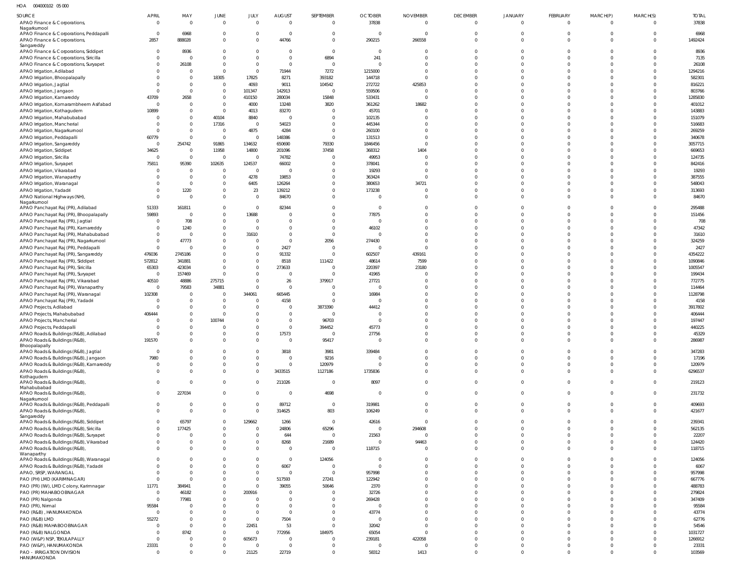HOA 004000102 05 000

| SOURCE | APRIL | MAY | JUNE | JULY | AUGUST | SEPTEMBER | OCTOBER | NOVEMBER | DECEMBER | JANUARY | FEBRUARY | MARCH(P) | MARCH(S) | TOTAL |
|---|---|---|---|---|---|---|---|---|---|---|---|---|---|---|
| APAO Finance & Corporations, Nagarkurnool | 0 | 0 | 0 | 0 | 0 | 0 | 37838 | 0 | 0 | 0 | 0 | 0 | 0 | 37838 |
| APAO Finance & Corporations, Peddapalli | 0 | 6968 | 0 | 0 | 0 | 0 | 0 | 0 | 0 | 0 | 0 | 0 | 0 | 6968 |
| APAO Finance & Corporations, Sangareddy | 2857 | 888028 | 0 | 0 | 44766 | 0 | 290215 | 266558 | 0 | 0 | 0 | 0 | 0 | 1492424 |
| APAO Finance & Corporations, Siddipet | 0 | 8936 | 0 | 0 | 0 | 0 | 0 | 0 | 0 | 0 | 0 | 0 | 0 | 8936 |
| APAO Finance & Corporations, Siricilla | 0 | 0 | 0 | 0 | 0 | 6894 | 241 | 0 | 0 | 0 | 0 | 0 | 0 | 7135 |
| APAO Finance & Corporations, Suryapet | 0 | 26108 | 0 | 0 | 0 | 0 | 0 | 0 | 0 | 0 | 0 | 0 | 0 | 26108 |
| APAO Irrigation, Adilabad | 0 | 0 | 0 | 0 | 71944 | 7272 | 1215000 | 0 | 0 | 0 | 0 | 0 | 0 | 1294216 |
| APAO Irrigation, Bhoopalapally | 0 | 0 | 18305 | 17825 | 8271 | 393182 | 144718 | 0 | 0 | 0 | 0 | 0 | 0 | 582301 |
| APAO Irrigation, Jagtial | 0 | 0 | 0 | 4093 | 9011 | 104542 | 272722 | 425853 | 0 | 0 | 0 | 0 | 0 | 816221 |
| APAO Irrigation, Jangaon | 0 | 0 | 0 | 101347 | 142913 | 0 | 559506 | 0 | 0 | 0 | 0 | 0 | 0 | 803766 |
| APAO Irrigation, Kamareddy | 43709 | 2658 | 0 | 410150 | 280034 | 15848 | 533431 | 0 | 0 | 0 | 0 | 0 | 0 | 1285830 |
| APAO Irrigation, Komarambheem Asifabad | 0 | 0 | 0 | 4000 | 13248 | 3820 | 361262 | 18682 | 0 | 0 | 0 | 0 | 0 | 401012 |
| APAO Irrigation, Kothagudem | 10899 | 0 | 0 | 4013 | 83270 | 0 | 45701 | 0 | 0 | 0 | 0 | 0 | 0 | 143883 |
| APAO Irrigation, Mahabubabad | 0 | 0 | 40104 | 8840 | 0 | 0 | 102135 | 0 | 0 | 0 | 0 | 0 | 0 | 151079 |
| APAO Irrigation, Mancherial | 0 | 0 | 17316 | 0 | 54023 | 0 | 445344 | 0 | 0 | 0 | 0 | 0 | 0 | 516683 |
| APAO Irrigation, Nagarkurnool | 0 | 0 | 0 | 4875 | 4284 | 0 | 260100 | 0 | 0 | 0 | 0 | 0 | 0 | 269259 |
| APAO Irrigation, Peddapalli | 60779 | 0 | 0 | 0 | 148386 | 0 | 131513 | 0 | 0 | 0 | 0 | 0 | 0 | 340678 |
| APAO Irrigation, Sangareddy | 0 | 254742 | 91865 | 134632 | 650690 | 79330 | 1846456 | 0 | 0 | 0 | 0 | 0 | 0 | 3057715 |
| APAO Irrigation, Siddipet | 34625 | 0 | 11958 | 14800 | 201096 | 37458 | 368312 | 1404 | 0 | 0 | 0 | 0 | 0 | 669653 |
| APAO Irrigation, Siricilla | 0 | 0 | 0 | 0 | 74782 | 0 | 49953 | 0 | 0 | 0 | 0 | 0 | 0 | 124735 |
| APAO Irrigation, Suryapet | 75811 | 95390 | 102635 | 124537 | 66002 | 0 | 378041 | 0 | 0 | 0 | 0 | 0 | 0 | 842416 |
| APAO Irrigation, Vikarabad | 0 | 0 | 0 | 0 | 0 | 0 | 19293 | 0 | 0 | 0 | 0 | 0 | 0 | 19293 |
| APAO Irrigation, Wanaparthy | 0 | 0 | 0 | 4278 | 19853 | 0 | 363424 | 0 | 0 | 0 | 0 | 0 | 0 | 387555 |
| APAO Irrigation, Waranagal | 0 | 0 | 0 | 6405 | 126264 | 0 | 380653 | 34721 | 0 | 0 | 0 | 0 | 0 | 548043 |
| APAO Irrigation, Yadadri | 0 | 1220 | 0 | 23 | 139212 | 0 | 173238 | 0 | 0 | 0 | 0 | 0 | 0 | 313693 |
| APAO National Highways (NH), Nagarkurnool | 0 | 0 | 0 | 0 | 84670 | 0 | 0 | 0 | 0 | 0 | 0 | 0 | 0 | 84670 |
| APAO Panchayat Raj (PR), Adilabad | 51333 | 161811 | 0 | 0 | 82344 | 0 | 0 | 0 | 0 | 0 | 0 | 0 | 0 | 295488 |
| APAO Panchayat Raj (PR), Bhoopalapally | 59893 | 0 | 0 | 13688 | 0 | 0 | 77875 | 0 | 0 | 0 | 0 | 0 | 0 | 151456 |
| APAO Panchayat Raj (PR), Jagtial | 0 | 708 | 0 | 0 | 0 | 0 | 0 | 0 | 0 | 0 | 0 | 0 | 0 | 708 |
| APAO Panchayat Raj (PR), Kamareddy | 0 | 1240 | 0 | 0 | 0 | 0 | 46102 | 0 | 0 | 0 | 0 | 0 | 0 | 47342 |
| APAO Panchayat Raj (PR), Mahabubabad | 0 | 0 | 0 | 31610 | 0 | 0 | 0 | 0 | 0 | 0 | 0 | 0 | 0 | 31610 |
| APAO Panchayat Raj (PR), Nagarkurnool | 0 | 47773 | 0 | 0 | 0 | 2056 | 274430 | 0 | 0 | 0 | 0 | 0 | 0 | 324259 |
| APAO Panchayat Raj (PR), Peddapalli | 0 | 0 | 0 | 0 | 2427 | 0 | 0 | 0 | 0 | 0 | 0 | 0 | 0 | 2427 |
| APAO Panchayat Raj (PR), Sangareddy | 476036 | 2745186 | 0 | 0 | 91332 | 0 | 602507 | 439161 | 0 | 0 | 0 | 0 | 0 | 4354222 |
| APAO Panchayat Raj (PR), Siddipet | 572812 | 341881 | 0 | 0 | 8518 | 111422 | 48614 | 7599 | 0 | 0 | 0 | 0 | 0 | 1090846 |
| APAO Panchayat Raj (PR), Siricilla | 65303 | 423034 | 0 | 0 | 273633 | 0 | 220397 | 23180 | 0 | 0 | 0 | 0 | 0 | 1005547 |
| APAO Panchayat Raj (PR), Suryapet | 0 | 157469 | 0 | 0 | 0 | 0 | 41965 | 0 | 0 | 0 | 0 | 0 | 0 | 199434 |
| APAO Panchayat Raj (PR), Vikarabad | 40510 | 48886 | 275715 | 0 | 26 | 379917 | 27721 | 0 | 0 | 0 | 0 | 0 | 0 | 772775 |
| APAO Panchayat Raj (PR), Wanaparthy | 0 | 79583 | 34881 | 0 | 0 | 0 | 0 | 0 | 0 | 0 | 0 | 0 | 0 | 114464 |
| APAO Panchayat Raj (PR), Waranagal | 102308 | 0 | 0 | 344061 | 665445 | 0 | 16984 | 0 | 0 | 0 | 0 | 0 | 0 | 1128798 |
| APAO Panchayat Raj (PR), Yadadri | 0 | 0 | 0 | 0 | 4158 | 0 | 0 | 0 | 0 | 0 | 0 | 0 | 0 | 4158 |
| APAO Projects, Adilabad | 0 | 0 | 0 | 0 | 0 | 3873390 | 44412 | 0 | 0 | 0 | 0 | 0 | 0 | 3917802 |
| APAO Projects, Mahabubabad | 406444 | 0 | 0 | 0 | 0 | 0 | 0 | 0 | 0 | 0 | 0 | 0 | 0 | 406444 |
| APAO Projects, Mancherial | 0 | 0 | 100744 | 0 | 0 | 96703 | 0 | 0 | 0 | 0 | 0 | 0 | 0 | 197447 |
| APAO Projects, Peddapalli | 0 | 0 | 0 | 0 | 0 | 394452 | 45773 | 0 | 0 | 0 | 0 | 0 | 0 | 440225 |
| APAO Roads & Buildings (R&B), Adilabad | 0 | 0 | 0 | 0 | 17573 | 0 | 27756 | 0 | 0 | 0 | 0 | 0 | 0 | 45329 |
| APAO Roads & Buildings (R&B), Bhoopalapally | 191570 | 0 | 0 | 0 | 0 | 95417 | 0 | 0 | 0 | 0 | 0 | 0 | 0 | 286987 |
| APAO Roads & Buildings (R&B), Jagtial | 0 | 0 | 0 | 0 | 3818 | 3981 | 339484 | 0 | 0 | 0 | 0 | 0 | 0 | 347283 |
| APAO Roads & Buildings (R&B), Jangaon | 7980 | 0 | 0 | 0 | 0 | 9216 | 0 | 0 | 0 | 0 | 0 | 0 | 0 | 17196 |
| APAO Roads & Buildings (R&B), Kamareddy | 0 | 0 | 0 | 0 | 0 | 120979 | 0 | 0 | 0 | 0 | 0 | 0 | 0 | 120979 |
| APAO Roads & Buildings (R&B), Kothagudem | 0 | 0 | 0 | 0 | 3433515 | 1127186 | 1735836 | 0 | 0 | 0 | 0 | 0 | 0 | 6296537 |
| APAO Roads & Buildings (R&B), Mahabubabad | 0 | 0 | 0 | 0 | 211026 | 0 | 8097 | 0 | 0 | 0 | 0 | 0 | 0 | 219123 |
| APAO Roads & Buildings (R&B), Nagarkurnool | 0 | 227034 | 0 | 0 | 0 | 4698 | 0 | 0 | 0 | 0 | 0 | 0 | 0 | 231732 |
| APAO Roads & Buildings (R&B), Peddapalli | 0 | 0 | 0 | 0 | 89712 | 0 | 319981 | 0 | 0 | 0 | 0 | 0 | 0 | 409693 |
| APAO Roads & Buildings (R&B), Sangareddy | 0 | 0 | 0 | 0 | 314625 | 803 | 106249 | 0 | 0 | 0 | 0 | 0 | 0 | 421677 |
| APAO Roads & Buildings (R&B), Siddipet | 0 | 65797 | 0 | 129662 | 1266 | 0 | 42616 | 0 | 0 | 0 | 0 | 0 | 0 | 239341 |
| APAO Roads & Buildings (R&B), Siricilla | 0 | 177425 | 0 | 0 | 24806 | 65296 | 0 | 294608 | 0 | 0 | 0 | 0 | 0 | 562135 |
| APAO Roads & Buildings (R&B), Suryapet | 0 | 0 | 0 | 0 | 644 | 0 | 21563 | 0 | 0 | 0 | 0 | 0 | 0 | 22207 |
| APAO Roads & Buildings (R&B), Vikarabad | 0 | 0 | 0 | 0 | 8268 | 21689 | 0 | 94463 | 0 | 0 | 0 | 0 | 0 | 124420 |
| APAO Roads & Buildings (R&B), Wanaparthy | 0 | 0 | 0 | 0 | 0 | 0 | 118715 | 0 | 0 | 0 | 0 | 0 | 0 | 118715 |
| APAO Roads & Buildings (R&B), Waranagal | 0 | 0 | 0 | 0 | 0 | 124056 | 0 | 0 | 0 | 0 | 0 | 0 | 0 | 124056 |
| APAO Roads & Buildings (R&B), Yadadri | 0 | 0 | 0 | 0 | 6067 | 0 | 0 | 0 | 0 | 0 | 0 | 0 | 0 | 6067 |
| APAO, SRSP, WARANGAL | 0 | 0 | 0 | 0 | 0 | 0 | 957998 | 0 | 0 | 0 | 0 | 0 | 0 | 957998 |
| PAO (PH) LMD (KARIMNAGAR) | 0 | 0 | 0 | 0 | 517593 | 27241 | 122942 | 0 | 0 | 0 | 0 | 0 | 0 | 667776 |
| PAO (PR) (IW), LMD Colony, Karimnagar | 11771 | 384941 | 0 | 0 | 39055 | 50646 | 2370 | 0 | 0 | 0 | 0 | 0 | 0 | 488783 |
| PAO (PR) MAHABOOBNAGAR | 0 | 46182 | 0 | 200916 | 0 | 0 | 32726 | 0 | 0 | 0 | 0 | 0 | 0 | 279824 |
| PAO (PR) Nalgonda | 0 | 77981 | 0 | 0 | 0 | 0 | 269428 | 0 | 0 | 0 | 0 | 0 | 0 | 347409 |
| PAO (PR), Nirmal | 95584 | 0 | 0 | 0 | 0 | 0 | 0 | 0 | 0 | 0 | 0 | 0 | 0 | 95584 |
| PAO (R&B) , HANUMAKONDA | 0 | 0 | 0 | 0 | 0 | 0 | 43774 | 0 | 0 | 0 | 0 | 0 | 0 | 43774 |
| PAO (R&B) LMD | 55272 | 0 | 0 | 0 | 7504 | 0 | 0 | 0 | 0 | 0 | 0 | 0 | 0 | 62776 |
| PAO (R&B) MAHABOOBNAGAR | 0 | 0 | 0 | 22451 | 53 | 0 | 32042 | 0 | 0 | 0 | 0 | 0 | 0 | 54546 |
| PAO (R&B) NALGONDA | 0 | 8742 | 0 | 0 | 772956 | 184975 | 65054 | 0 | 0 | 0 | 0 | 0 | 0 | 1031727 |
| PAO (W&P) NSP, TEKULAPALLY | 0 | 0 | 0 | 605673 | 0 | 0 | 239181 | 422058 | 0 | 0 | 0 | 0 | 0 | 1266912 |
| PAO (W&P), HANUMAKONDA | 23331 | 0 | 0 | 0 | 0 | 0 | 0 | 0 | 0 | 0 | 0 | 0 | 0 | 23331 |
| PAO - IRRIGATION DIVISION HANUMAKONDA | 0 | 0 | 0 | 21125 | 22719 | 0 | 58312 | 1413 | 0 | 0 | 0 | 0 | 0 | 103569 |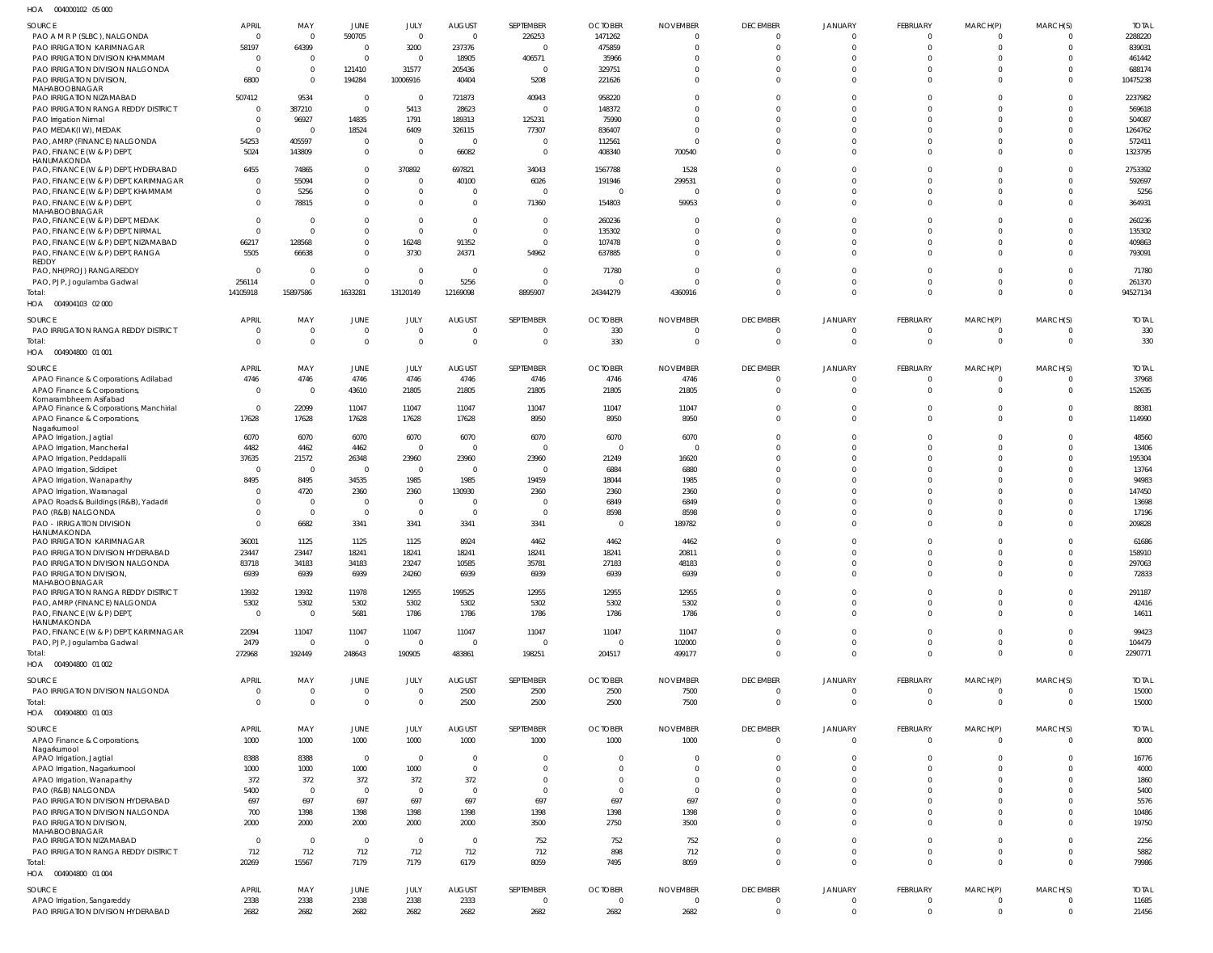HOA 004000102 05 000

| SOURCE | APRIL | MAY | JUNE | JULY | AUGUST | SEPTEMBER | OCTOBER | NOVEMBER | DECEMBER | JANUARY | FEBRUARY | MARCH(P) | MARCH(S) | TOTAL |
|---|---|---|---|---|---|---|---|---|---|---|---|---|---|---|
| PAO A M R P (SLBC), NALGONDA | 0 | 0 | 590705 | 0 | 0 | 226253 | 1471262 | 0 | 0 | 0 | 0 | 0 | 0 | 2288220 |
| PAO IRRIGATION KARIMNAGAR | 58197 | 64399 | 0 | 3200 | 237376 | 0 | 475859 | 0 | 0 | 0 | 0 | 0 | 0 | 839031 |
| PAO IRRIGATION DIVISION KHAMMAM | 0 | 0 | 0 | 0 | 18905 | 406571 | 35966 | 0 | 0 | 0 | 0 | 0 | 0 | 461442 |
| PAO IRRIGATION DIVISION NALGONDA | 0 | 0 | 121410 | 31577 | 205436 | 0 | 329751 | 0 | 0 | 0 | 0 | 0 | 0 | 688174 |
| PAO IRRIGATION DIVISION, MAHABOOBNAGAR | 6800 | 0 | 194284 | 10006916 | 40404 | 5208 | 221626 | 0 | 0 | 0 | 0 | 0 | 0 | 10475238 |
| PAO IRRIGATION NIZAMABAD | 507412 | 9534 | 0 | 0 | 721873 | 40943 | 958220 | 0 | 0 | 0 | 0 | 0 | 0 | 2237982 |
| PAO IRRIGATION RANGA REDDY DISTRICT | 0 | 387210 | 0 | 5413 | 28623 | 0 | 148372 | 0 | 0 | 0 | 0 | 0 | 0 | 569618 |
| PAO Irrigation Nirmal | 0 | 96927 | 14835 | 1791 | 189313 | 125231 | 75990 | 0 | 0 | 0 | 0 | 0 | 0 | 504087 |
| PAO MEDAK(IW), MEDAK | 0 | 0 | 18524 | 6409 | 326115 | 77307 | 836407 | 0 | 0 | 0 | 0 | 0 | 0 | 1264762 |
| PAO, AMRP (FINANCE) NALGONDA | 54253 | 405597 | 0 | 0 | 0 | 0 | 112561 | 0 | 0 | 0 | 0 | 0 | 0 | 572411 |
| PAO, FINANCE (W & P) DEPT, HANUMAKONDA | 5024 | 143809 | 0 | 0 | 66082 | 0 | 408340 | 700540 | 0 | 0 | 0 | 0 | 0 | 1323795 |
| PAO, FINANCE (W & P) DEPT, HYDERABAD | 6455 | 74865 | 0 | 370892 | 697821 | 34043 | 1567788 | 1528 | 0 | 0 | 0 | 0 | 0 | 2753392 |
| PAO, FINANCE (W & P) DEPT, KARIMNAGAR | 0 | 55094 | 0 | 0 | 40100 | 6026 | 191946 | 299531 | 0 | 0 | 0 | 0 | 0 | 592697 |
| PAO, FINANCE (W & P) DEPT, KHAMMAM | 0 | 5256 | 0 | 0 | 0 | 0 | 0 | 0 | 0 | 0 | 0 | 0 | 0 | 5256 |
| PAO, FINANCE (W & P) DEPT, MAHABOOBNAGAR | 0 | 78815 | 0 | 0 | 0 | 71360 | 154803 | 59953 | 0 | 0 | 0 | 0 | 0 | 364931 |
| PAO, FINANCE (W & P) DEPT, MEDAK | 0 | 0 | 0 | 0 | 0 | 0 | 260236 | 0 | 0 | 0 | 0 | 0 | 0 | 260236 |
| PAO, FINANCE (W & P) DEPT, NIRMAL | 0 | 0 | 0 | 0 | 0 | 0 | 135302 | 0 | 0 | 0 | 0 | 0 | 0 | 135302 |
| PAO, FINANCE (W & P) DEPT, NIZAMABAD | 66217 | 128568 | 0 | 16248 | 91352 | 0 | 107478 | 0 | 0 | 0 | 0 | 0 | 0 | 409863 |
| PAO, FINANCE (W & P) DEPT, RANGA REDDY | 5505 | 66638 | 0 | 3730 | 24371 | 54962 | 637885 | 0 | 0 | 0 | 0 | 0 | 0 | 793091 |
| PAO, NH(PROJ) RANGAREDDY | 0 | 0 | 0 | 0 | 0 | 0 | 71780 | 0 | 0 | 0 | 0 | 0 | 0 | 71780 |
| PAO, PJP, Jogulamba Gadwal | 256114 | 0 | 0 | 0 | 5256 | 0 | 0 | 0 | 0 | 0 | 0 | 0 | 0 | 261370 |
| Total: | 14105918 | 15897586 | 1633281 | 13120149 | 12169098 | 8895907 | 24344279 | 4360916 | 0 | 0 | 0 | 0 | 0 | 94527134 |

HOA 004904103 02 000

| SOURCE | APRIL | MAY | JUNE | JULY | AUGUST | SEPTEMBER | OCTOBER | NOVEMBER | DECEMBER | JANUARY | FEBRUARY | MARCH(P) | MARCH(S) | TOTAL |
|---|---|---|---|---|---|---|---|---|---|---|---|---|---|---|
| PAO IRRIGATION RANGA REDDY DISTRICT | 0 | 0 | 0 | 0 | 0 | 0 | 330 | 0 | 0 | 0 | 0 | 0 | 0 | 330 |
| Total: | 0 | 0 | 0 | 0 | 0 | 0 | 330 | 0 | 0 | 0 | 0 | 0 | 0 | 330 |

HOA 004904800 01 001

| SOURCE | APRIL | MAY | JUNE | JULY | AUGUST | SEPTEMBER | OCTOBER | NOVEMBER | DECEMBER | JANUARY | FEBRUARY | MARCH(P) | MARCH(S) | TOTAL |
|---|---|---|---|---|---|---|---|---|---|---|---|---|---|---|
| APAO Finance & Corporations, Adilabad | 4746 | 4746 | 4746 | 4746 | 4746 | 4746 | 4746 | 4746 | 0 | 0 | 0 | 0 | 0 | 37968 |
| APAO Finance & Corporations, Komarambheem Asifabad | 0 | 0 | 43610 | 21805 | 21805 | 21805 | 21805 | 21805 | 0 | 0 | 0 | 0 | 0 | 152635 |
| APAO Finance & Corporations, Manchirial | 0 | 22099 | 11047 | 11047 | 11047 | 11047 | 11047 | 11047 | 0 | 0 | 0 | 0 | 0 | 88381 |
| APAO Finance & Corporations, Nagarkurnool | 17628 | 17628 | 17628 | 17628 | 17628 | 8950 | 8950 | 8950 | 0 | 0 | 0 | 0 | 0 | 114990 |
| APAO Irrigation, Jagtial | 6070 | 6070 | 6070 | 6070 | 6070 | 6070 | 6070 | 6070 | 0 | 0 | 0 | 0 | 0 | 48560 |
| APAO Irrigation, Mancherial | 4482 | 4462 | 4462 | 0 | 0 | 0 | 0 | 0 | 0 | 0 | 0 | 0 | 0 | 13406 |
| APAO Irrigation, Peddapalli | 37635 | 21572 | 26348 | 23960 | 23960 | 23960 | 21249 | 16620 | 0 | 0 | 0 | 0 | 0 | 195304 |
| APAO Irrigation, Siddipet | 0 | 0 | 0 | 0 | 0 | 0 | 6884 | 6880 | 0 | 0 | 0 | 0 | 0 | 13764 |
| APAO Irrigation, Wanaparthy | 8495 | 8495 | 34535 | 1985 | 1985 | 19459 | 18044 | 1985 | 0 | 0 | 0 | 0 | 0 | 94983 |
| APAO Irrigation, Waranagal | 0 | 4720 | 2360 | 2360 | 130930 | 2360 | 2360 | 2360 | 0 | 0 | 0 | 0 | 0 | 147450 |
| APAO Roads & Buildings (R&B), Yadadri | 0 | 0 | 0 | 0 | 0 | 0 | 6849 | 6849 | 0 | 0 | 0 | 0 | 0 | 13698 |
| PAO (R&B) NALGONDA | 0 | 0 | 0 | 0 | 0 | 0 | 8598 | 8598 | 0 | 0 | 0 | 0 | 0 | 17196 |
| PAO - IRRIGATION DIVISION HANUMAKONDA | 0 | 6682 | 3341 | 3341 | 3341 | 3341 | 0 | 189782 | 0 | 0 | 0 | 0 | 0 | 209828 |
| PAO IRRIGATION KARIMNAGAR | 36001 | 1125 | 1125 | 1125 | 8924 | 4462 | 4462 | 4462 | 0 | 0 | 0 | 0 | 0 | 61686 |
| PAO IRRIGATION DIVISION HYDERABAD | 23447 | 23447 | 18241 | 18241 | 18241 | 18241 | 18241 | 20811 | 0 | 0 | 0 | 0 | 0 | 158910 |
| PAO IRRIGATION DIVISION NALGONDA | 83718 | 34183 | 34183 | 23247 | 10585 | 35781 | 27183 | 48183 | 0 | 0 | 0 | 0 | 0 | 297063 |
| PAO IRRIGATION DIVISION, MAHABOOBNAGAR | 6939 | 6939 | 6939 | 24260 | 6939 | 6939 | 6939 | 6939 | 0 | 0 | 0 | 0 | 0 | 72833 |
| PAO IRRIGATION RANGA REDDY DISTRICT | 13932 | 13932 | 11978 | 12955 | 199525 | 12955 | 12955 | 12955 | 0 | 0 | 0 | 0 | 0 | 291187 |
| PAO, AMRP (FINANCE) NALGONDA | 5302 | 5302 | 5302 | 5302 | 5302 | 5302 | 5302 | 5302 | 0 | 0 | 0 | 0 | 0 | 42416 |
| PAO, FINANCE (W & P) DEPT, HANUMAKONDA | 0 | 0 | 5681 | 1786 | 1786 | 1786 | 1786 | 1786 | 0 | 0 | 0 | 0 | 0 | 14611 |
| PAO, FINANCE (W & P) DEPT, KARIMNAGAR | 22094 | 11047 | 11047 | 11047 | 11047 | 11047 | 11047 | 11047 | 0 | 0 | 0 | 0 | 0 | 99423 |
| PAO, PJP, Jogulamba Gadwal | 2479 | 0 | 0 | 0 | 0 | 0 | 0 | 102000 | 0 | 0 | 0 | 0 | 0 | 104479 |
| Total: | 272968 | 192449 | 248643 | 190905 | 483861 | 198251 | 204517 | 499177 | 0 | 0 | 0 | 0 | 0 | 2290771 |

HOA 004904800 01 002

| SOURCE | APRIL | MAY | JUNE | JULY | AUGUST | SEPTEMBER | OCTOBER | NOVEMBER | DECEMBER | JANUARY | FEBRUARY | MARCH(P) | MARCH(S) | TOTAL |
|---|---|---|---|---|---|---|---|---|---|---|---|---|---|---|
| PAO IRRIGATION DIVISION NALGONDA | 0 | 0 | 0 | 0 | 2500 | 2500 | 2500 | 7500 | 0 | 0 | 0 | 0 | 0 | 15000 |
| Total: | 0 | 0 | 0 | 0 | 2500 | 2500 | 2500 | 7500 | 0 | 0 | 0 | 0 | 0 | 15000 |

HOA 004904800 01 003

| SOURCE | APRIL | MAY | JUNE | JULY | AUGUST | SEPTEMBER | OCTOBER | NOVEMBER | DECEMBER | JANUARY | FEBRUARY | MARCH(P) | MARCH(S) | TOTAL |
|---|---|---|---|---|---|---|---|---|---|---|---|---|---|---|
| APAO Finance & Corporations, Nagarkurnool | 1000 | 1000 | 1000 | 1000 | 1000 | 1000 | 1000 | 1000 | 0 | 0 | 0 | 0 | 0 | 8000 |
| APAO Irrigation, Jagtial | 8388 | 8388 | 0 | 0 | 0 | 0 | 0 | 0 | 0 | 0 | 0 | 0 | 0 | 16776 |
| APAO Irrigation, Nagarkurnool | 1000 | 1000 | 1000 | 1000 | 0 | 0 | 0 | 0 | 0 | 0 | 0 | 0 | 0 | 4000 |
| APAO Irrigation, Wanaparthy | 372 | 372 | 372 | 372 | 372 | 0 | 0 | 0 | 0 | 0 | 0 | 0 | 0 | 1860 |
| PAO (R&B) NALGONDA | 5400 | 0 | 0 | 0 | 0 | 0 | 0 | 0 | 0 | 0 | 0 | 0 | 0 | 5400 |
| PAO IRRIGATION DIVISION HYDERABAD | 697 | 697 | 697 | 697 | 697 | 697 | 697 | 697 | 0 | 0 | 0 | 0 | 0 | 5576 |
| PAO IRRIGATION DIVISION NALGONDA | 700 | 1398 | 1398 | 1398 | 1398 | 1398 | 1398 | 1398 | 0 | 0 | 0 | 0 | 0 | 10486 |
| PAO IRRIGATION DIVISION, MAHABOOBNAGAR | 2000 | 2000 | 2000 | 2000 | 2000 | 3500 | 2750 | 3500 | 0 | 0 | 0 | 0 | 0 | 19750 |
| PAO IRRIGATION NIZAMABAD | 0 | 0 | 0 | 0 | 0 | 752 | 752 | 752 | 0 | 0 | 0 | 0 | 0 | 2256 |
| PAO IRRIGATION RANGA REDDY DISTRICT | 712 | 712 | 712 | 712 | 712 | 712 | 898 | 712 | 0 | 0 | 0 | 0 | 0 | 5882 |
| Total: | 20269 | 15567 | 7179 | 7179 | 6179 | 8059 | 7495 | 8059 | 0 | 0 | 0 | 0 | 0 | 79986 |

HOA 004904800 01 004

| SOURCE | APRIL | MAY | JUNE | JULY | AUGUST | SEPTEMBER | OCTOBER | NOVEMBER | DECEMBER | JANUARY | FEBRUARY | MARCH(P) | MARCH(S) | TOTAL |
|---|---|---|---|---|---|---|---|---|---|---|---|---|---|---|
| APAO Irrigation, Sangareddy | 2338 | 2338 | 2338 | 2338 | 2333 | 0 | 0 | 0 | 0 | 0 | 0 | 0 | 0 | 11685 |
| PAO IRRIGATION DIVISION HYDERABAD | 2682 | 2682 | 2682 | 2682 | 2682 | 2682 | 2682 | 2682 | 0 | 0 | 0 | 0 | 0 | 21456 |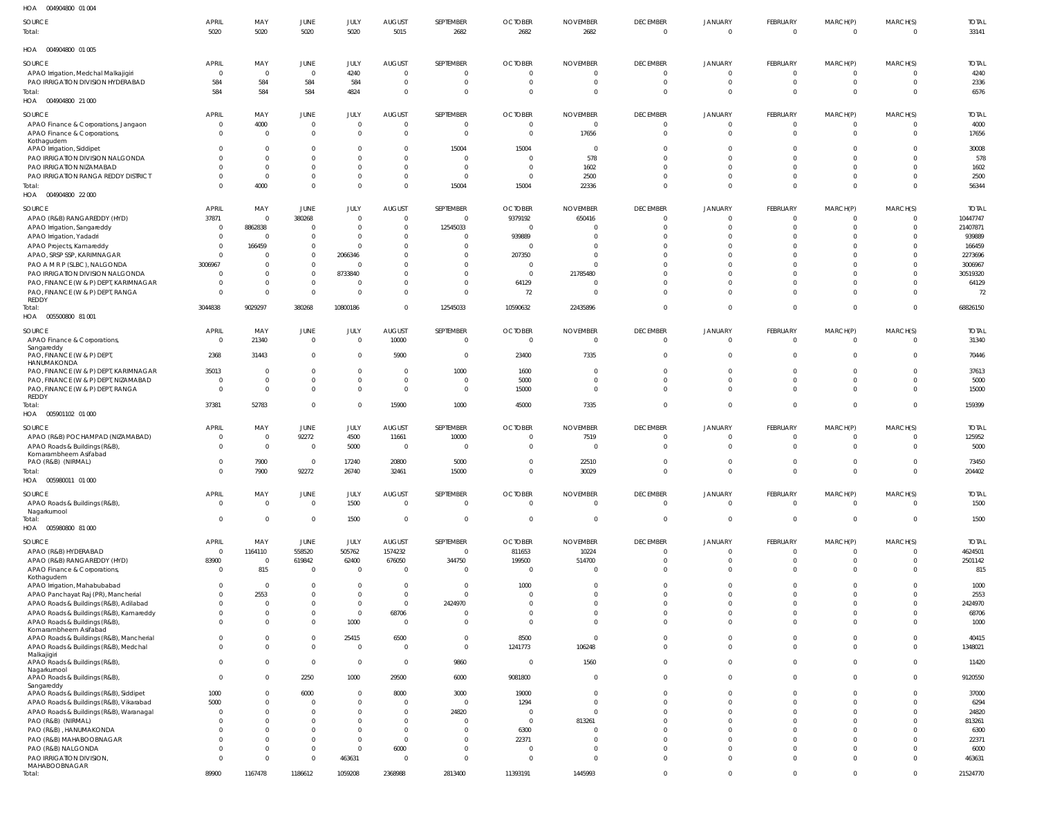HOA 004904800 01 004

| SOURCE | APRIL | MAY | JUNE | JULY | AUGUST | SEPTEMBER | OCTOBER | NOVEMBER | DECEMBER | JANUARY | FEBRUARY | MARCH(P) | MARCH(S) | TOTAL |
|---|---|---|---|---|---|---|---|---|---|---|---|---|---|---|
| Total: | 5020 | 5020 | 5020 | 5020 | 5015 | 2682 | 2682 | 2682 | 0 | 0 | 0 | 0 | 0 | 33141 |

HOA 004904800 01 005

| SOURCE | APRIL | MAY | JUNE | JULY | AUGUST | SEPTEMBER | OCTOBER | NOVEMBER | DECEMBER | JANUARY | FEBRUARY | MARCH(P) | MARCH(S) | TOTAL |
|---|---|---|---|---|---|---|---|---|---|---|---|---|---|---|
| APAO Irrigation, Medchal Malkajigiri | 0 | 0 | 0 | 4240 | 0 | 0 | 0 | 0 | 0 | 0 | 0 | 0 | 0 | 4240 |
| PAO IRRIGATION DIVISION HYDERABAD | 584 | 584 | 584 | 584 | 0 | 0 | 0 | 0 | 0 | 0 | 0 | 0 | 0 | 2336 |
| Total: | 584 | 584 | 584 | 4824 | 0 | 0 | 0 | 0 | 0 | 0 | 0 | 0 | 0 | 6576 |

HOA 004904800 21 000

| SOURCE | APRIL | MAY | JUNE | JULY | AUGUST | SEPTEMBER | OCTOBER | NOVEMBER | DECEMBER | JANUARY | FEBRUARY | MARCH(P) | MARCH(S) | TOTAL |
|---|---|---|---|---|---|---|---|---|---|---|---|---|---|---|
| APAO Finance & Corporations, Jangaon | 0 | 4000 | 0 | 0 | 0 | 0 | 0 | 0 | 0 | 0 | 0 | 0 | 0 | 4000 |
| APAO Finance & Corporations, Kothagudem | 0 | 0 | 0 | 0 | 0 | 0 | 0 | 17656 | 0 | 0 | 0 | 0 | 0 | 17656 |
| APAO Irrigation, Siddipet | 0 | 0 | 0 | 0 | 0 | 15004 | 15004 | 0 | 0 | 0 | 0 | 0 | 0 | 30008 |
| PAO IRRIGATION DIVISION NALGONDA | 0 | 0 | 0 | 0 | 0 | 0 | 0 | 578 | 0 | 0 | 0 | 0 | 0 | 578 |
| PAO IRRIGATION NIZAMABAD | 0 | 0 | 0 | 0 | 0 | 0 | 0 | 1602 | 0 | 0 | 0 | 0 | 0 | 1602 |
| PAO IRRIGATION RANGA REDDY DISTRICT | 0 | 0 | 0 | 0 | 0 | 0 | 0 | 2500 | 0 | 0 | 0 | 0 | 0 | 2500 |
| Total: | 0 | 4000 | 0 | 0 | 0 | 15004 | 15004 | 22336 | 0 | 0 | 0 | 0 | 0 | 56344 |

HOA 004904800 22 000

| SOURCE | APRIL | MAY | JUNE | JULY | AUGUST | SEPTEMBER | OCTOBER | NOVEMBER | DECEMBER | JANUARY | FEBRUARY | MARCH(P) | MARCH(S) | TOTAL |
|---|---|---|---|---|---|---|---|---|---|---|---|---|---|---|
| APAO (R&B) RANGAREDDY (HYD) | 37871 | 0 | 380268 | 0 | 0 | 0 | 9379192 | 650416 | 0 | 0 | 0 | 0 | 0 | 10447747 |
| APAO Irrigation, Sangareddy | 0 | 8862838 | 0 | 0 | 0 | 12545033 | 0 | 0 | 0 | 0 | 0 | 0 | 0 | 21407871 |
| APAO Irrigation, Yadadri | 0 | 0 | 0 | 0 | 0 | 0 | 939889 | 0 | 0 | 0 | 0 | 0 | 0 | 939889 |
| APAO Projects, Kamareddy | 0 | 166459 | 0 | 0 | 0 | 0 | 0 | 0 | 0 | 0 | 0 | 0 | 0 | 166459 |
| APAO, SRSP SSP, KARIMNAGAR | 0 | 0 | 0 | 2066346 | 0 | 0 | 207350 | 0 | 0 | 0 | 0 | 0 | 0 | 2273696 |
| PAO A M R P (SLBC), NALGONDA | 3006967 | 0 | 0 | 0 | 0 | 0 | 0 | 0 | 0 | 0 | 0 | 0 | 0 | 3006967 |
| PAO IRRIGATION DIVISION NALGONDA | 0 | 0 | 0 | 8733840 | 0 | 0 | 0 | 21785480 | 0 | 0 | 0 | 0 | 0 | 30519320 |
| PAO, FINANCE (W & P) DEPT, KARIMNAGAR | 0 | 0 | 0 | 0 | 0 | 0 | 64129 | 0 | 0 | 0 | 0 | 0 | 0 | 64129 |
| PAO, FINANCE (W & P) DEPT, RANGA REDDY | 0 | 0 | 0 | 0 | 0 | 0 | 72 | 0 | 0 | 0 | 0 | 0 | 0 | 72 |
| Total: | 3044838 | 9029297 | 380268 | 10800186 | 0 | 12545033 | 10590632 | 22435896 | 0 | 0 | 0 | 0 | 0 | 68826150 |

HOA 005500800 81 001

| SOURCE | APRIL | MAY | JUNE | JULY | AUGUST | SEPTEMBER | OCTOBER | NOVEMBER | DECEMBER | JANUARY | FEBRUARY | MARCH(P) | MARCH(S) | TOTAL |
|---|---|---|---|---|---|---|---|---|---|---|---|---|---|---|
| APAO Finance & Corporations, Sangareddy | 0 | 21340 | 0 | 0 | 10000 | 0 | 0 | 0 | 0 | 0 | 0 | 0 | 0 | 31340 |
| PAO, FINANCE (W & P) DEPT, HANUMAKONDA | 2368 | 31443 | 0 | 0 | 5900 | 0 | 23400 | 7335 | 0 | 0 | 0 | 0 | 0 | 70446 |
| PAO, FINANCE (W & P) DEPT, KARIMNAGAR | 35013 | 0 | 0 | 0 | 0 | 1000 | 1600 | 0 | 0 | 0 | 0 | 0 | 0 | 37613 |
| PAO, FINANCE (W & P) DEPT, NIZAMABAD | 0 | 0 | 0 | 0 | 0 | 0 | 5000 | 0 | 0 | 0 | 0 | 0 | 0 | 5000 |
| PAO, FINANCE (W & P) DEPT, RANGA REDDY | 0 | 0 | 0 | 0 | 0 | 0 | 15000 | 0 | 0 | 0 | 0 | 0 | 0 | 15000 |
| Total: | 37381 | 52783 | 0 | 0 | 15900 | 1000 | 45000 | 7335 | 0 | 0 | 0 | 0 | 0 | 159399 |

HOA 005901102 01 000

| SOURCE | APRIL | MAY | JUNE | JULY | AUGUST | SEPTEMBER | OCTOBER | NOVEMBER | DECEMBER | JANUARY | FEBRUARY | MARCH(P) | MARCH(S) | TOTAL |
|---|---|---|---|---|---|---|---|---|---|---|---|---|---|---|
| APAO (R&B) POCHAMPAD (NIZAMABAD) | 0 | 0 | 92272 | 4500 | 11661 | 10000 | 0 | 7519 | 0 | 0 | 0 | 0 | 0 | 125952 |
| APAO Roads & Buildings (R&B), Komarambheem Asifabad | 0 | 0 | 0 | 5000 | 0 | 0 | 0 | 0 | 0 | 0 | 0 | 0 | 0 | 5000 |
| PAO (R&B) (NIRMAL) | 0 | 7900 | 0 | 17240 | 20800 | 5000 | 0 | 22510 | 0 | 0 | 0 | 0 | 0 | 73450 |
| Total: | 0 | 7900 | 92272 | 26740 | 32461 | 15000 | 0 | 30029 | 0 | 0 | 0 | 0 | 0 | 204402 |

HOA 005980011 01 000

| SOURCE | APRIL | MAY | JUNE | JULY | AUGUST | SEPTEMBER | OCTOBER | NOVEMBER | DECEMBER | JANUARY | FEBRUARY | MARCH(P) | MARCH(S) | TOTAL |
|---|---|---|---|---|---|---|---|---|---|---|---|---|---|---|
| APAO Roads & Buildings (R&B), Nagarkurnool | 0 | 0 | 0 | 1500 | 0 | 0 | 0 | 0 | 0 | 0 | 0 | 0 | 0 | 1500 |
| Total: | 0 | 0 | 0 | 1500 | 0 | 0 | 0 | 0 | 0 | 0 | 0 | 0 | 0 | 1500 |

HOA 005980800 81 000

| SOURCE | APRIL | MAY | JUNE | JULY | AUGUST | SEPTEMBER | OCTOBER | NOVEMBER | DECEMBER | JANUARY | FEBRUARY | MARCH(P) | MARCH(S) | TOTAL |
|---|---|---|---|---|---|---|---|---|---|---|---|---|---|---|
| APAO (R&B) HYDERABAD | 0 | 1164110 | 558520 | 505762 | 1574232 | 0 | 811653 | 10224 | 0 | 0 | 0 | 0 | 0 | 4624501 |
| APAO (R&B) RANGAREDDY (HYD) | 83900 | 0 | 619842 | 62400 | 676050 | 344750 | 199500 | 514700 | 0 | 0 | 0 | 0 | 0 | 2501142 |
| APAO Finance & Corporations, Kothagudem | 0 | 815 | 0 | 0 | 0 | 0 | 0 | 0 | 0 | 0 | 0 | 0 | 0 | 815 |
| APAO Irrigation, Mahabubabad | 0 | 0 | 0 | 0 | 0 | 0 | 1000 | 0 | 0 | 0 | 0 | 0 | 0 | 1000 |
| APAO Panchayat Raj (PR), Mancherial | 0 | 2553 | 0 | 0 | 0 | 0 | 0 | 0 | 0 | 0 | 0 | 0 | 0 | 2553 |
| APAO Roads & Buildings (R&B), Adilabad | 0 | 0 | 0 | 0 | 0 | 2424970 | 0 | 0 | 0 | 0 | 0 | 0 | 0 | 2424970 |
| APAO Roads & Buildings (R&B), Kamareddy | 0 | 0 | 0 | 0 | 68706 | 0 | 0 | 0 | 0 | 0 | 0 | 0 | 0 | 68706 |
| APAO Roads & Buildings (R&B), Komarambheem Asifabad | 0 | 0 | 0 | 1000 | 0 | 0 | 0 | 0 | 0 | 0 | 0 | 0 | 0 | 1000 |
| APAO Roads & Buildings (R&B), Mancherial | 0 | 0 | 0 | 25415 | 6500 | 0 | 8500 | 0 | 0 | 0 | 0 | 0 | 0 | 40415 |
| APAO Roads & Buildings (R&B), Medchal Malkajigiri | 0 | 0 | 0 | 0 | 0 | 0 | 1241773 | 106248 | 0 | 0 | 0 | 0 | 0 | 1348021 |
| APAO Roads & Buildings (R&B), Nagarkurnool | 0 | 0 | 0 | 0 | 0 | 9860 | 0 | 1560 | 0 | 0 | 0 | 0 | 0 | 11420 |
| APAO Roads & Buildings (R&B), Sangareddy | 0 | 0 | 2250 | 1000 | 29500 | 6000 | 9081800 | 0 | 0 | 0 | 0 | 0 | 0 | 9120550 |
| APAO Roads & Buildings (R&B), Siddipet | 1000 | 0 | 6000 | 0 | 8000 | 3000 | 19000 | 0 | 0 | 0 | 0 | 0 | 0 | 37000 |
| APAO Roads & Buildings (R&B), Vikarabad | 5000 | 0 | 0 | 0 | 0 | 0 | 1294 | 0 | 0 | 0 | 0 | 0 | 0 | 6294 |
| APAO Roads & Buildings (R&B), Waranagal | 0 | 0 | 0 | 0 | 0 | 24820 | 0 | 0 | 0 | 0 | 0 | 0 | 0 | 24820 |
| PAO (R&B) (NIRMAL) | 0 | 0 | 0 | 0 | 0 | 0 | 0 | 813261 | 0 | 0 | 0 | 0 | 0 | 813261 |
| PAO (R&B) , HANUMAKONDA | 0 | 0 | 0 | 0 | 0 | 0 | 6300 | 0 | 0 | 0 | 0 | 0 | 0 | 6300 |
| PAO (R&B) MAHABOOBNAGAR | 0 | 0 | 0 | 0 | 0 | 0 | 22371 | 0 | 0 | 0 | 0 | 0 | 0 | 22371 |
| PAO (R&B) NALGONDA | 0 | 0 | 0 | 0 | 6000 | 0 | 0 | 0 | 0 | 0 | 0 | 0 | 0 | 6000 |
| PAO IRRIGATION DIVISION, MAHABOOBNAGAR | 0 | 0 | 0 | 463631 | 0 | 0 | 0 | 0 | 0 | 0 | 0 | 0 | 0 | 463631 |
| Total: | 89900 | 1167478 | 1186612 | 1059208 | 2368988 | 2813400 | 11393191 | 1445993 | 0 | 0 | 0 | 0 | 0 | 21524770 |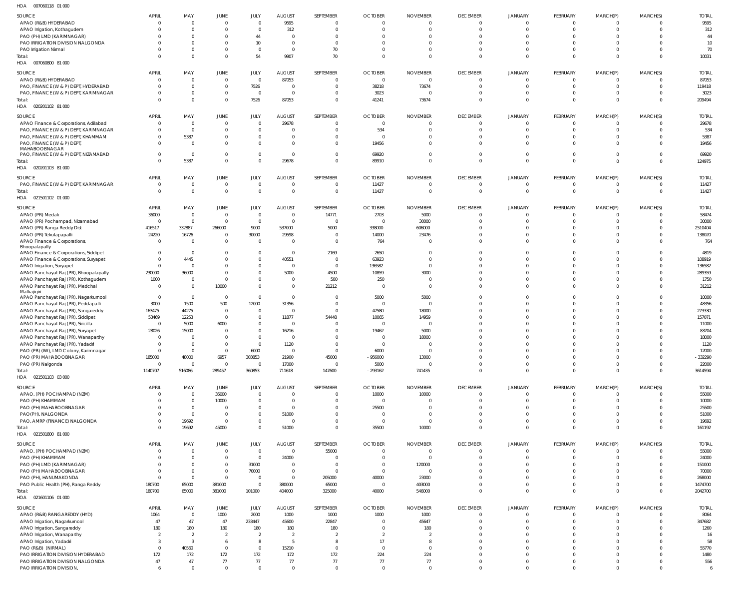HOA 007060118 01 000

| SOURCE | APRIL | MAY | JUNE | JULY | AUGUST | SEPTEMBER | OCTOBER | NOVEMBER | DECEMBER | JANUARY | FEBRUARY | MARCH(P) | MARCH(S) | TOTAL |
|---|---|---|---|---|---|---|---|---|---|---|---|---|---|---|
| APAO (R&B) HYDERABAD | 0 | 0 | 0 | 0 | 9595 | 0 | 0 | 0 | 0 | 0 | 0 | 0 | 0 | 9595 |
| APAO Irrigation, Kothagudem | 0 | 0 | 0 | 0 | 312 | 0 | 0 | 0 | 0 | 0 | 0 | 0 | 0 | 312 |
| PAO (PH) LMD (KARIMNAGAR) | 0 | 0 | 0 | 44 | 0 | 0 | 0 | 0 | 0 | 0 | 0 | 0 | 0 | 44 |
| PAO IRRIGATION DIVISION NALGONDA | 0 | 0 | 0 | 10 | 0 | 0 | 0 | 0 | 0 | 0 | 0 | 0 | 0 | 10 |
| PAO Irrigation Nirmal | 0 | 0 | 0 | 0 | 0 | 70 | 0 | 0 | 0 | 0 | 0 | 0 | 0 | 70 |
| Total: | 0 | 0 | 0 | 54 | 9907 | 70 | 0 | 0 | 0 | 0 | 0 | 0 | 0 | 10031 |

HOA 007060800 81 000

| SOURCE | APRIL | MAY | JUNE | JULY | AUGUST | SEPTEMBER | OCTOBER | NOVEMBER | DECEMBER | JANUARY | FEBRUARY | MARCH(P) | MARCH(S) | TOTAL |
|---|---|---|---|---|---|---|---|---|---|---|---|---|---|---|
| APAO (R&B) HYDERABAD | 0 | 0 | 0 | 0 | 87053 | 0 | 0 | 0 | 0 | 0 | 0 | 0 | 0 | 87053 |
| PAO, FINANCE (W & P) DEPT, HYDERABAD | 0 | 0 | 0 | 7526 | 0 | 0 | 38218 | 73674 | 0 | 0 | 0 | 0 | 0 | 119418 |
| PAO, FINANCE (W & P) DEPT, KARIMNAGAR | 0 | 0 | 0 | 0 | 0 | 0 | 3023 | 0 | 0 | 0 | 0 | 0 | 0 | 3023 |
| Total: | 0 | 0 | 0 | 7526 | 87053 | 0 | 41241 | 73674 | 0 | 0 | 0 | 0 | 0 | 209494 |

HOA 020201102 81 000

| SOURCE | APRIL | MAY | JUNE | JULY | AUGUST | SEPTEMBER | OCTOBER | NOVEMBER | DECEMBER | JANUARY | FEBRUARY | MARCH(P) | MARCH(S) | TOTAL |
|---|---|---|---|---|---|---|---|---|---|---|---|---|---|---|
| APAO Finance & Corporations, Adilabad | 0 | 0 | 0 | 0 | 29678 | 0 | 0 | 0 | 0 | 0 | 0 | 0 | 0 | 29678 |
| PAO, FINANCE (W & P) DEPT, KARIMNAGAR | 0 | 0 | 0 | 0 | 0 | 0 | 534 | 0 | 0 | 0 | 0 | 0 | 0 | 534 |
| PAO, FINANCE (W & P) DEPT, KHAMMAM | 0 | 5387 | 0 | 0 | 0 | 0 | 0 | 0 | 0 | 0 | 0 | 0 | 0 | 5387 |
| PAO, FINANCE (W & P) DEPT, MAHABOOBNAGAR | 0 | 0 | 0 | 0 | 0 | 0 | 19456 | 0 | 0 | 0 | 0 | 0 | 0 | 19456 |
| PAO, FINANCE (W & P) DEPT, NIZAMABAD | 0 | 0 | 0 | 0 | 0 | 0 | 69920 | 0 | 0 | 0 | 0 | 0 | 0 | 69920 |
| Total: | 0 | 5387 | 0 | 0 | 29678 | 0 | 89910 | 0 | 0 | 0 | 0 | 0 | 0 | 124975 |

HOA 020201103 81 000

| SOURCE | APRIL | MAY | JUNE | JULY | AUGUST | SEPTEMBER | OCTOBER | NOVEMBER | DECEMBER | JANUARY | FEBRUARY | MARCH(P) | MARCH(S) | TOTAL |
|---|---|---|---|---|---|---|---|---|---|---|---|---|---|---|
| PAO, FINANCE (W & P) DEPT, KARIMNAGAR | 0 | 0 | 0 | 0 | 0 | 0 | 11427 | 0 | 0 | 0 | 0 | 0 | 0 | 11427 |
| Total: | 0 | 0 | 0 | 0 | 0 | 0 | 11427 | 0 | 0 | 0 | 0 | 0 | 0 | 11427 |

HOA 021501102 01 000

| SOURCE | APRIL | MAY | JUNE | JULY | AUGUST | SEPTEMBER | OCTOBER | NOVEMBER | DECEMBER | JANUARY | FEBRUARY | MARCH(P) | MARCH(S) | TOTAL |
|---|---|---|---|---|---|---|---|---|---|---|---|---|---|---|
| APAO (PR) Medak | 36000 | 0 | 0 | 0 | 0 | 14771 | 2703 | 5000 | 0 | 0 | 0 | 0 | 0 | 58474 |
| APAO (PR) Pochampad, Nizamabad | 0 | 0 | 0 | 0 | 0 | 0 | 0 | 30000 | 0 | 0 | 0 | 0 | 0 | 30000 |
| APAO (PR) Ranga Reddy Dist | 416517 | 332887 | 266000 | 9000 | 537000 | 5000 | 338000 | 606000 | 0 | 0 | 0 | 0 | 0 | 2510404 |
| APAO (PR) Tekulapapalli | 24220 | 16726 | 0 | 30000 | 29598 | 0 | 14000 | 23476 | 0 | 0 | 0 | 0 | 0 | 138020 |
| APAO Finance & Corporations, Bhoopalapally | 0 | 0 | 0 | 0 | 0 | 0 | 764 | 0 | 0 | 0 | 0 | 0 | 0 | 764 |
| APAO Finance & Corporations, Siddipet | 0 | 0 | 0 | 0 | 0 | 2169 | 2650 | 0 | 0 | 0 | 0 | 0 | 0 | 4819 |
| APAO Finance & Corporations, Suryapet | 0 | 4445 | 0 | 0 | 40551 | 0 | 63923 | 0 | 0 | 0 | 0 | 0 | 0 | 108919 |
| APAO Irrigation, Suryapet | 0 | 0 | 0 | 0 | 0 | 0 | 136582 | 0 | 0 | 0 | 0 | 0 | 0 | 136582 |
| APAO Panchayat Raj (PR), Bhoopalapally | 230000 | 36000 | 0 | 0 | 5000 | 4500 | 10859 | 3000 | 0 | 0 | 0 | 0 | 0 | 289359 |
| APAO Panchayat Raj (PR), Kothagudem | 1000 | 0 | 0 | 0 | 0 | 500 | 250 | 0 | 0 | 0 | 0 | 0 | 0 | 1750 |
| APAO Panchayat Raj (PR), Medchal Malkajigiri | 0 | 0 | 10000 | 0 | 0 | 21212 | 0 | 0 | 0 | 0 | 0 | 0 | 0 | 31212 |
| APAO Panchayat Raj (PR), Nagarkurnool | 0 | 0 | 0 | 0 | 0 | 0 | 5000 | 5000 | 0 | 0 | 0 | 0 | 0 | 10000 |
| APAO Panchayat Raj (PR), Peddapalli | 3000 | 1500 | 500 | 12000 | 31356 | 0 | 0 | 0 | 0 | 0 | 0 | 0 | 0 | 48356 |
| APAO Panchayat Raj (PR), Sangareddy | 163475 | 44275 | 0 | 0 | 0 | 0 | 47580 | 18000 | 0 | 0 | 0 | 0 | 0 | 273330 |
| APAO Panchayat Raj (PR), Siddipet | 53469 | 12253 | 0 | 0 | 11877 | 54448 | 10065 | 14959 | 0 | 0 | 0 | 0 | 0 | 157071 |
| APAO Panchayat Raj (PR), Siricilla | 0 | 5000 | 6000 | 0 | 0 | 0 | 0 | 0 | 0 | 0 | 0 | 0 | 0 | 11000 |
| APAO Panchayat Raj (PR), Suryapet | 28026 | 15000 | 0 | 0 | 16216 | 0 | 19462 | 5000 | 0 | 0 | 0 | 0 | 0 | 83704 |
| APAO Panchayat Raj (PR), Wanaparthy | 0 | 0 | 0 | 0 | 0 | 0 | 0 | 18000 | 0 | 0 | 0 | 0 | 0 | 18000 |
| APAO Panchayat Raj (PR), Yadadri | 0 | 0 | 0 | 0 | 1120 | 0 | 0 | 0 | 0 | 0 | 0 | 0 | 0 | 1120 |
| PAO (PR) (IW), LMD Colony, Karimnagar | 0 | 0 | 0 | 6000 | 0 | 0 | 6000 | 0 | 0 | 0 | 0 | 0 | 0 | 12000 |
| PAO (PR) MAHABOOBNAGAR | 185000 | 48000 | 6957 | 303853 | 21900 | 45000 | -956000 | 13000 | 0 | 0 | 0 | 0 | 0 | -332290 |
| PAO (PR) Nalgonda | 0 | 0 | 0 | 0 | 17000 | 0 | 5000 | 0 | 0 | 0 | 0 | 0 | 0 | 22000 |
| Total: | 1140707 | 516086 | 289457 | 360853 | 711618 | 147600 | -293162 | 741435 | 0 | 0 | 0 | 0 | 0 | 3614594 |

HOA 021501103 03 000

| SOURCE | APRIL | MAY | JUNE | JULY | AUGUST | SEPTEMBER | OCTOBER | NOVEMBER | DECEMBER | JANUARY | FEBRUARY | MARCH(P) | MARCH(S) | TOTAL |
|---|---|---|---|---|---|---|---|---|---|---|---|---|---|---|
| APAO, (PH) POCHAMPAD (NZM) | 0 | 0 | 35000 | 0 | 0 | 0 | 10000 | 10000 | 0 | 0 | 0 | 0 | 0 | 55000 |
| PAO (PH) KHAMMAM | 0 | 0 | 10000 | 0 | 0 | 0 | 0 | 0 | 0 | 0 | 0 | 0 | 0 | 10000 |
| PAO (PH) MAHABOOBNAGAR | 0 | 0 | 0 | 0 | 0 | 0 | 25500 | 0 | 0 | 0 | 0 | 0 | 0 | 25500 |
| PAO(PH), NALGONDA | 0 | 0 | 0 | 0 | 51000 | 0 | 0 | 0 | 0 | 0 | 0 | 0 | 0 | 51000 |
| PAO, AMRP (FINANCE) NALGONDA | 0 | 19692 | 0 | 0 | 0 | 0 | 0 | 0 | 0 | 0 | 0 | 0 | 0 | 19692 |
| Total: | 0 | 19692 | 45000 | 0 | 51000 | 0 | 35500 | 10000 | 0 | 0 | 0 | 0 | 0 | 161192 |

HOA 021501800 81 000

| SOURCE | APRIL | MAY | JUNE | JULY | AUGUST | SEPTEMBER | OCTOBER | NOVEMBER | DECEMBER | JANUARY | FEBRUARY | MARCH(P) | MARCH(S) | TOTAL |
|---|---|---|---|---|---|---|---|---|---|---|---|---|---|---|
| APAO, (PH) POCHAMPAD (NZM) | 0 | 0 | 0 | 0 | 0 | 55000 | 0 | 0 | 0 | 0 | 0 | 0 | 0 | 55000 |
| PAO (PH) KHAMMAM | 0 | 0 | 0 | 0 | 24000 | 0 | 0 | 0 | 0 | 0 | 0 | 0 | 0 | 24000 |
| PAO (PH) LMD (KARIMNAGAR) | 0 | 0 | 0 | 31000 | 0 | 0 | 0 | 120000 | 0 | 0 | 0 | 0 | 0 | 151000 |
| PAO (PH) MAHABOOBNAGAR | 0 | 0 | 0 | 70000 | 0 | 0 | 0 | 0 | 0 | 0 | 0 | 0 | 0 | 70000 |
| PAO (PH), HANUMAKONDA | 0 | 0 | 0 | 0 | 0 | 205000 | 40000 | 23000 | 0 | 0 | 0 | 0 | 0 | 268000 |
| PAO Public Health (PH), Ranga Reddy | 180700 | 65000 | 381000 | 0 | 380000 | 65000 | 0 | 403000 | 0 | 0 | 0 | 0 | 0 | 1474700 |
| Total: | 180700 | 65000 | 381000 | 101000 | 404000 | 325000 | 40000 | 546000 | 0 | 0 | 0 | 0 | 0 | 2042700 |

HOA 021601106 01 000

| SOURCE | APRIL | MAY | JUNE | JULY | AUGUST | SEPTEMBER | OCTOBER | NOVEMBER | DECEMBER | JANUARY | FEBRUARY | MARCH(P) | MARCH(S) | TOTAL |
|---|---|---|---|---|---|---|---|---|---|---|---|---|---|---|
| APAO (R&B) RANGAREDDY (HYD) | 1064 | 0 | 1000 | 2000 | 1000 | 1000 | 1000 | 1000 | 0 | 0 | 0 | 0 | 0 | 8064 |
| APAO Irrigation, Nagarkurnool | 47 | 47 | 47 | 233447 | 45600 | 22847 | 0 | 45647 | 0 | 0 | 0 | 0 | 0 | 347682 |
| APAO Irrigation, Sangareddy | 180 | 180 | 180 | 180 | 180 | 180 | 0 | 180 | 0 | 0 | 0 | 0 | 0 | 1260 |
| APAO Irrigation, Wanaparthy | 2 | 2 | 2 | 2 | 2 | 2 | 2 | 2 | 0 | 0 | 0 | 0 | 0 | 16 |
| APAO Irrigation, Yadadri | 3 | 3 | 6 | 8 | 5 | 8 | 17 | 8 | 0 | 0 | 0 | 0 | 0 | 58 |
| PAO (R&B) (NIRMAL) | 0 | 40560 | 0 | 0 | 15210 | 0 | 0 | 0 | 0 | 0 | 0 | 0 | 0 | 55770 |
| PAO IRRIGATION DIVISION HYDERABAD | 172 | 172 | 172 | 172 | 172 | 172 | 224 | 224 | 0 | 0 | 0 | 0 | 0 | 1480 |
| PAO IRRIGATION DIVISION NALGONDA | 47 | 47 | 77 | 77 | 77 | 77 | 77 | 77 | 0 | 0 | 0 | 0 | 0 | 556 |
| PAO IRRIGATION DIVISION, | 6 | 0 | 0 | 0 | 0 | 0 | 0 | 0 | 0 | 0 | 0 | 0 | 0 | 6 |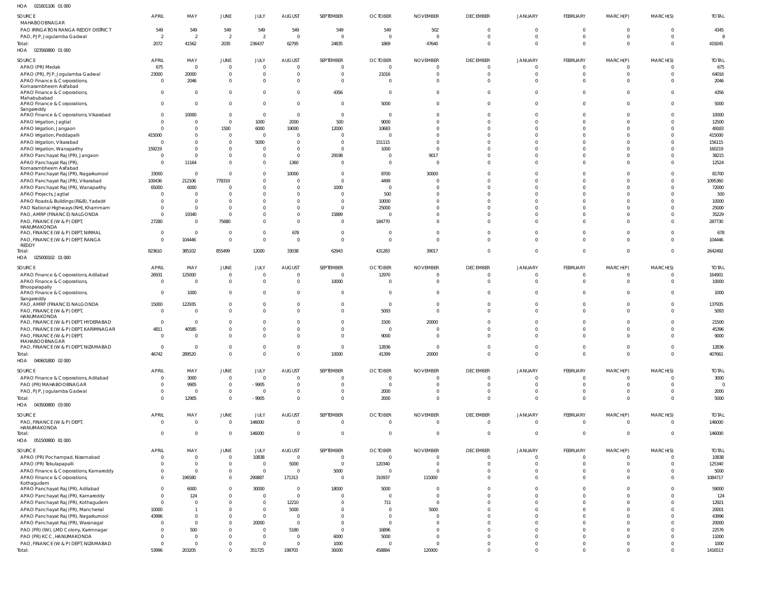HOA 021601106 01 000

| SOURCE | APRIL | MAY | JUNE | JULY | AUGUST | SEPTEMBER | OCTOBER | NOVEMBER | DECEMBER | JANUARY | FEBRUARY | MARCH(P) | MARCH(S) | TOTAL |
|---|---|---|---|---|---|---|---|---|---|---|---|---|---|---|
| MAHABOOBNAGAR | | | | | | | | | | | | | | |
| PAO IRRIGATION RANGA REDDY DISTRICT | 549 | 549 | 549 | 549 | 549 | 549 | 549 | 502 | 0 | 0 | 0 | 0 | 0 | 4345 |
| PAO, PJP, Jogulamba Gadwal | 2 | 2 | 2 | 2 | 0 | 0 | 0 | 0 | 0 | 0 | 0 | 0 | 0 | 8 |
| Total: | 2072 | 41562 | 2035 | 236437 | 62795 | 24835 | 1869 | 47640 | 0 | 0 | 0 | 0 | 0 | 419245 |

HOA 023560800 01 000

| SOURCE | APRIL | MAY | JUNE | JULY | AUGUST | SEPTEMBER | OCTOBER | NOVEMBER | DECEMBER | JANUARY | FEBRUARY | MARCH(P) | MARCH(S) | TOTAL |
|---|---|---|---|---|---|---|---|---|---|---|---|---|---|---|
| APAO (PR) Medak | 675 | 0 | 0 | 0 | 0 | 0 | 0 | 0 | 0 | 0 | 0 | 0 | 0 | 675 |
| APAO (PR), PJP, Jogulamba Gadwal | 23000 | 20000 | 0 | 0 | 0 | 0 | 21016 | 0 | 0 | 0 | 0 | 0 | 0 | 64016 |
| APAO Finance & Corporations, Komarambheem Asifabad | 0 | 2046 | 0 | 0 | 0 | 0 | 0 | 0 | 0 | 0 | 0 | 0 | 0 | 2046 |
| APAO Finance & Corporations, Mahabubabad | 0 | 0 | 0 | 0 | 0 | 4356 | 0 | 0 | 0 | 0 | 0 | 0 | 0 | 4356 |
| APAO Finance & Corporations, Sangareddy | 0 | 0 | 0 | 0 | 0 | 0 | 5000 | 0 | 0 | 0 | 0 | 0 | 0 | 5000 |
| APAO Finance & Corporations, Vikarabad | 0 | 10000 | 0 | 0 | 0 | 0 | 0 | 0 | 0 | 0 | 0 | 0 | 0 | 10000 |
| APAO Irrigation, Jagtial | 0 | 0 | 0 | 1000 | 2000 | 500 | 9000 | 0 | 0 | 0 | 0 | 0 | 0 | 12500 |
| APAO Irrigation, Jangaon | 0 | 0 | 1500 | 6000 | 19000 | 12000 | 10683 | 0 | 0 | 0 | 0 | 0 | 0 | 49183 |
| APAO Irrigation, Peddapalli | 415000 | 0 | 0 | 0 | 0 | 0 | 0 | 0 | 0 | 0 | 0 | 0 | 0 | 415000 |
| APAO Irrigation, Vikarabad | 0 | 0 | 0 | 5000 | 0 | 0 | 151115 | 0 | 0 | 0 | 0 | 0 | 0 | 156115 |
| APAO Irrigation, Wanaparthy | 159219 | 0 | 0 | 0 | 0 | 0 | 1000 | 0 | 0 | 0 | 0 | 0 | 0 | 160219 |
| APAO Panchayat Raj (PR), Jangaon | 0 | 0 | 0 | 0 | 0 | 29198 | 0 | 9017 | 0 | 0 | 0 | 0 | 0 | 38215 |
| APAO Panchayat Raj (PR), Komarambheem Asifabad | 0 | 11164 | 0 | 0 | 1360 | 0 | 0 | 0 | 0 | 0 | 0 | 0 | 0 | 12524 |
| APAO Panchayat Raj (PR), Nagarkurnool | 33000 | 0 | 0 | 0 | 10000 | 0 | 8700 | 30000 | 0 | 0 | 0 | 0 | 0 | 81700 |
| APAO Panchayat Raj (PR), Vikarabad | 100436 | 212106 | 778319 | 0 | 0 | 0 | 4499 | 0 | 0 | 0 | 0 | 0 | 0 | 1095360 |
| APAO Panchayat Raj (PR), Wanaparthy | 65000 | 6000 | 0 | 0 | 0 | 1000 | 0 | 0 | 0 | 0 | 0 | 0 | 0 | 72000 |
| APAO Projects, Jagtial | 0 | 0 | 0 | 0 | 0 | 0 | 500 | 0 | 0 | 0 | 0 | 0 | 0 | 500 |
| APAO Roads & Buildings (R&B), Yadadri | 0 | 0 | 0 | 0 | 0 | 0 | 10000 | 0 | 0 | 0 | 0 | 0 | 0 | 10000 |
| PAO National Highways (NH), Khammam | 0 | 0 | 0 | 0 | 0 | 0 | 25000 | 0 | 0 | 0 | 0 | 0 | 0 | 25000 |
| PAO, AMRP (FINANCE) NALGONDA | 0 | 19340 | 0 | 0 | 0 | 15889 | 0 | 0 | 0 | 0 | 0 | 0 | 0 | 35229 |
| PAO, FINANCE (W & P) DEPT, HANUMAKONDA | 27280 | 0 | 75680 | 0 | 0 | 0 | 184770 | 0 | 0 | 0 | 0 | 0 | 0 | 287730 |
| PAO, FINANCE (W & P) DEPT, NIRMAL | 0 | 0 | 0 | 0 | 678 | 0 | 0 | 0 | 0 | 0 | 0 | 0 | 0 | 678 |
| PAO, FINANCE (W & P) DEPT, RANGA REDDY | 0 | 104446 | 0 | 0 | 0 | 0 | 0 | 0 | 0 | 0 | 0 | 0 | 0 | 104446 |
| Total: | 823610 | 385102 | 855499 | 12000 | 33038 | 62943 | 431283 | 39017 | 0 | 0 | 0 | 0 | 0 | 2642492 |

HOA 025000102 01 000

| SOURCE | APRIL | MAY | JUNE | JULY | AUGUST | SEPTEMBER | OCTOBER | NOVEMBER | DECEMBER | JANUARY | FEBRUARY | MARCH(P) | MARCH(S) | TOTAL |
|---|---|---|---|---|---|---|---|---|---|---|---|---|---|---|
| APAO Finance & Corporations, Adilabad | 26931 | 125000 | 0 | 0 | 0 | 0 | 12970 | 0 | 0 | 0 | 0 | 0 | 0 | 164901 |
| APAO Finance & Corporations, Bhoopalapally | 0 | 0 | 0 | 0 | 0 | 10000 | 0 | 0 | 0 | 0 | 0 | 0 | 0 | 10000 |
| APAO Finance & Corporations, Sangareddy | 0 | 1000 | 0 | 0 | 0 | 0 | 0 | 0 | 0 | 0 | 0 | 0 | 0 | 1000 |
| PAO, AMRP (FINANCE) NALGONDA | 15000 | 122935 | 0 | 0 | 0 | 0 | 0 | 0 | 0 | 0 | 0 | 0 | 0 | 137935 |
| PAO, FINANCE (W & P) DEPT, HANUMAKONDA | 0 | 0 | 0 | 0 | 0 | 0 | 5093 | 0 | 0 | 0 | 0 | 0 | 0 | 5093 |
| PAO, FINANCE (W & P) DEPT, HYDERABAD | 0 | 0 | 0 | 0 | 0 | 0 | 1500 | 20000 | 0 | 0 | 0 | 0 | 0 | 21500 |
| PAO, FINANCE (W & P) DEPT, KARIMNAGAR | 4811 | 40585 | 0 | 0 | 0 | 0 | 0 | 0 | 0 | 0 | 0 | 0 | 0 | 45396 |
| PAO, FINANCE (W & P) DEPT, MAHABOOBNAGAR | 0 | 0 | 0 | 0 | 0 | 0 | 9000 | 0 | 0 | 0 | 0 | 0 | 0 | 9000 |
| PAO, FINANCE (W & P) DEPT, NIZAMABAD | 0 | 0 | 0 | 0 | 0 | 0 | 12836 | 0 | 0 | 0 | 0 | 0 | 0 | 12836 |
| Total: | 46742 | 289520 | 0 | 0 | 0 | 10000 | 41399 | 20000 | 0 | 0 | 0 | 0 | 0 | 407661 |

HOA 040601800 02 000

| SOURCE | APRIL | MAY | JUNE | JULY | AUGUST | SEPTEMBER | OCTOBER | NOVEMBER | DECEMBER | JANUARY | FEBRUARY | MARCH(P) | MARCH(S) | TOTAL |
|---|---|---|---|---|---|---|---|---|---|---|---|---|---|---|
| APAO Finance & Corporations, Adilabad | 0 | 3000 | 0 | 0 | 0 | 0 | 0 | 0 | 0 | 0 | 0 | 0 | 0 | 3000 |
| PAO (PR) MAHABOOBNAGAR | 0 | 9905 | 0 | -9905 | 0 | 0 | 0 | 0 | 0 | 0 | 0 | 0 | 0 | 0 |
| PAO, PJP, Jogulamba Gadwal | 0 | 0 | 0 | 0 | 0 | 0 | 2000 | 0 | 0 | 0 | 0 | 0 | 0 | 2000 |
| Total: | 0 | 12905 | 0 | -9905 | 0 | 0 | 2000 | 0 | 0 | 0 | 0 | 0 | 0 | 5000 |

HOA 043500800 03 000

| SOURCE | APRIL | MAY | JUNE | JULY | AUGUST | SEPTEMBER | OCTOBER | NOVEMBER | DECEMBER | JANUARY | FEBRUARY | MARCH(P) | MARCH(S) | TOTAL |
|---|---|---|---|---|---|---|---|---|---|---|---|---|---|---|
| PAO, FINANCE (W & P) DEPT, HANUMAKONDA | 0 | 0 | 0 | 146000 | 0 | 0 | 0 | 0 | 0 | 0 | 0 | 0 | 0 | 146000 |
| Total: | 0 | 0 | 0 | 146000 | 0 | 0 | 0 | 0 | 0 | 0 | 0 | 0 | 0 | 146000 |

HOA 051500800 81 000

| SOURCE | APRIL | MAY | JUNE | JULY | AUGUST | SEPTEMBER | OCTOBER | NOVEMBER | DECEMBER | JANUARY | FEBRUARY | MARCH(P) | MARCH(S) | TOTAL |
|---|---|---|---|---|---|---|---|---|---|---|---|---|---|---|
| APAO (PR) Pochampad, Nizamabad | 0 | 0 | 0 | 10838 | 0 | 0 | 0 | 0 | 0 | 0 | 0 | 0 | 0 | 10838 |
| APAO (PR) Tekulapapalli | 0 | 0 | 0 | 0 | 5000 | 0 | 120340 | 0 | 0 | 0 | 0 | 0 | 0 | 125340 |
| APAO Finance & Corporations, Kamareddy | 0 | 0 | 0 | 0 | 0 | 5000 | 0 | 0 | 0 | 0 | 0 | 0 | 0 | 5000 |
| APAO Finance & Corporations, Kothagudem | 0 | 196580 | 0 | 290887 | 171313 | 0 | 310937 | 115000 | 0 | 0 | 0 | 0 | 0 | 1084717 |
| APAO Panchayat Raj (PR), Adilabad | 0 | 6000 | 0 | 30000 | 0 | 18000 | 5000 | 0 | 0 | 0 | 0 | 0 | 0 | 59000 |
| APAO Panchayat Raj (PR), Kamareddy | 0 | 124 | 0 | 0 | 0 | 0 | 0 | 0 | 0 | 0 | 0 | 0 | 0 | 124 |
| APAO Panchayat Raj (PR), Kothagudem | 0 | 0 | 0 | 0 | 12210 | 0 | 711 | 0 | 0 | 0 | 0 | 0 | 0 | 12921 |
| APAO Panchayat Raj (PR), Mancherial | 10000 | 1 | 0 | 0 | 5000 | 0 | 0 | 5000 | 0 | 0 | 0 | 0 | 0 | 20001 |
| APAO Panchayat Raj (PR), Nagarkurnool | 43996 | 0 | 0 | 0 | 0 | 0 | 0 | 0 | 0 | 0 | 0 | 0 | 0 | 43996 |
| APAO Panchayat Raj (PR), Waranagal | 0 | 0 | 0 | 20000 | 0 | 0 | 0 | 0 | 0 | 0 | 0 | 0 | 0 | 20000 |
| PAO (PR) (IW), LMD Colony, Karimnagar | 0 | 500 | 0 | 0 | 5180 | 0 | 16896 | 0 | 0 | 0 | 0 | 0 | 0 | 22576 |
| PAO (PR) KCC, HANUMAKONDA | 0 | 0 | 0 | 0 | 0 | 6000 | 5000 | 0 | 0 | 0 | 0 | 0 | 0 | 11000 |
| PAO, FINANCE (W & P) DEPT, NIZAMABAD | 0 | 0 | 0 | 0 | 0 | 1000 | 0 | 0 | 0 | 0 | 0 | 0 | 0 | 1000 |
| Total: | 53996 | 203205 | 0 | 351725 | 198703 | 30000 | 458884 | 120000 | 0 | 0 | 0 | 0 | 0 | 1416513 |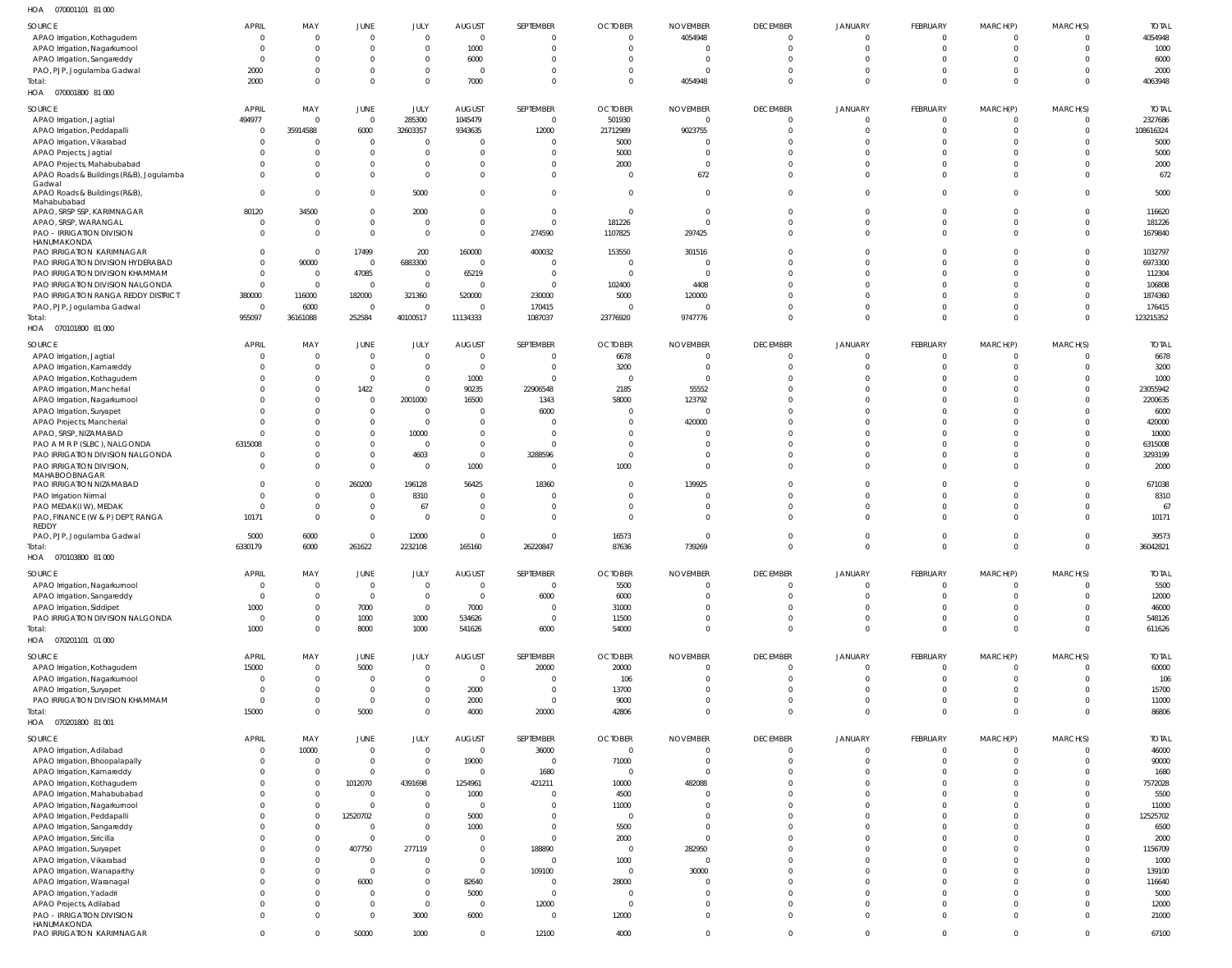HOA 070001101 81 000

| SOURCE | APRIL | MAY | JUNE | JULY | AUGUST | SEPTEMBER | OCTOBER | NOVEMBER | DECEMBER | JANUARY | FEBRUARY | MARCH(P) | MARCH(S) | TOTAL |
|---|---|---|---|---|---|---|---|---|---|---|---|---|---|---|
| APAO Irrigation, Kothagudem | 0 | 0 | 0 | 0 | 0 | 0 | 0 | 4054948 | 0 | 0 | 0 | 0 | 0 | 4054948 |
| APAO Irrigation, Nagarkurnool | 0 | 0 | 0 | 0 | 1000 | 0 | 0 | 0 | 0 | 0 | 0 | 0 | 0 | 1000 |
| APAO Irrigation, Sangareddy | 0 | 0 | 0 | 0 | 6000 | 0 | 0 | 0 | 0 | 0 | 0 | 0 | 0 | 6000 |
| PAO, PJP, Jogulamba Gadwal | 2000 | 0 | 0 | 0 | 0 | 0 | 0 | 0 | 0 | 0 | 0 | 0 | 0 | 2000 |
| Total: | 2000 | 0 | 0 | 0 | 7000 | 0 | 0 | 4054948 | 0 | 0 | 0 | 0 | 0 | 4063948 |

HOA 070001800 81 000

| SOURCE | APRIL | MAY | JUNE | JULY | AUGUST | SEPTEMBER | OCTOBER | NOVEMBER | DECEMBER | JANUARY | FEBRUARY | MARCH(P) | MARCH(S) | TOTAL |
|---|---|---|---|---|---|---|---|---|---|---|---|---|---|---|
| APAO Irrigation, Jagtial | 494977 | 0 | 0 | 285300 | 1045479 | 0 | 501930 | 0 | 0 | 0 | 0 | 0 | 0 | 2327686 |
| APAO Irrigation, Peddapalli | 0 | 35914588 | 6000 | 32603357 | 9343635 | 12000 | 21712989 | 9023755 | 0 | 0 | 0 | 0 | 0 | 108616324 |
| APAO Irrigation, Vikarabad | 0 | 0 | 0 | 0 | 0 | 0 | 5000 | 0 | 0 | 0 | 0 | 0 | 0 | 5000 |
| APAO Projects, Jagtial | 0 | 0 | 0 | 0 | 0 | 0 | 5000 | 0 | 0 | 0 | 0 | 0 | 0 | 5000 |
| APAO Projects, Mahabubabad | 0 | 0 | 0 | 0 | 0 | 0 | 2000 | 0 | 0 | 0 | 0 | 0 | 0 | 2000 |
| APAO Roads & Buildings (R&B), Jogulamba Gadwal | 0 | 0 | 0 | 0 | 0 | 0 | 0 | 672 | 0 | 0 | 0 | 0 | 0 | 672 |
| APAO Roads & Buildings (R&B), Mahabubabad | 0 | 0 | 0 | 5000 | 0 | 0 | 0 | 0 | 0 | 0 | 0 | 0 | 0 | 5000 |
| APAO, SRSP SSP, KARIMNAGAR | 80120 | 34500 | 0 | 2000 | 0 | 0 | 0 | 0 | 0 | 0 | 0 | 0 | 0 | 116620 |
| APAO, SRSP, WARANGAL | 0 | 0 | 0 | 0 | 0 | 0 | 181226 | 0 | 0 | 0 | 0 | 0 | 0 | 181226 |
| PAO - IRRIGATION DIVISION HANUMAKONDA | 0 | 0 | 0 | 0 | 0 | 274590 | 1107825 | 297425 | 0 | 0 | 0 | 0 | 0 | 1679840 |
| PAO IRRIGATION KARIMNAGAR | 0 | 0 | 17499 | 200 | 160000 | 400032 | 153550 | 301516 | 0 | 0 | 0 | 0 | 0 | 1032797 |
| PAO IRRIGATION DIVISION HYDERABAD | 0 | 90000 | 0 | 6883300 | 0 | 0 | 0 | 0 | 0 | 0 | 0 | 0 | 0 | 6973300 |
| PAO IRRIGATION DIVISION KHAMMAM | 0 | 0 | 47085 | 0 | 65219 | 0 | 0 | 0 | 0 | 0 | 0 | 0 | 0 | 112304 |
| PAO IRRIGATION DIVISION NALGONDA | 0 | 0 | 0 | 0 | 0 | 0 | 102400 | 4408 | 0 | 0 | 0 | 0 | 0 | 106808 |
| PAO IRRIGATION RANGA REDDY DISTRICT | 380000 | 116000 | 182000 | 321360 | 520000 | 230000 | 5000 | 120000 | 0 | 0 | 0 | 0 | 0 | 1874360 |
| PAO, PJP, Jogulamba Gadwal | 0 | 6000 | 0 | 0 | 0 | 170415 | 0 | 0 | 0 | 0 | 0 | 0 | 0 | 176415 |
| Total: | 955097 | 36161088 | 252584 | 40100517 | 11134333 | 1087037 | 23776920 | 9747776 | 0 | 0 | 0 | 0 | 0 | 123215352 |

HOA 070101800 81 000

| SOURCE | APRIL | MAY | JUNE | JULY | AUGUST | SEPTEMBER | OCTOBER | NOVEMBER | DECEMBER | JANUARY | FEBRUARY | MARCH(P) | MARCH(S) | TOTAL |
|---|---|---|---|---|---|---|---|---|---|---|---|---|---|---|
| APAO Irrigation, Jagtial | 0 | 0 | 0 | 0 | 0 | 0 | 6678 | 0 | 0 | 0 | 0 | 0 | 0 | 6678 |
| APAO Irrigation, Kamareddy | 0 | 0 | 0 | 0 | 0 | 0 | 3200 | 0 | 0 | 0 | 0 | 0 | 0 | 3200 |
| APAO Irrigation, Kothagudem | 0 | 0 | 0 | 0 | 1000 | 0 | 0 | 0 | 0 | 0 | 0 | 0 | 0 | 1000 |
| APAO Irrigation, Mancherial | 0 | 0 | 1422 | 0 | 90235 | 22906548 | 2185 | 55552 | 0 | 0 | 0 | 0 | 0 | 23055942 |
| APAO Irrigation, Nagarkurnool | 0 | 0 | 0 | 2001000 | 16500 | 1343 | 58000 | 123792 | 0 | 0 | 0 | 0 | 0 | 2200635 |
| APAO Irrigation, Suryapet | 0 | 0 | 0 | 0 | 0 | 6000 | 0 | 0 | 0 | 0 | 0 | 0 | 0 | 6000 |
| APAO Projects, Mancherial | 0 | 0 | 0 | 0 | 0 | 0 | 0 | 420000 | 0 | 0 | 0 | 0 | 0 | 420000 |
| APAO, SRSP, NIZAMABAD | 0 | 0 | 0 | 10000 | 0 | 0 | 0 | 0 | 0 | 0 | 0 | 0 | 0 | 10000 |
| PAO A M R P (SLBC), NALGONDA | 6315008 | 0 | 0 | 0 | 0 | 0 | 0 | 0 | 0 | 0 | 0 | 0 | 0 | 6315008 |
| PAO IRRIGATION DIVISION NALGONDA | 0 | 0 | 0 | 4603 | 0 | 3288596 | 0 | 0 | 0 | 0 | 0 | 0 | 0 | 3293199 |
| PAO IRRIGATION DIVISION, MAHABOOBNAGAR | 0 | 0 | 0 | 0 | 1000 | 0 | 1000 | 0 | 0 | 0 | 0 | 0 | 0 | 2000 |
| PAO IRRIGATION NIZAMABAD | 0 | 0 | 260200 | 196128 | 56425 | 18360 | 0 | 139925 | 0 | 0 | 0 | 0 | 0 | 671038 |
| PAO Irrigation Nirmal | 0 | 0 | 0 | 8310 | 0 | 0 | 0 | 0 | 0 | 0 | 0 | 0 | 0 | 8310 |
| PAO MEDAK(IW), MEDAK | 0 | 0 | 0 | 67 | 0 | 0 | 0 | 0 | 0 | 0 | 0 | 0 | 0 | 67 |
| PAO, FINANCE (W & P) DEPT, RANGA REDDY | 10171 | 0 | 0 | 0 | 0 | 0 | 0 | 0 | 0 | 0 | 0 | 0 | 0 | 10171 |
| PAO, PJP, Jogulamba Gadwal | 5000 | 6000 | 0 | 12000 | 0 | 0 | 16573 | 0 | 0 | 0 | 0 | 0 | 0 | 39573 |
| Total: | 6330179 | 6000 | 261622 | 2232108 | 165160 | 26220847 | 87636 | 739269 | 0 | 0 | 0 | 0 | 0 | 36042821 |

HOA 070103800 81 000

| SOURCE | APRIL | MAY | JUNE | JULY | AUGUST | SEPTEMBER | OCTOBER | NOVEMBER | DECEMBER | JANUARY | FEBRUARY | MARCH(P) | MARCH(S) | TOTAL |
|---|---|---|---|---|---|---|---|---|---|---|---|---|---|---|
| APAO Irrigation, Nagarkurnool | 0 | 0 | 0 | 0 | 0 | 0 | 5500 | 0 | 0 | 0 | 0 | 0 | 0 | 5500 |
| APAO Irrigation, Sangareddy | 0 | 0 | 0 | 0 | 0 | 6000 | 6000 | 0 | 0 | 0 | 0 | 0 | 0 | 12000 |
| APAO Irrigation, Siddipet | 1000 | 0 | 7000 | 0 | 7000 | 0 | 31000 | 0 | 0 | 0 | 0 | 0 | 0 | 46000 |
| PAO IRRIGATION DIVISION NALGONDA | 0 | 0 | 1000 | 1000 | 534626 | 0 | 11500 | 0 | 0 | 0 | 0 | 0 | 0 | 548126 |
| Total: | 1000 | 0 | 8000 | 1000 | 541626 | 6000 | 54000 | 0 | 0 | 0 | 0 | 0 | 0 | 611626 |

HOA 070201101 01 000

| SOURCE | APRIL | MAY | JUNE | JULY | AUGUST | SEPTEMBER | OCTOBER | NOVEMBER | DECEMBER | JANUARY | FEBRUARY | MARCH(P) | MARCH(S) | TOTAL |
|---|---|---|---|---|---|---|---|---|---|---|---|---|---|---|
| APAO Irrigation, Kothagudem | 15000 | 0 | 5000 | 0 | 0 | 20000 | 20000 | 0 | 0 | 0 | 0 | 0 | 0 | 60000 |
| APAO Irrigation, Nagarkurnool | 0 | 0 | 0 | 0 | 0 | 0 | 106 | 0 | 0 | 0 | 0 | 0 | 0 | 106 |
| APAO Irrigation, Suryapet | 0 | 0 | 0 | 0 | 2000 | 0 | 13700 | 0 | 0 | 0 | 0 | 0 | 0 | 15700 |
| PAO IRRIGATION DIVISION KHAMMAM | 0 | 0 | 0 | 0 | 2000 | 0 | 9000 | 0 | 0 | 0 | 0 | 0 | 0 | 11000 |
| Total: | 15000 | 0 | 5000 | 0 | 4000 | 20000 | 42806 | 0 | 0 | 0 | 0 | 0 | 0 | 86806 |

HOA 070201800 81 001

| SOURCE | APRIL | MAY | JUNE | JULY | AUGUST | SEPTEMBER | OCTOBER | NOVEMBER | DECEMBER | JANUARY | FEBRUARY | MARCH(P) | MARCH(S) | TOTAL |
|---|---|---|---|---|---|---|---|---|---|---|---|---|---|---|
| APAO Irrigation, Adilabad | 0 | 10000 | 0 | 0 | 0 | 36000 | 0 | 0 | 0 | 0 | 0 | 0 | 0 | 46000 |
| APAO Irrigation, Bhoopalapally | 0 | 0 | 0 | 0 | 19000 | 0 | 71000 | 0 | 0 | 0 | 0 | 0 | 0 | 90000 |
| APAO Irrigation, Kamareddy | 0 | 0 | 0 | 0 | 0 | 1680 | 0 | 0 | 0 | 0 | 0 | 0 | 0 | 1680 |
| APAO Irrigation, Kothagudem | 0 | 0 | 1012070 | 4391698 | 1254961 | 421211 | 10000 | 482088 | 0 | 0 | 0 | 0 | 0 | 7572028 |
| APAO Irrigation, Mahabubabad | 0 | 0 | 0 | 0 | 1000 | 0 | 4500 | 0 | 0 | 0 | 0 | 0 | 0 | 5500 |
| APAO Irrigation, Nagarkurnool | 0 | 0 | 0 | 0 | 0 | 0 | 11000 | 0 | 0 | 0 | 0 | 0 | 0 | 11000 |
| APAO Irrigation, Peddapalli | 0 | 0 | 12520702 | 0 | 5000 | 0 | 0 | 0 | 0 | 0 | 0 | 0 | 0 | 12525702 |
| APAO Irrigation, Sangareddy | 0 | 0 | 0 | 0 | 1000 | 0 | 5500 | 0 | 0 | 0 | 0 | 0 | 0 | 6500 |
| APAO Irrigation, Siricilla | 0 | 0 | 0 | 0 | 0 | 0 | 2000 | 0 | 0 | 0 | 0 | 0 | 0 | 2000 |
| APAO Irrigation, Suryapet | 0 | 0 | 407750 | 277119 | 0 | 188890 | 0 | 282950 | 0 | 0 | 0 | 0 | 0 | 1156709 |
| APAO Irrigation, Vikarabad | 0 | 0 | 0 | 0 | 0 | 0 | 1000 | 0 | 0 | 0 | 0 | 0 | 0 | 1000 |
| APAO Irrigation, Wanaparthy | 0 | 0 | 0 | 0 | 0 | 109100 | 0 | 30000 | 0 | 0 | 0 | 0 | 0 | 139100 |
| APAO Irrigation, Waranagal | 0 | 0 | 6000 | 0 | 82640 | 0 | 28000 | 0 | 0 | 0 | 0 | 0 | 0 | 116640 |
| APAO Irrigation, Yadadri | 0 | 0 | 0 | 0 | 5000 | 0 | 0 | 0 | 0 | 0 | 0 | 0 | 0 | 5000 |
| APAO Projects, Adilabad | 0 | 0 | 0 | 0 | 0 | 12000 | 0 | 0 | 0 | 0 | 0 | 0 | 0 | 12000 |
| PAO - IRRIGATION DIVISION HANUMAKONDA | 0 | 0 | 0 | 3000 | 6000 | 0 | 12000 | 0 | 0 | 0 | 0 | 0 | 0 | 21000 |
| PAO IRRIGATION KARIMNAGAR | 0 | 0 | 50000 | 1000 | 0 | 12100 | 4000 | 0 | 0 | 0 | 0 | 0 | 0 | 67100 |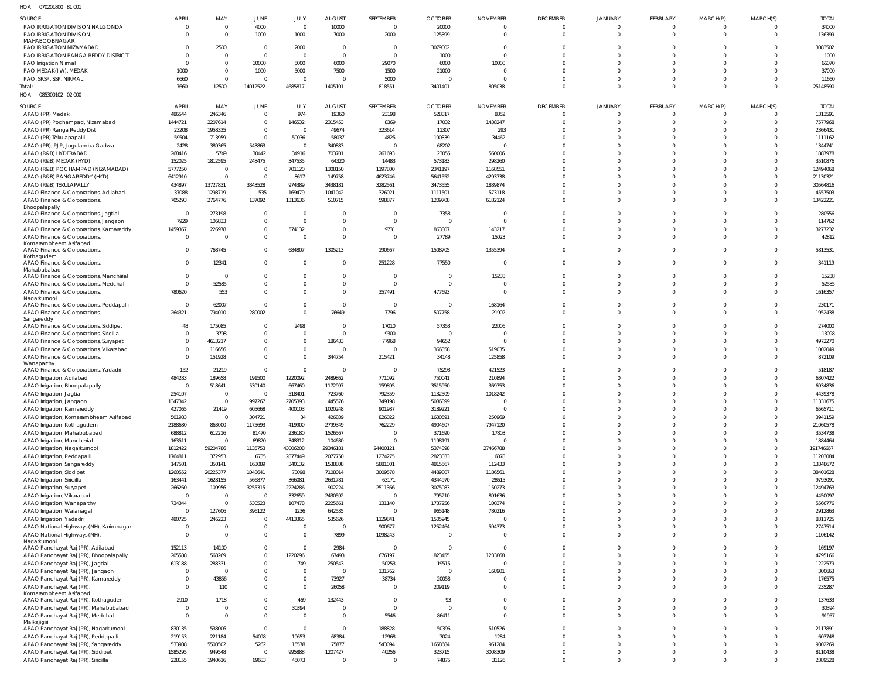HOA 070201800 81 001

| SOURCE | APRIL | MAY | JUNE | JULY | AUGUST | SEPTEMBER | OCTOBER | NOVEMBER | DECEMBER | JANUARY | FEBRUARY | MARCH(P) | MARCH(S) | TOTAL |
|---|---|---|---|---|---|---|---|---|---|---|---|---|---|---|
| PAO IRRIGATION DIVISION NALGONDA | 0 | 0 | 4000 | 0 | 10000 | 0 | 20000 | 0 | 0 | 0 | 0 | 0 | 0 | 34000 |
| PAO IRRIGATION DIVISION, MAHABOOBNAGAR | 0 | 0 | 1000 | 1000 | 7000 | 2000 | 125399 | 0 | 0 | 0 | 0 | 0 | 0 | 136399 |
| PAO IRRIGATION NIZAMABAD | 0 | 2500 | 0 | 2000 | 0 | 0 | 3079002 | 0 | 0 | 0 | 0 | 0 | 0 | 3083502 |
| PAO IRRIGATION RANGA REDDY DISTRICT | 0 | 0 | 0 | 0 | 0 | 0 | 1000 | 0 | 0 | 0 | 0 | 0 | 0 | 1000 |
| PAO Irrigation Nirmal | 0 | 0 | 10000 | 5000 | 6000 | 29070 | 6000 | 10000 | 0 | 0 | 0 | 0 | 0 | 66070 |
| PAO MEDAK(IW), MEDAK | 1000 | 0 | 1000 | 5000 | 7500 | 1500 | 21000 | 0 | 0 | 0 | 0 | 0 | 0 | 37000 |
| PAO, SRSP, SSP, NIRMAL | 6660 | 0 | 0 | 0 | 0 | 5000 | 0 | 0 | 0 | 0 | 0 | 0 | 0 | 11660 |
| Total: | 7660 | 12500 | 14012522 | 4685817 | 1405101 | 818551 | 3401401 | 805038 | 0 | 0 | 0 | 0 | 0 | 25148590 |

HOA 085300102 02 000

| SOURCE | APRIL | MAY | JUNE | JULY | AUGUST | SEPTEMBER | OCTOBER | NOVEMBER | DECEMBER | JANUARY | FEBRUARY | MARCH(P) | MARCH(S) | TOTAL |
|---|---|---|---|---|---|---|---|---|---|---|---|---|---|---|
| APAO (PR) Medak | 486544 | 246346 | 0 | 974 | 19360 | 23198 | 528817 | 8352 | 0 | 0 | 0 | 0 | 0 | 1313591 |
| APAO (PR) Pochampad, Nizamabad | 1444721 | 2207614 | 0 | 146532 | 2315453 | 8369 | 17032 | 1438247 | 0 | 0 | 0 | 0 | 0 | 7577968 |
| APAO (PR) Ranga Reddy Dist | 23208 | 1958335 | 0 | 0 | 49674 | 323614 | 11307 | 293 | 0 | 0 | 0 | 0 | 0 | 2366431 |
| APAO (PR) Tekulapapalli | 59504 | 713959 | 0 | 50036 | 58037 | 4825 | 190339 | 34462 | 0 | 0 | 0 | 0 | 0 | 1111162 |
| APAO (PR), PJP, Jogulamba Gadwal | 2428 | 389365 | 543863 | 0 | 340883 | 0 | 68202 | 0 | 0 | 0 | 0 | 0 | 0 | 1344741 |
| APAO (R&B) HYDERABAD | 268416 | 5749 | 30442 | 34916 | 703701 | 261693 | 23055 | 560006 | 0 | 0 | 0 | 0 | 0 | 1887978 |
| APAO (R&B) MEDAK (HYD) | 152025 | 1812595 | 248475 | 347535 | 64320 | 14483 | 573183 | 298260 | 0 | 0 | 0 | 0 | 0 | 3510876 |
| APAO (R&B) POCHAMPAD (NIZAMABAD) | 5777250 | 0 | 0 | 701120 | 1308150 | 1197800 | 2341197 | 1168551 | 0 | 0 | 0 | 0 | 0 | 12494068 |
| APAO (R&B) RANGAREDDY (HYD) | 6412910 | 0 | 0 | 8617 | 149758 | 4623746 | 5641552 | 4293738 | 0 | 0 | 0 | 0 | 0 | 21130321 |
| APAO (R&B) TEKULAPALLY | 434897 | 13727831 | 3343528 | 974389 | 3438181 | 3282561 | 3473555 | 1889874 | 0 | 0 | 0 | 0 | 0 | 30564816 |
| APAO Finance & Corporations, Adilabad | 37088 | 1298719 | 535 | 169479 | 1041042 | 326021 | 1111501 | 573118 | 0 | 0 | 0 | 0 | 0 | 4557503 |
| APAO Finance & Corporations, Bhoopalapally | 705293 | 2764776 | 137092 | 1313636 | 510715 | 598877 | 1209708 | 6182124 | 0 | 0 | 0 | 0 | 0 | 13422221 |
| APAO Finance & Corporations, Jagtial | 0 | 273198 | 0 | 0 | 0 | 0 | 7358 | 0 | 0 | 0 | 0 | 0 | 0 | 280556 |
| APAO Finance & Corporations, Jangaon | 7929 | 106833 | 0 | 0 | 0 | 0 | 0 | 0 | 0 | 0 | 0 | 0 | 0 | 114762 |
| APAO Finance & Corporations, Kamareddy | 1459367 | 226978 | 0 | 574132 | 0 | 9731 | 863807 | 143217 | 0 | 0 | 0 | 0 | 0 | 3277232 |
| APAO Finance & Corporations, Komarambheem Asifabad | 0 | 0 | 0 | 0 | 0 | 0 | 27789 | 15023 | 0 | 0 | 0 | 0 | 0 | 42812 |
| APAO Finance & Corporations, Kothagudem | 0 | 768745 | 0 | 684807 | 1305213 | 190667 | 1508705 | 1355394 | 0 | 0 | 0 | 0 | 0 | 5813531 |
| APAO Finance & Corporations, Mahabubabad | 0 | 12341 | 0 | 0 | 0 | 251228 | 77550 | 0 | 0 | 0 | 0 | 0 | 0 | 341119 |
| APAO Finance & Corporations, Manchirial | 0 | 0 | 0 | 0 | 0 | 0 | 0 | 15238 | 0 | 0 | 0 | 0 | 0 | 15238 |
| APAO Finance & Corporations, Medchal | 0 | 52585 | 0 | 0 | 0 | 0 | 0 | 0 | 0 | 0 | 0 | 0 | 0 | 52585 |
| APAO Finance & Corporations, Nagarkurnool | 780620 | 553 | 0 | 0 | 0 | 357491 | 477693 | 0 | 0 | 0 | 0 | 0 | 0 | 1616357 |
| APAO Finance & Corporations, Peddapalli | 0 | 62007 | 0 | 0 | 0 | 0 | 0 | 168164 | 0 | 0 | 0 | 0 | 0 | 230171 |
| APAO Finance & Corporations, Sangareddy | 264321 | 794010 | 280002 | 0 | 76649 | 7796 | 507758 | 21902 | 0 | 0 | 0 | 0 | 0 | 1952438 |
| APAO Finance & Corporations, Siddipet | 48 | 175085 | 0 | 2498 | 0 | 17010 | 57353 | 22006 | 0 | 0 | 0 | 0 | 0 | 274000 |
| APAO Finance & Corporations, Siricilla | 0 | 3798 | 0 | 0 | 0 | 9300 | 0 | 0 | 0 | 0 | 0 | 0 | 0 | 13098 |
| APAO Finance & Corporations, Suryapet | 0 | 4613217 | 0 | 0 | 186433 | 77968 | 94652 | 0 | 0 | 0 | 0 | 0 | 0 | 4972270 |
| APAO Finance & Corporations, Vikarabad | 0 | 116656 | 0 | 0 | 0 | 0 | 366358 | 519035 | 0 | 0 | 0 | 0 | 0 | 1002049 |
| APAO Finance & Corporations, Wanaparthy | 0 | 151928 | 0 | 0 | 344754 | 215421 | 34148 | 125858 | 0 | 0 | 0 | 0 | 0 | 872109 |
| APAO Finance & Corporations, Yadadri | 152 | 21219 | 0 | 0 | 0 | 0 | 75293 | 421523 | 0 | 0 | 0 | 0 | 0 | 518187 |
| APAO Irrigation, Adilabad | 484283 | 189658 | 191500 | 1220092 | 2489862 | 771092 | 750041 | 210894 | 0 | 0 | 0 | 0 | 0 | 6307422 |
| APAO Irrigation, Bhoopalapally | 0 | 518641 | 530140 | 667460 | 1172997 | 159895 | 3515950 | 369753 | 0 | 0 | 0 | 0 | 0 | 6934836 |
| APAO Irrigation, Jagtial | 254107 | 0 | 0 | 518401 | 723760 | 792359 | 1132509 | 1018242 | 0 | 0 | 0 | 0 | 0 | 4439378 |
| APAO Irrigation, Jangaon | 1347342 | 0 | 997267 | 2705393 | 445576 | 749198 | 5086899 | 0 | 0 | 0 | 0 | 0 | 0 | 11331675 |
| APAO Irrigation, Kamareddy | 427065 | 21419 | 605668 | 400103 | 1020248 | 901987 | 3189221 | 0 | 0 | 0 | 0 | 0 | 0 | 6565711 |
| APAO Irrigation, Komarambheem Asifabad | 501983 | 0 | 304721 | 34 | 426839 | 826022 | 1630591 | 250969 | 0 | 0 | 0 | 0 | 0 | 3941159 |
| APAO Irrigation, Kothagudem | 2188680 | 863000 | 1175693 | 419900 | 2799349 | 762229 | 4904607 | 7947120 | 0 | 0 | 0 | 0 | 0 | 21060578 |
| APAO Irrigation, Mahabubabad | 688812 | 612216 | 81470 | 236180 | 1526567 | 0 | 371690 | 17803 | 0 | 0 | 0 | 0 | 0 | 3534738 |
| APAO Irrigation, Mancherial | 163511 | 0 | 69820 | 348312 | 104630 | 0 | 1198191 | 0 | 0 | 0 | 0 | 0 | 0 | 1884464 |
| APAO Irrigation, Nagarkurnool | 1812422 | 59204786 | 1135753 | 43006208 | 29346181 | 24400121 | 5374398 | 27466788 | 0 | 0 | 0 | 0 | 0 | 191746657 |
| APAO Irrigation, Peddapalli | 1764811 | 372953 | 6735 | 2877449 | 2077750 | 1274275 | 2823033 | 6078 | 0 | 0 | 0 | 0 | 0 | 11203084 |
| APAO Irrigation, Sangareddy | 147501 | 350141 | 163089 | 340132 | 1538808 | 5881001 | 4815567 | 112433 | 0 | 0 | 0 | 0 | 0 | 13348672 |
| APAO Irrigation, Siddipet | 1260552 | 20225377 | 1048641 | 73098 | 7108014 | 3009578 | 4489807 | 1186561 | 0 | 0 | 0 | 0 | 0 | 38401628 |
| APAO Irrigation, Siricilla | 163441 | 1628155 | 566877 | 366081 | 2631781 | 63171 | 4344970 | 28615 | 0 | 0 | 0 | 0 | 0 | 9793091 |
| APAO Irrigation, Suryapet | 266260 | 109956 | 3255315 | 2224286 | 902224 | 2511366 | 3075083 | 150273 | 0 | 0 | 0 | 0 | 0 | 12494763 |
| APAO Irrigation, Vikarabad | 0 | 0 | 0 | 332659 | 2430592 | 0 | 795210 | 891636 | 0 | 0 | 0 | 0 | 0 | 4450097 |
| APAO Irrigation, Wanaparthy | 734344 | 0 | 530523 | 107478 | 2225661 | 131140 | 1737256 | 100374 | 0 | 0 | 0 | 0 | 0 | 5566776 |
| APAO Irrigation, Waranagal | 0 | 127606 | 396122 | 1236 | 642535 | 0 | 965148 | 780216 | 0 | 0 | 0 | 0 | 0 | 2912863 |
| APAO Irrigation, Yadadri | 480725 | 246223 | 0 | 4413365 | 535626 | 1129841 | 1505945 | 0 | 0 | 0 | 0 | 0 | 0 | 8311725 |
| APAO National Highways (NH), Karimnagar | 0 | 0 | 0 | 0 | 0 | 900677 | 1252464 | 594373 | 0 | 0 | 0 | 0 | 0 | 2747514 |
| APAO National Highways (NH), Nagarkurnool | 0 | 0 | 0 | 0 | 7899 | 1098243 | 0 | 0 | 0 | 0 | 0 | 0 | 0 | 1106142 |
| APAO Panchayat Raj (PR), Adilabad | 152113 | 14100 | 0 | 0 | 2984 | 0 | 0 | 0 | 0 | 0 | 0 | 0 | 0 | 169197 |
| APAO Panchayat Raj (PR), Bhoopalapally | 205588 | 568269 | 0 | 1220296 | 67493 | 676197 | 823455 | 1233868 | 0 | 0 | 0 | 0 | 0 | 4795166 |
| APAO Panchayat Raj (PR), Jagtial | 613188 | 288331 | 0 | 749 | 250543 | 50253 | 19515 | 0 | 0 | 0 | 0 | 0 | 0 | 1222579 |
| APAO Panchayat Raj (PR), Jangaon | 0 | 0 | 0 | 0 | 0 | 131762 | 0 | 168901 | 0 | 0 | 0 | 0 | 0 | 300663 |
| APAO Panchayat Raj (PR), Kamareddy | 0 | 43856 | 0 | 0 | 73927 | 38734 | 20058 | 0 | 0 | 0 | 0 | 0 | 0 | 176575 |
| APAO Panchayat Raj (PR), Komarambheem Asifabad | 0 | 110 | 0 | 0 | 26058 | 0 | 209119 | 0 | 0 | 0 | 0 | 0 | 0 | 235287 |
| APAO Panchayat Raj (PR), Kothagudem | 2910 | 1718 | 0 | 469 | 132443 | 0 | 93 | 0 | 0 | 0 | 0 | 0 | 0 | 137633 |
| APAO Panchayat Raj (PR), Mahabubabad | 0 | 0 | 0 | 30394 | 0 | 0 | 0 | 0 | 0 | 0 | 0 | 0 | 0 | 30394 |
| APAO Panchayat Raj (PR), Medchal Malkajigiri | 0 | 0 | 0 | 0 | 0 | 5546 | 86411 | 0 | 0 | 0 | 0 | 0 | 0 | 91957 |
| APAO Panchayat Raj (PR), Nagarkurnool | 830135 | 538006 | 0 | 0 | 0 | 188828 | 50396 | 510526 | 0 | 0 | 0 | 0 | 0 | 2117891 |
| APAO Panchayat Raj (PR), Peddapalli | 219153 | 221184 | 54098 | 19653 | 68384 | 12968 | 7024 | 1284 | 0 | 0 | 0 | 0 | 0 | 603748 |
| APAO Panchayat Raj (PR), Sangareddy | 533988 | 5508502 | 5262 | 15578 | 75877 | 543094 | 1658684 | 961284 | 0 | 0 | 0 | 0 | 0 | 9302269 |
| APAO Panchayat Raj (PR), Siddipet | 1585295 | 949548 | 0 | 995888 | 1207427 | 40256 | 323715 | 3008309 | 0 | 0 | 0 | 0 | 0 | 8110438 |
| APAO Panchayat Raj (PR), Siricilla | 228155 | 1940616 | 69683 | 45073 | 0 | 0 | 74875 | 31126 | 0 | 0 | 0 | 0 | 0 | 2389528 |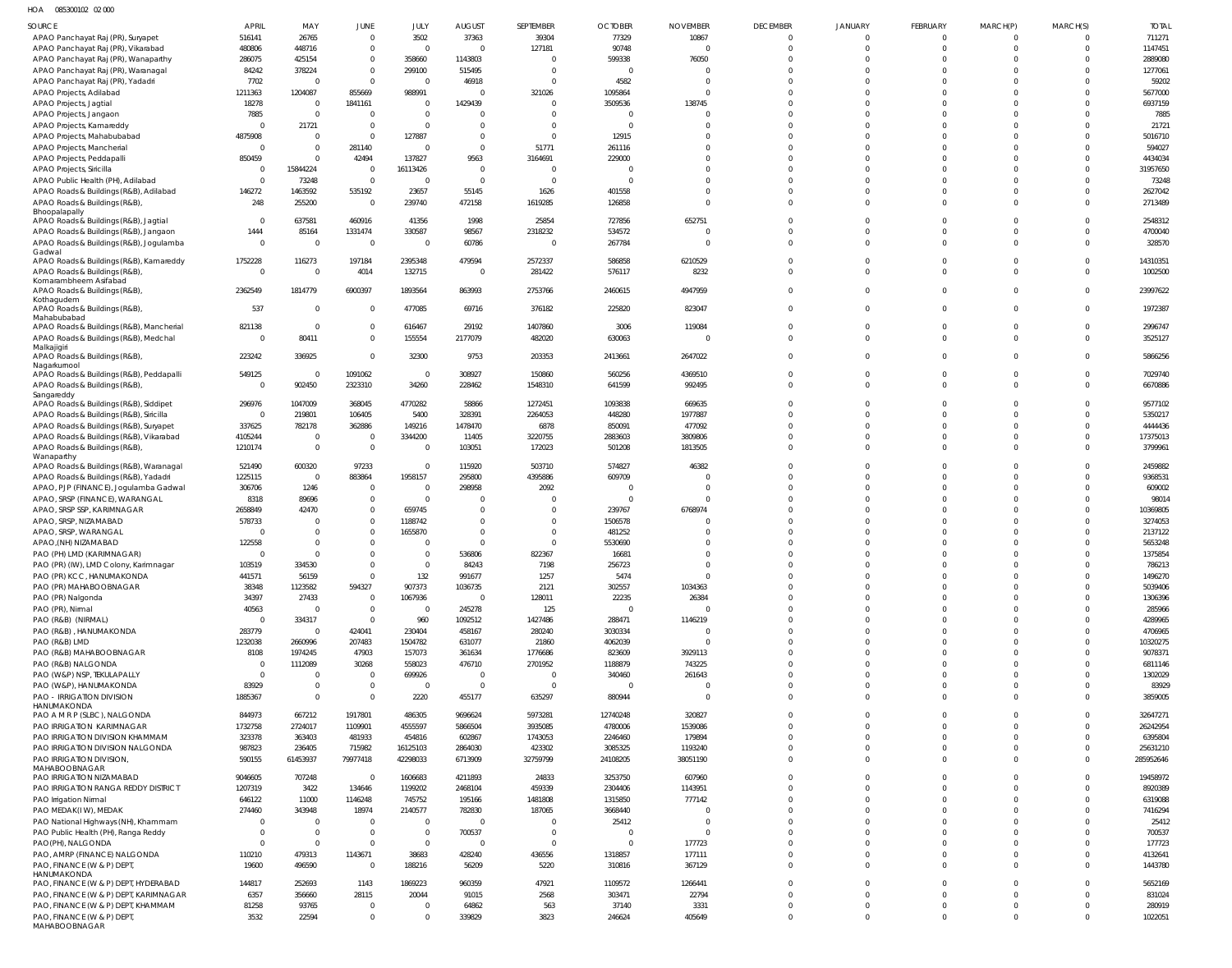HOA 085300102 02 000

| SOURCE | APRIL | MAY | JUNE | JULY | AUGUST | SEPTEMBER | OCTOBER | NOVEMBER | DECEMBER | JANUARY | FEBRUARY | MARCH(P) | MARCH(S) | TOTAL |
|---|---|---|---|---|---|---|---|---|---|---|---|---|---|---|
| APAO Panchayat Raj (PR), Suryapet | 516141 | 26765 | 0 | 3502 | 37363 | 39304 | 77329 | 10867 | 0 | 0 | 0 | 0 | 0 | 711271 |
| APAO Panchayat Raj (PR), Vikarabad | 480806 | 448716 | 0 | 0 | 0 | 127181 | 90748 | 0 | 0 | 0 | 0 | 0 | 0 | 1147451 |
| APAO Panchayat Raj (PR), Wanaparthy | 286075 | 425154 | 0 | 358660 | 1143803 | 0 | 599338 | 76050 | 0 | 0 | 0 | 0 | 0 | 2889080 |
| APAO Panchayat Raj (PR), Waranagal | 84242 | 378224 | 0 | 299100 | 515495 | 0 | 0 | 0 | 0 | 0 | 0 | 0 | 0 | 1277061 |
| APAO Panchayat Raj (PR), Yadadri | 7702 | 0 | 0 | 0 | 46918 | 0 | 4582 | 0 | 0 | 0 | 0 | 0 | 0 | 59202 |
| APAO Projects, Adilabad | 1211363 | 1204087 | 855669 | 988991 | 0 | 321026 | 1095864 | 0 | 0 | 0 | 0 | 0 | 0 | 5677000 |
| APAO Projects, Jagtial | 18278 | 0 | 1841161 | 0 | 1429439 | 0 | 3509536 | 138745 | 0 | 0 | 0 | 0 | 0 | 6937159 |
| APAO Projects, Jangaon | 7885 | 0 | 0 | 0 | 0 | 0 | 0 | 0 | 0 | 0 | 0 | 0 | 0 | 7885 |
| APAO Projects, Kamareddy | 0 | 21721 | 0 | 0 | 0 | 0 | 0 | 0 | 0 | 0 | 0 | 0 | 0 | 21721 |
| APAO Projects, Mahabubabad | 4875908 | 0 | 0 | 127887 | 0 | 0 | 12915 | 0 | 0 | 0 | 0 | 0 | 0 | 5016710 |
| APAO Projects, Mancherial | 0 | 0 | 281140 | 0 | 0 | 51771 | 261116 | 0 | 0 | 0 | 0 | 0 | 0 | 594027 |
| APAO Projects, Peddapalli | 850459 | 0 | 42494 | 137827 | 9563 | 3164691 | 229000 | 0 | 0 | 0 | 0 | 0 | 0 | 4434034 |
| APAO Projects, Siricilla | 0 | 15844224 | 0 | 16113426 | 0 | 0 | 0 | 0 | 0 | 0 | 0 | 0 | 0 | 31957650 |
| APAO Public Health (PH), Adilabad | 0 | 73248 | 0 | 0 | 0 | 0 | 0 | 0 | 0 | 0 | 0 | 0 | 0 | 73248 |
| APAO Roads & Buildings (R&B), Adilabad | 146272 | 1463592 | 535192 | 23657 | 55145 | 1626 | 401558 | 0 | 0 | 0 | 0 | 0 | 0 | 2627042 |
| APAO Roads & Buildings (R&B), Bhoopalapally | 248 | 255200 | 0 | 239740 | 472158 | 1619285 | 126858 | 0 | 0 | 0 | 0 | 0 | 0 | 2713489 |
| APAO Roads & Buildings (R&B), Jagtial | 0 | 637581 | 460916 | 41356 | 1998 | 25854 | 727856 | 652751 | 0 | 0 | 0 | 0 | 0 | 2548312 |
| APAO Roads & Buildings (R&B), Jangaon | 1444 | 85164 | 1331474 | 330587 | 98567 | 2318232 | 534572 | 0 | 0 | 0 | 0 | 0 | 0 | 4700040 |
| APAO Roads & Buildings (R&B), Jogulamba Gadwal | 0 | 0 | 0 | 0 | 60786 | 0 | 267784 | 0 | 0 | 0 | 0 | 0 | 0 | 328570 |
| APAO Roads & Buildings (R&B), Kamareddy | 1752228 | 116273 | 197184 | 2395348 | 479594 | 2572337 | 586858 | 6210529 | 0 | 0 | 0 | 0 | 0 | 14310351 |
| APAO Roads & Buildings (R&B), Komarambheem Asifabad | 0 | 0 | 4014 | 132715 | 0 | 281422 | 576117 | 8232 | 0 | 0 | 0 | 0 | 0 | 1002500 |
| APAO Roads & Buildings (R&B), Kothagudem | 2362549 | 1814779 | 6900397 | 1893564 | 863993 | 2753766 | 2460615 | 4947959 | 0 | 0 | 0 | 0 | 0 | 23997622 |
| APAO Roads & Buildings (R&B), Mahabubabad | 537 | 0 | 0 | 477085 | 69716 | 376182 | 225820 | 823047 | 0 | 0 | 0 | 0 | 0 | 1972387 |
| APAO Roads & Buildings (R&B), Mancherial | 821138 | 0 | 0 | 616467 | 29192 | 1407860 | 3006 | 119084 | 0 | 0 | 0 | 0 | 0 | 2996747 |
| APAO Roads & Buildings (R&B), Medchal Malkajigiri | 0 | 80411 | 0 | 155554 | 2177079 | 482020 | 630063 | 0 | 0 | 0 | 0 | 0 | 0 | 3525127 |
| APAO Roads & Buildings (R&B), Nagarkurnool | 223242 | 336925 | 0 | 32300 | 9753 | 203353 | 2413661 | 2647022 | 0 | 0 | 0 | 0 | 0 | 5866256 |
| APAO Roads & Buildings (R&B), Peddapalli | 549125 | 0 | 1091062 | 0 | 308927 | 150860 | 560256 | 4369510 | 0 | 0 | 0 | 0 | 0 | 7029740 |
| APAO Roads & Buildings (R&B), Sangareddy | 0 | 902450 | 2323310 | 34260 | 228462 | 1548310 | 641599 | 992495 | 0 | 0 | 0 | 0 | 0 | 6670886 |
| APAO Roads & Buildings (R&B), Siddipet | 296976 | 1047009 | 368045 | 4770282 | 58866 | 1272451 | 1093838 | 669635 | 0 | 0 | 0 | 0 | 0 | 9577102 |
| APAO Roads & Buildings (R&B), Siricilla | 0 | 219801 | 106405 | 5400 | 328391 | 2264053 | 448280 | 1977887 | 0 | 0 | 0 | 0 | 0 | 5350217 |
| APAO Roads & Buildings (R&B), Suryapet | 337625 | 782178 | 362886 | 149216 | 1478470 | 6878 | 850091 | 477092 | 0 | 0 | 0 | 0 | 0 | 4444436 |
| APAO Roads & Buildings (R&B), Vikarabad | 4105244 | 0 | 0 | 3344200 | 11405 | 3220755 | 2883603 | 3809806 | 0 | 0 | 0 | 0 | 0 | 17375013 |
| APAO Roads & Buildings (R&B), Wanaparthy | 1210174 | 0 | 0 | 0 | 103051 | 172023 | 501208 | 1813505 | 0 | 0 | 0 | 0 | 0 | 3799961 |
| APAO Roads & Buildings (R&B), Waranagal | 521490 | 600320 | 97233 | 0 | 115920 | 503710 | 574827 | 46382 | 0 | 0 | 0 | 0 | 0 | 2459882 |
| APAO Roads & Buildings (R&B), Yadadri | 1225115 | 0 | 883864 | 1958157 | 295800 | 4395886 | 609709 | 0 | 0 | 0 | 0 | 0 | 0 | 9368531 |
| APAO, PJP (FINANCE), Jogulamba Gadwal | 306706 | 1246 | 0 | 0 | 298958 | 2092 | 0 | 0 | 0 | 0 | 0 | 0 | 0 | 609002 |
| APAO, SRSP (FINANCE), WARANGAL | 8318 | 89696 | 0 | 0 | 0 | 0 | 0 | 0 | 0 | 0 | 0 | 0 | 0 | 98014 |
| APAO, SRSP SSP, KARIMNAGAR | 2658849 | 42470 | 0 | 659745 | 0 | 0 | 239767 | 6768974 | 0 | 0 | 0 | 0 | 0 | 10369805 |
| APAO, SRSP, NIZAMABAD | 578733 | 0 | 0 | 1188742 | 0 | 0 | 1506578 | 0 | 0 | 0 | 0 | 0 | 0 | 3274053 |
| APAO, SRSP, WARANGAL | 0 | 0 | 0 | 1655870 | 0 | 0 | 481252 | 0 | 0 | 0 | 0 | 0 | 0 | 2137122 |
| APAO,(NH) NIZAMABAD | 122558 | 0 | 0 | 0 | 0 | 0 | 5530690 | 0 | 0 | 0 | 0 | 0 | 0 | 5653248 |
| PAO (PH) LMD (KARIMNAGAR) | 0 | 0 | 0 | 0 | 536806 | 822367 | 16681 | 0 | 0 | 0 | 0 | 0 | 0 | 1375854 |
| PAO (PR) (IW), LMD Colony, Karimnagar | 103519 | 334530 | 0 | 0 | 84243 | 7198 | 256723 | 0 | 0 | 0 | 0 | 0 | 0 | 786213 |
| PAO (PR) KCC, HANUMAKONDA | 441571 | 56159 | 0 | 132 | 991677 | 1257 | 5474 | 0 | 0 | 0 | 0 | 0 | 0 | 1496270 |
| PAO (PR) MAHABOOBNAGAR | 38348 | 1123582 | 594327 | 907373 | 1036735 | 2121 | 302557 | 1034363 | 0 | 0 | 0 | 0 | 0 | 5039406 |
| PAO (PR) Nalgonda | 34397 | 27433 | 0 | 1067936 | 0 | 128011 | 22235 | 26384 | 0 | 0 | 0 | 0 | 0 | 1306396 |
| PAO (PR), Nirmal | 40563 | 0 | 0 | 0 | 245278 | 125 | 0 | 0 | 0 | 0 | 0 | 0 | 0 | 285966 |
| PAO (R&B) (NIRMAL) | 0 | 334317 | 0 | 960 | 1092512 | 1427486 | 288471 | 1146219 | 0 | 0 | 0 | 0 | 0 | 4289965 |
| PAO (R&B), HANUMAKONDA | 283779 | 0 | 424041 | 230404 | 458167 | 280240 | 3030334 | 0 | 0 | 0 | 0 | 0 | 0 | 4706965 |
| PAO (R&B) LMD | 1232038 | 2660996 | 207483 | 1504782 | 631077 | 21860 | 4062039 | 0 | 0 | 0 | 0 | 0 | 0 | 10320275 |
| PAO (R&B) MAHABOOBNAGAR | 8108 | 1974245 | 47903 | 157073 | 361634 | 1776686 | 823609 | 3929113 | 0 | 0 | 0 | 0 | 0 | 9078371 |
| PAO (R&B) NALGONDA | 0 | 1112089 | 30268 | 558023 | 476710 | 2701952 | 1188879 | 743225 | 0 | 0 | 0 | 0 | 0 | 6811146 |
| PAO (W&P) NSP, TEKULAPALLY | 0 | 0 | 0 | 699926 | 0 | 0 | 340460 | 261643 | 0 | 0 | 0 | 0 | 0 | 1302029 |
| PAO (W&P), HANUMAKONDA | 83929 | 0 | 0 | 0 | 0 | 0 | 0 | 0 | 0 | 0 | 0 | 0 | 0 | 83929 |
| PAO - IRRIGATION DIVISION HANUMAKONDA | 1885367 | 0 | 0 | 2220 | 455177 | 635297 | 880944 | 0 | 0 | 0 | 0 | 0 | 0 | 3859005 |
| PAO A M R P (SLBC), NALGONDA | 844973 | 667212 | 1917801 | 486305 | 9696624 | 5973281 | 12740248 | 320827 | 0 | 0 | 0 | 0 | 0 | 32647271 |
| PAO IRRIGATION KARIMNAGAR | 1732758 | 2724017 | 1109901 | 4555597 | 5866504 | 3935085 | 4780006 | 1539086 | 0 | 0 | 0 | 0 | 0 | 26242954 |
| PAO IRRIGATION DIVISION KHAMMAM | 323378 | 363403 | 481933 | 454816 | 602867 | 1743053 | 2246460 | 179894 | 0 | 0 | 0 | 0 | 0 | 6395804 |
| PAO IRRIGATION DIVISION NALGONDA | 987823 | 236405 | 715982 | 16125103 | 2864030 | 423302 | 3085325 | 1193240 | 0 | 0 | 0 | 0 | 0 | 25631210 |
| PAO IRRIGATION DIVISION, MAHABOOBNAGAR | 590155 | 61453937 | 79977418 | 42298033 | 6713909 | 32759799 | 24108205 | 38051190 | 0 | 0 | 0 | 0 | 0 | 285952646 |
| PAO IRRIGATION NIZAMABAD | 9046605 | 707248 | 0 | 1606683 | 4211893 | 24833 | 3253750 | 607960 | 0 | 0 | 0 | 0 | 0 | 19458972 |
| PAO IRRIGATION RANGA REDDY DISTRICT | 1207319 | 3422 | 134646 | 1199202 | 2468104 | 459339 | 2304406 | 1143951 | 0 | 0 | 0 | 0 | 0 | 8920389 |
| PAO Irrigation Nirmal | 646122 | 11000 | 1146248 | 745752 | 195166 | 1481808 | 1315850 | 777142 | 0 | 0 | 0 | 0 | 0 | 6319088 |
| PAO MEDAK(IW), MEDAK | 274460 | 343948 | 18974 | 2140577 | 782830 | 187065 | 3668440 | 0 | 0 | 0 | 0 | 0 | 0 | 7416294 |
| PAO National Highways (NH), Khammam | 0 | 0 | 0 | 0 | 0 | 0 | 25412 | 0 | 0 | 0 | 0 | 0 | 0 | 25412 |
| PAO Public Health (PH), Ranga Reddy | 0 | 0 | 0 | 0 | 700537 | 0 | 0 | 0 | 0 | 0 | 0 | 0 | 0 | 700537 |
| PAO(PH), NALGONDA | 0 | 0 | 0 | 0 | 0 | 0 | 0 | 177723 | 0 | 0 | 0 | 0 | 0 | 177723 |
| PAO, AMRP (FINANCE) NALGONDA | 110210 | 479313 | 1143671 | 38683 | 428240 | 436556 | 1318857 | 177111 | 0 | 0 | 0 | 0 | 0 | 4132641 |
| PAO, FINANCE (W & P) DEPT, HANUMAKONDA | 19600 | 496590 | 0 | 188216 | 56209 | 5220 | 310816 | 367129 | 0 | 0 | 0 | 0 | 0 | 1443780 |
| PAO, FINANCE (W & P) DEPT, HYDERABAD | 144817 | 252693 | 1143 | 1869223 | 960359 | 47921 | 1109572 | 1266441 | 0 | 0 | 0 | 0 | 0 | 5652169 |
| PAO, FINANCE (W & P) DEPT, KARIMNAGAR | 6357 | 356660 | 28115 | 20044 | 91015 | 2568 | 303471 | 22794 | 0 | 0 | 0 | 0 | 0 | 831024 |
| PAO, FINANCE (W & P) DEPT, KHAMMAM | 81258 | 93765 | 0 | 0 | 64862 | 563 | 37140 | 3331 | 0 | 0 | 0 | 0 | 0 | 280919 |
| PAO, FINANCE (W & P) DEPT, MAHABOOBNAGAR | 3532 | 22594 | 0 | 0 | 339829 | 3823 | 246624 | 405649 | 0 | 0 | 0 | 0 | 0 | 1022051 |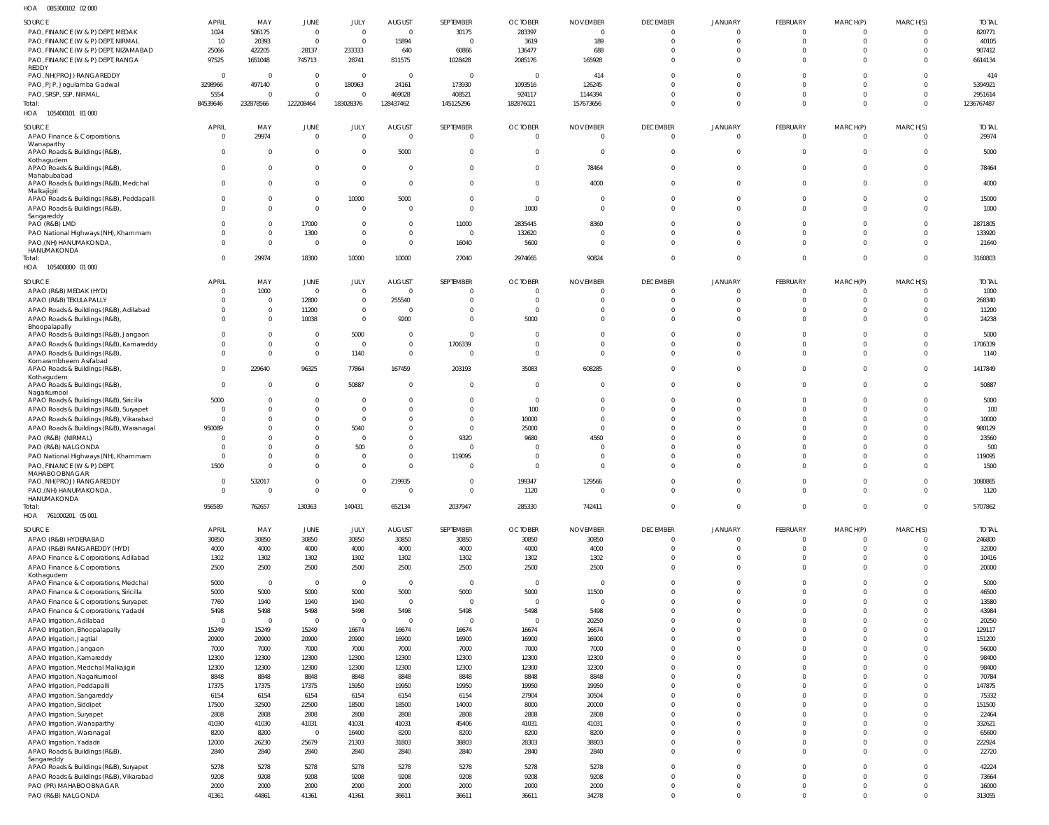HOA 085300102 02 000

| SOURCE | APRIL | MAY | JUNE | JULY | AUGUST | SEPTEMBER | OCTOBER | NOVEMBER | DECEMBER | JANUARY | FEBRUARY | MARCH(P) | MARCH(S) | TOTAL |
|---|---|---|---|---|---|---|---|---|---|---|---|---|---|---|
| PAO, FINANCE (W & P) DEPT, MEDAK | 1024 | 506175 | 0 | 0 | 0 | 30175 | 283397 | 0 | 0 | 0 | 0 | 0 | 0 | 820771 |
| PAO, FINANCE (W & P) DEPT, NIRMAL | 10 | 20393 | 0 | 0 | 15894 | 0 | 3619 | 189 | 0 | 0 | 0 | 0 | 0 | 40105 |
| PAO, FINANCE (W & P) DEPT, NIZAMABAD | 25066 | 422205 | 28137 | 233333 | 640 | 60866 | 136477 | 688 | 0 | 0 | 0 | 0 | 0 | 907412 |
| PAO, FINANCE (W & P) DEPT, RANGA REDDY | 97525 | 1651048 | 745713 | 28741 | 811575 | 1028428 | 2085176 | 165928 | 0 | 0 | 0 | 0 | 0 | 6614134 |
| PAO, NH(PROJ) RANGAREDDY | 0 | 0 | 0 | 0 | 0 | 0 | 0 | 414 | 0 | 0 | 0 | 0 | 0 | 414 |
| PAO, PJP, Jogulamba Gadwal | 3298966 | 497140 | 0 | 180963 | 24161 | 173930 | 1093516 | 126245 | 0 | 0 | 0 | 0 | 0 | 5394921 |
| PAO, SRSP, SSP, NIRMAL | 5554 | 0 | 0 | 0 | 469028 | 408521 | 924117 | 1144394 | 0 | 0 | 0 | 0 | 0 | 2951614 |
| Total: | 84539646 | 232878566 | 122208464 | 183028376 | 128437462 | 145125296 | 182876021 | 157673656 | 0 | 0 | 0 | 0 | 0 | 1236767487 |

HOA 105400101 81 000

| SOURCE | APRIL | MAY | JUNE | JULY | AUGUST | SEPTEMBER | OCTOBER | NOVEMBER | DECEMBER | JANUARY | FEBRUARY | MARCH(P) | MARCH(S) | TOTAL |
|---|---|---|---|---|---|---|---|---|---|---|---|---|---|---|
| APAO Finance & Corporations, Wanaparthy | 0 | 29974 | 0 | 0 | 0 | 0 | 0 | 0 | 0 | 0 | 0 | 0 | 0 | 29974 |
| APAO Roads & Buildings (R&B), Kothagudem | 0 | 0 | 0 | 0 | 5000 | 0 | 0 | 0 | 0 | 0 | 0 | 0 | 0 | 5000 |
| APAO Roads & Buildings (R&B), Mahabubabad | 0 | 0 | 0 | 0 | 0 | 0 | 0 | 78464 | 0 | 0 | 0 | 0 | 0 | 78464 |
| APAO Roads & Buildings (R&B), Medchal Malkajigiri | 0 | 0 | 0 | 0 | 0 | 0 | 0 | 4000 | 0 | 0 | 0 | 0 | 0 | 4000 |
| APAO Roads & Buildings (R&B), Peddapalli | 0 | 0 | 0 | 10000 | 5000 | 0 | 0 | 0 | 0 | 0 | 0 | 0 | 0 | 15000 |
| APAO Roads & Buildings (R&B), Sangareddy | 0 | 0 | 0 | 0 | 0 | 0 | 1000 | 0 | 0 | 0 | 0 | 0 | 0 | 1000 |
| PAO (R&B) LMD | 0 | 0 | 17000 | 0 | 0 | 11000 | 2835445 | 8360 | 0 | 0 | 0 | 0 | 0 | 2871805 |
| PAO National Highways (NH), Khammam | 0 | 0 | 1300 | 0 | 0 | 0 | 132620 | 0 | 0 | 0 | 0 | 0 | 0 | 133920 |
| PAO,(NH) HANUMAKONDA, HANUMAKONDA | 0 | 0 | 0 | 0 | 0 | 16040 | 5600 | 0 | 0 | 0 | 0 | 0 | 0 | 21640 |
| Total: | 0 | 29974 | 18300 | 10000 | 10000 | 27040 | 2974665 | 90824 | 0 | 0 | 0 | 0 | 0 | 3160803 |

HOA 105400800 01 000

| SOURCE | APRIL | MAY | JUNE | JULY | AUGUST | SEPTEMBER | OCTOBER | NOVEMBER | DECEMBER | JANUARY | FEBRUARY | MARCH(P) | MARCH(S) | TOTAL |
|---|---|---|---|---|---|---|---|---|---|---|---|---|---|---|
| APAO (R&B) MEDAK (HYD) | 0 | 1000 | 0 | 0 | 0 | 0 | 0 | 0 | 0 | 0 | 0 | 0 | 0 | 1000 |
| APAO (R&B) TEKULAPALLY | 0 | 0 | 12800 | 0 | 255540 | 0 | 0 | 0 | 0 | 0 | 0 | 0 | 0 | 268340 |
| APAO Roads & Buildings (R&B), Adilabad | 0 | 0 | 11200 | 0 | 0 | 0 | 0 | 0 | 0 | 0 | 0 | 0 | 0 | 11200 |
| APAO Roads & Buildings (R&B), Bhoopalapally | 0 | 0 | 10038 | 0 | 9200 | 0 | 5000 | 0 | 0 | 0 | 0 | 0 | 0 | 24238 |
| APAO Roads & Buildings (R&B), Jangaon | 0 | 0 | 0 | 5000 | 0 | 0 | 0 | 0 | 0 | 0 | 0 | 0 | 0 | 5000 |
| APAO Roads & Buildings (R&B), Kamareddy | 0 | 0 | 0 | 0 | 0 | 1706339 | 0 | 0 | 0 | 0 | 0 | 0 | 0 | 1706339 |
| APAO Roads & Buildings (R&B), Komarambheem Asifabad | 0 | 0 | 0 | 1140 | 0 | 0 | 0 | 0 | 0 | 0 | 0 | 0 | 0 | 1140 |
| APAO Roads & Buildings (R&B), Kothagudem | 0 | 229640 | 96325 | 77864 | 167459 | 203193 | 35083 | 608285 | 0 | 0 | 0 | 0 | 0 | 1417849 |
| APAO Roads & Buildings (R&B), Nagarkurnool | 0 | 0 | 0 | 50887 | 0 | 0 | 0 | 0 | 0 | 0 | 0 | 0 | 0 | 50887 |
| APAO Roads & Buildings (R&B), Siricilla | 5000 | 0 | 0 | 0 | 0 | 0 | 0 | 0 | 0 | 0 | 0 | 0 | 0 | 5000 |
| APAO Roads & Buildings (R&B), Suryapet | 0 | 0 | 0 | 0 | 0 | 0 | 100 | 0 | 0 | 0 | 0 | 0 | 0 | 100 |
| APAO Roads & Buildings (R&B), Vikarabad | 0 | 0 | 0 | 0 | 0 | 0 | 10000 | 0 | 0 | 0 | 0 | 0 | 0 | 10000 |
| APAO Roads & Buildings (R&B), Waranagal | 950089 | 0 | 0 | 5040 | 0 | 0 | 25000 | 0 | 0 | 0 | 0 | 0 | 0 | 980129 |
| PAO (R&B) (NIRMAL) | 0 | 0 | 0 | 0 | 0 | 9320 | 9680 | 4560 | 0 | 0 | 0 | 0 | 0 | 23560 |
| PAO (R&B) NALGONDA | 0 | 0 | 0 | 500 | 0 | 0 | 0 | 0 | 0 | 0 | 0 | 0 | 0 | 500 |
| PAO National Highways (NH), Khammam | 0 | 0 | 0 | 0 | 0 | 119095 | 0 | 0 | 0 | 0 | 0 | 0 | 0 | 119095 |
| PAO, FINANCE (W & P) DEPT, MAHABOOBNAGAR | 1500 | 0 | 0 | 0 | 0 | 0 | 0 | 0 | 0 | 0 | 0 | 0 | 0 | 1500 |
| PAO, NH(PROJ) RANGAREDDY | 0 | 532017 | 0 | 0 | 219935 | 0 | 199347 | 129566 | 0 | 0 | 0 | 0 | 0 | 1080865 |
| PAO,(NH) HANUMAKONDA, HANUMAKONDA | 0 | 0 | 0 | 0 | 0 | 0 | 1120 | 0 | 0 | 0 | 0 | 0 | 0 | 1120 |
| Total: | 956589 | 762657 | 130363 | 140431 | 652134 | 2037947 | 285330 | 742411 | 0 | 0 | 0 | 0 | 0 | 5707862 |

HOA 761000201 05 001

| SOURCE | APRIL | MAY | JUNE | JULY | AUGUST | SEPTEMBER | OCTOBER | NOVEMBER | DECEMBER | JANUARY | FEBRUARY | MARCH(P) | MARCH(S) | TOTAL |
|---|---|---|---|---|---|---|---|---|---|---|---|---|---|---|
| APAO (R&B) HYDERABAD | 30850 | 30850 | 30850 | 30850 | 30850 | 30850 | 30850 | 30850 | 0 | 0 | 0 | 0 | 0 | 246800 |
| APAO (R&B) RANGAREDDY (HYD) | 4000 | 4000 | 4000 | 4000 | 4000 | 4000 | 4000 | 4000 | 0 | 0 | 0 | 0 | 0 | 32000 |
| APAO Finance & Corporations, Adilabad | 1302 | 1302 | 1302 | 1302 | 1302 | 1302 | 1302 | 1302 | 0 | 0 | 0 | 0 | 0 | 10416 |
| APAO Finance & Corporations, Kothagudem | 2500 | 2500 | 2500 | 2500 | 2500 | 2500 | 2500 | 2500 | 0 | 0 | 0 | 0 | 0 | 20000 |
| APAO Finance & Corporations, Medchal | 5000 | 0 | 0 | 0 | 0 | 0 | 0 | 0 | 0 | 0 | 0 | 0 | 0 | 5000 |
| APAO Finance & Corporations, Siricilla | 5000 | 5000 | 5000 | 5000 | 5000 | 5000 | 5000 | 11500 | 0 | 0 | 0 | 0 | 0 | 46500 |
| APAO Finance & Corporations, Suryapet | 7760 | 1940 | 1940 | 1940 | 0 | 0 | 0 | 0 | 0 | 0 | 0 | 0 | 0 | 13580 |
| APAO Finance & Corporations, Yadadri | 5498 | 5498 | 5498 | 5498 | 5498 | 5498 | 5498 | 5498 | 0 | 0 | 0 | 0 | 0 | 43984 |
| APAO Irrigation, Adilabad | 0 | 0 | 0 | 0 | 0 | 0 | 0 | 20250 | 0 | 0 | 0 | 0 | 0 | 20250 |
| APAO Irrigation, Bhoopalapally | 15249 | 15249 | 15249 | 16674 | 16674 | 16674 | 16674 | 16674 | 0 | 0 | 0 | 0 | 0 | 129117 |
| APAO Irrigation, Jagtial | 20900 | 20900 | 20900 | 20900 | 16900 | 16900 | 16900 | 16900 | 0 | 0 | 0 | 0 | 0 | 151200 |
| APAO Irrigation, Jangaon | 7000 | 7000 | 7000 | 7000 | 7000 | 7000 | 7000 | 7000 | 0 | 0 | 0 | 0 | 0 | 56000 |
| APAO Irrigation, Kamareddy | 12300 | 12300 | 12300 | 12300 | 12300 | 12300 | 12300 | 12300 | 0 | 0 | 0 | 0 | 0 | 98400 |
| APAO Irrigation, Medchal Malkajigiri | 12300 | 12300 | 12300 | 12300 | 12300 | 12300 | 12300 | 12300 | 0 | 0 | 0 | 0 | 0 | 98400 |
| APAO Irrigation, Nagarkurnool | 8848 | 8848 | 8848 | 8848 | 8848 | 8848 | 8848 | 8848 | 0 | 0 | 0 | 0 | 0 | 70784 |
| APAO Irrigation, Peddapalli | 17375 | 17375 | 17375 | 15950 | 19950 | 19950 | 19950 | 19950 | 0 | 0 | 0 | 0 | 0 | 147875 |
| APAO Irrigation, Sangareddy | 6154 | 6154 | 6154 | 6154 | 6154 | 6154 | 27904 | 10504 | 0 | 0 | 0 | 0 | 0 | 75332 |
| APAO Irrigation, Siddipet | 17500 | 32500 | 22500 | 18500 | 18500 | 14000 | 8000 | 20000 | 0 | 0 | 0 | 0 | 0 | 151500 |
| APAO Irrigation, Suryapet | 2808 | 2808 | 2808 | 2808 | 2808 | 2808 | 2808 | 2808 | 0 | 0 | 0 | 0 | 0 | 22464 |
| APAO Irrigation, Wanaparthy | 41030 | 41030 | 41031 | 41031 | 41031 | 45406 | 41031 | 41031 | 0 | 0 | 0 | 0 | 0 | 332621 |
| APAO Irrigation, Waranagal | 8200 | 8200 | 0 | 16400 | 8200 | 8200 | 8200 | 8200 | 0 | 0 | 0 | 0 | 0 | 65600 |
| APAO Irrigation, Yadadri | 12000 | 26230 | 25679 | 21303 | 31803 | 38803 | 28303 | 38803 | 0 | 0 | 0 | 0 | 0 | 222924 |
| APAO Roads & Buildings (R&B), Sangareddy | 2840 | 2840 | 2840 | 2840 | 2840 | 2840 | 2840 | 2840 | 0 | 0 | 0 | 0 | 0 | 22720 |
| APAO Roads & Buildings (R&B), Suryapet | 5278 | 5278 | 5278 | 5278 | 5278 | 5278 | 5278 | 5278 | 0 | 0 | 0 | 0 | 0 | 42224 |
| APAO Roads & Buildings (R&B), Vikarabad | 9208 | 9208 | 9208 | 9208 | 9208 | 9208 | 9208 | 9208 | 0 | 0 | 0 | 0 | 0 | 73664 |
| PAO (PR) MAHABOOBNAGAR | 2000 | 2000 | 2000 | 2000 | 2000 | 2000 | 2000 | 2000 | 0 | 0 | 0 | 0 | 0 | 16000 |
| PAO (R&B) NALGONDA | 41361 | 44861 | 41361 | 41361 | 36611 | 36611 | 36611 | 34278 | 0 | 0 | 0 | 0 | 0 | 313055 |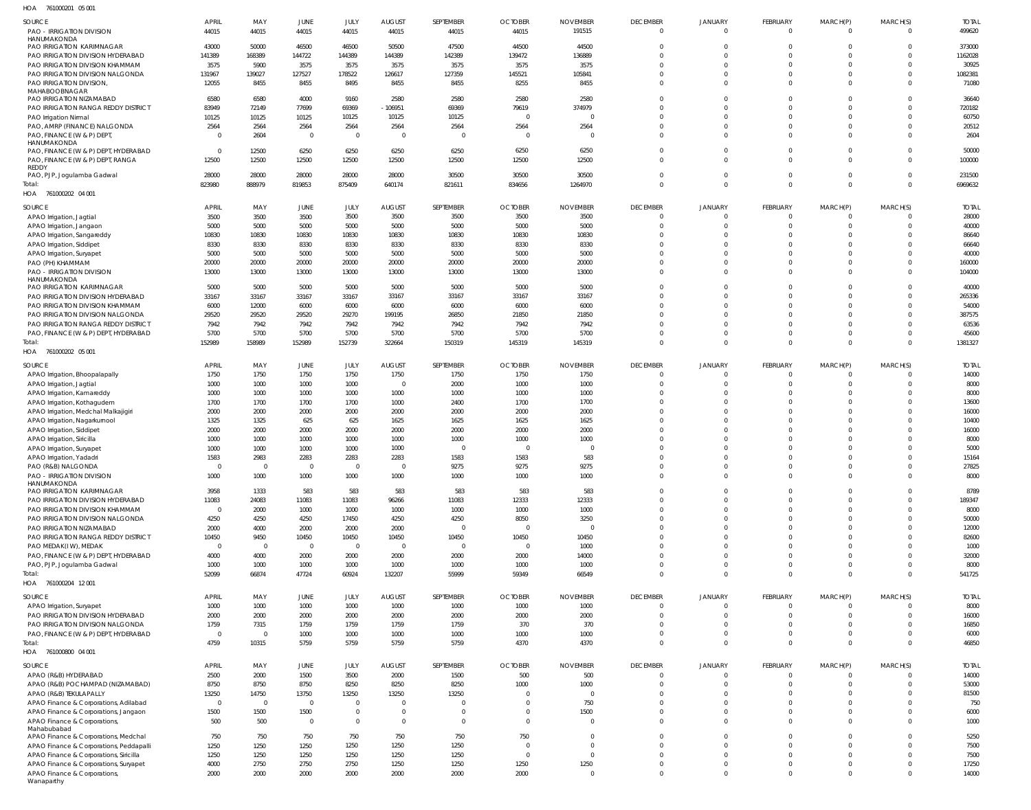HOA 761000201 05 001

| SOURCE | APRIL | MAY | JUNE | JULY | AUGUST | SEPTEMBER | OCTOBER | NOVEMBER | DECEMBER | JANUARY | FEBRUARY | MARCH(P) | MARCH(S) | TOTAL |
|---|---|---|---|---|---|---|---|---|---|---|---|---|---|---|
| PAO - IRRIGATION DIVISION HANUMAKONDA | 44015 | 44015 | 44015 | 44015 | 44015 | 44015 | 44015 | 191515 | 0 | 0 | 0 | 0 | 0 | 499620 |
| PAO IRRIGATION KARIMNAGAR | 43000 | 50000 | 46500 | 46500 | 50500 | 47500 | 44500 | 44500 | 0 | 0 | 0 | 0 | 0 | 373000 |
| PAO IRRIGATION DIVISION HYDERABAD | 141389 | 168389 | 144722 | 144389 | 144389 | 142389 | 139472 | 136889 | 0 | 0 | 0 | 0 | 0 | 1162028 |
| PAO IRRIGATION DIVISION KHAMMAM | 3575 | 5900 | 3575 | 3575 | 3575 | 3575 | 3575 | 3575 | 0 | 0 | 0 | 0 | 0 | 30925 |
| PAO IRRIGATION DIVISION NALGONDA | 131967 | 139027 | 127527 | 178522 | 126617 | 127359 | 145521 | 105841 | 0 | 0 | 0 | 0 | 0 | 1082381 |
| PAO IRRIGATION DIVISION, MAHABOOBNAGAR | 12055 | 8455 | 8455 | 8495 | 8455 | 8455 | 8255 | 8455 | 0 | 0 | 0 | 0 | 0 | 71080 |
| PAO IRRIGATION NIZAMABAD | 6580 | 6580 | 4000 | 9160 | 2580 | 2580 | 2580 | 2580 | 0 | 0 | 0 | 0 | 0 | 36640 |
| PAO IRRIGATION RANGA REDDY DISTRICT | 83949 | 72149 | 77699 | 69369 | -106951 | 69369 | 79619 | 374979 | 0 | 0 | 0 | 0 | 0 | 720182 |
| PAO Irrigation Nirmal | 10125 | 10125 | 10125 | 10125 | 10125 | 10125 | 0 | 0 | 0 | 0 | 0 | 0 | 0 | 60750 |
| PAO, AMRP (FINANCE) NALGONDA | 2564 | 2564 | 2564 | 2564 | 2564 | 2564 | 2564 | 2564 | 0 | 0 | 0 | 0 | 0 | 20512 |
| PAO, FINANCE (W & P) DEPT, HANUMAKONDA | 0 | 2604 | 0 | 0 | 0 | 0 | 0 | 0 | 0 | 0 | 0 | 0 | 0 | 2604 |
| PAO, FINANCE (W & P) DEPT, HYDERABAD | 0 | 12500 | 6250 | 6250 | 6250 | 6250 | 6250 | 6250 | 0 | 0 | 0 | 0 | 0 | 50000 |
| PAO, FINANCE (W & P) DEPT, RANGA REDDY | 12500 | 12500 | 12500 | 12500 | 12500 | 12500 | 12500 | 12500 | 0 | 0 | 0 | 0 | 0 | 100000 |
| PAO, PJP, Jogulamba Gadwal | 28000 | 28000 | 28000 | 28000 | 28000 | 30500 | 30500 | 30500 | 0 | 0 | 0 | 0 | 0 | 231500 |
| Total: | 823980 | 888979 | 819853 | 875409 | 640174 | 821611 | 834656 | 1264970 | 0 | 0 | 0 | 0 | 0 | 6969632 |

HOA 761000202 04 001

| SOURCE | APRIL | MAY | JUNE | JULY | AUGUST | SEPTEMBER | OCTOBER | NOVEMBER | DECEMBER | JANUARY | FEBRUARY | MARCH(P) | MARCH(S) | TOTAL |
|---|---|---|---|---|---|---|---|---|---|---|---|---|---|---|
| APAO Irrigation, Jagtial | 3500 | 3500 | 3500 | 3500 | 3500 | 3500 | 3500 | 3500 | 0 | 0 | 0 | 0 | 0 | 28000 |
| APAO Irrigation, Jangaon | 5000 | 5000 | 5000 | 5000 | 5000 | 5000 | 5000 | 5000 | 0 | 0 | 0 | 0 | 0 | 40000 |
| APAO Irrigation, Sangareddy | 10830 | 10830 | 10830 | 10830 | 10830 | 10830 | 10830 | 10830 | 0 | 0 | 0 | 0 | 0 | 86640 |
| APAO Irrigation, Siddipet | 8330 | 8330 | 8330 | 8330 | 8330 | 8330 | 8330 | 8330 | 0 | 0 | 0 | 0 | 0 | 66640 |
| APAO Irrigation, Suryapet | 5000 | 5000 | 5000 | 5000 | 5000 | 5000 | 5000 | 5000 | 0 | 0 | 0 | 0 | 0 | 40000 |
| PAO (PH) KHAMMAM | 20000 | 20000 | 20000 | 20000 | 20000 | 20000 | 20000 | 20000 | 0 | 0 | 0 | 0 | 0 | 160000 |
| PAO - IRRIGATION DIVISION HANUMAKONDA | 13000 | 13000 | 13000 | 13000 | 13000 | 13000 | 13000 | 13000 | 0 | 0 | 0 | 0 | 0 | 104000 |
| PAO IRRIGATION KARIMNAGAR | 5000 | 5000 | 5000 | 5000 | 5000 | 5000 | 5000 | 5000 | 0 | 0 | 0 | 0 | 0 | 40000 |
| PAO IRRIGATION DIVISION HYDERABAD | 33167 | 33167 | 33167 | 33167 | 33167 | 33167 | 33167 | 33167 | 0 | 0 | 0 | 0 | 0 | 265336 |
| PAO IRRIGATION DIVISION KHAMMAM | 6000 | 12000 | 6000 | 6000 | 6000 | 6000 | 6000 | 6000 | 0 | 0 | 0 | 0 | 0 | 54000 |
| PAO IRRIGATION DIVISION NALGONDA | 29520 | 29520 | 29520 | 29270 | 199195 | 26850 | 21850 | 21850 | 0 | 0 | 0 | 0 | 0 | 387575 |
| PAO IRRIGATION RANGA REDDY DISTRICT | 7942 | 7942 | 7942 | 7942 | 7942 | 7942 | 7942 | 7942 | 0 | 0 | 0 | 0 | 0 | 63536 |
| PAO, FINANCE (W & P) DEPT, HYDERABAD | 5700 | 5700 | 5700 | 5700 | 5700 | 5700 | 5700 | 5700 | 0 | 0 | 0 | 0 | 0 | 45600 |
| Total: | 152989 | 158989 | 152989 | 152739 | 322664 | 150319 | 145319 | 145319 | 0 | 0 | 0 | 0 | 0 | 1381327 |

HOA 761000202 05 001

| SOURCE | APRIL | MAY | JUNE | JULY | AUGUST | SEPTEMBER | OCTOBER | NOVEMBER | DECEMBER | JANUARY | FEBRUARY | MARCH(P) | MARCH(S) | TOTAL |
|---|---|---|---|---|---|---|---|---|---|---|---|---|---|---|
| APAO Irrigation, Bhoopalapally | 1750 | 1750 | 1750 | 1750 | 1750 | 1750 | 1750 | 1750 | 0 | 0 | 0 | 0 | 0 | 14000 |
| APAO Irrigation, Jagtial | 1000 | 1000 | 1000 | 1000 | 0 | 2000 | 1000 | 1000 | 0 | 0 | 0 | 0 | 0 | 8000 |
| APAO Irrigation, Kamareddy | 1000 | 1000 | 1000 | 1000 | 1000 | 1000 | 1000 | 1000 | 0 | 0 | 0 | 0 | 0 | 8000 |
| APAO Irrigation, Kothagudem | 1700 | 1700 | 1700 | 1700 | 1000 | 2400 | 1700 | 1700 | 0 | 0 | 0 | 0 | 0 | 13600 |
| APAO Irrigation, Medchal Malkajigiri | 2000 | 2000 | 2000 | 2000 | 2000 | 2000 | 2000 | 2000 | 0 | 0 | 0 | 0 | 0 | 16000 |
| APAO Irrigation, Nagarkurnool | 1325 | 1325 | 625 | 625 | 1625 | 1625 | 1625 | 1625 | 0 | 0 | 0 | 0 | 0 | 10400 |
| APAO Irrigation, Siddipet | 2000 | 2000 | 2000 | 2000 | 2000 | 2000 | 2000 | 2000 | 0 | 0 | 0 | 0 | 0 | 16000 |
| APAO Irrigation, Siricilla | 1000 | 1000 | 1000 | 1000 | 1000 | 1000 | 1000 | 1000 | 0 | 0 | 0 | 0 | 0 | 8000 |
| APAO Irrigation, Suryapet | 1000 | 1000 | 1000 | 1000 | 1000 | 0 | 0 | 0 | 0 | 0 | 0 | 0 | 0 | 5000 |
| APAO Irrigation, Yadadri | 1583 | 2983 | 2283 | 2283 | 2283 | 1583 | 1583 | 583 | 0 | 0 | 0 | 0 | 0 | 15164 |
| PAO (R&B) NALGONDA | 0 | 0 | 0 | 0 | 0 | 9275 | 9275 | 9275 | 0 | 0 | 0 | 0 | 0 | 27825 |
| PAO - IRRIGATION DIVISION HANUMAKONDA | 1000 | 1000 | 1000 | 1000 | 1000 | 1000 | 1000 | 1000 | 0 | 0 | 0 | 0 | 0 | 8000 |
| PAO IRRIGATION KARIMNAGAR | 3958 | 1333 | 583 | 583 | 583 | 583 | 583 | 583 | 0 | 0 | 0 | 0 | 0 | 8789 |
| PAO IRRIGATION DIVISION HYDERABAD | 11083 | 24083 | 11083 | 11083 | 96266 | 11083 | 12333 | 12333 | 0 | 0 | 0 | 0 | 0 | 189347 |
| PAO IRRIGATION DIVISION KHAMMAM | 0 | 2000 | 1000 | 1000 | 1000 | 1000 | 1000 | 1000 | 0 | 0 | 0 | 0 | 0 | 8000 |
| PAO IRRIGATION DIVISION NALGONDA | 4250 | 4250 | 4250 | 17450 | 4250 | 4250 | 8050 | 3250 | 0 | 0 | 0 | 0 | 0 | 50000 |
| PAO IRRIGATION NIZAMABAD | 2000 | 4000 | 2000 | 2000 | 2000 | 0 | 0 | 0 | 0 | 0 | 0 | 0 | 0 | 12000 |
| PAO IRRIGATION RANGA REDDY DISTRICT | 10450 | 9450 | 10450 | 10450 | 10450 | 10450 | 10450 | 10450 | 0 | 0 | 0 | 0 | 0 | 82600 |
| PAO MEDAK(IW), MEDAK | 0 | 0 | 0 | 0 | 0 | 0 | 0 | 1000 | 0 | 0 | 0 | 0 | 0 | 1000 |
| PAO, FINANCE (W & P) DEPT, HYDERABAD | 4000 | 4000 | 2000 | 2000 | 2000 | 2000 | 2000 | 14000 | 0 | 0 | 0 | 0 | 0 | 32000 |
| PAO, PJP, Jogulamba Gadwal | 1000 | 1000 | 1000 | 1000 | 1000 | 1000 | 1000 | 1000 | 0 | 0 | 0 | 0 | 0 | 8000 |
| Total: | 52099 | 66874 | 47724 | 60924 | 132207 | 55999 | 59349 | 66549 | 0 | 0 | 0 | 0 | 0 | 541725 |

HOA 761000204 12 001

| SOURCE | APRIL | MAY | JUNE | JULY | AUGUST | SEPTEMBER | OCTOBER | NOVEMBER | DECEMBER | JANUARY | FEBRUARY | MARCH(P) | MARCH(S) | TOTAL |
|---|---|---|---|---|---|---|---|---|---|---|---|---|---|---|
| APAO Irrigation, Suryapet | 1000 | 1000 | 1000 | 1000 | 1000 | 1000 | 1000 | 1000 | 0 | 0 | 0 | 0 | 0 | 8000 |
| PAO IRRIGATION DIVISION HYDERABAD | 2000 | 2000 | 2000 | 2000 | 2000 | 2000 | 2000 | 2000 | 0 | 0 | 0 | 0 | 0 | 16000 |
| PAO IRRIGATION DIVISION NALGONDA | 1759 | 7315 | 1759 | 1759 | 1759 | 1759 | 370 | 370 | 0 | 0 | 0 | 0 | 0 | 16850 |
| PAO, FINANCE (W & P) DEPT, HYDERABAD | 0 | 0 | 1000 | 1000 | 1000 | 1000 | 1000 | 1000 | 0 | 0 | 0 | 0 | 0 | 6000 |
| Total: | 4759 | 10315 | 5759 | 5759 | 5759 | 5759 | 4370 | 4370 | 0 | 0 | 0 | 0 | 0 | 46850 |

HOA 761000800 04 001

| SOURCE | APRIL | MAY | JUNE | JULY | AUGUST | SEPTEMBER | OCTOBER | NOVEMBER | DECEMBER | JANUARY | FEBRUARY | MARCH(P) | MARCH(S) | TOTAL |
|---|---|---|---|---|---|---|---|---|---|---|---|---|---|---|
| APAO (R&B) HYDERABAD | 2500 | 2000 | 1500 | 3500 | 2000 | 1500 | 500 | 500 | 0 | 0 | 0 | 0 | 0 | 14000 |
| APAO (R&B) POCHAMPAD (NIZAMABAD) | 8750 | 8750 | 8750 | 8250 | 8250 | 8250 | 1000 | 1000 | 0 | 0 | 0 | 0 | 0 | 53000 |
| APAO (R&B) TEKULAPALLY | 13250 | 14750 | 13750 | 13250 | 13250 | 13250 | 0 | 0 | 0 | 0 | 0 | 0 | 0 | 81500 |
| APAO Finance & Corporations, Adilabad | 0 | 0 | 0 | 0 | 0 | 0 | 0 | 750 | 0 | 0 | 0 | 0 | 0 | 750 |
| APAO Finance & Corporations, Jangaon | 1500 | 1500 | 1500 | 0 | 0 | 0 | 0 | 1500 | 0 | 0 | 0 | 0 | 0 | 6000 |
| APAO Finance & Corporations, Mahabubabad | 500 | 500 | 0 | 0 | 0 | 0 | 0 | 0 | 0 | 0 | 0 | 0 | 0 | 1000 |
| APAO Finance & Corporations, Medchal | 750 | 750 | 750 | 750 | 750 | 750 | 750 | 0 | 0 | 0 | 0 | 0 | 0 | 5250 |
| APAO Finance & Corporations, Peddapalli | 1250 | 1250 | 1250 | 1250 | 1250 | 1250 | 0 | 0 | 0 | 0 | 0 | 0 | 0 | 7500 |
| APAO Finance & Corporations, Siricilla | 1250 | 1250 | 1250 | 1250 | 1250 | 1250 | 0 | 0 | 0 | 0 | 0 | 0 | 0 | 7500 |
| APAO Finance & Corporations, Suryapet | 4000 | 2750 | 2750 | 2750 | 1250 | 1250 | 1250 | 1250 | 0 | 0 | 0 | 0 | 0 | 17250 |
| APAO Finance & Corporations, Wanaparthy | 2000 | 2000 | 2000 | 2000 | 2000 | 2000 | 2000 | 0 | 0 | 0 | 0 | 0 | 0 | 14000 |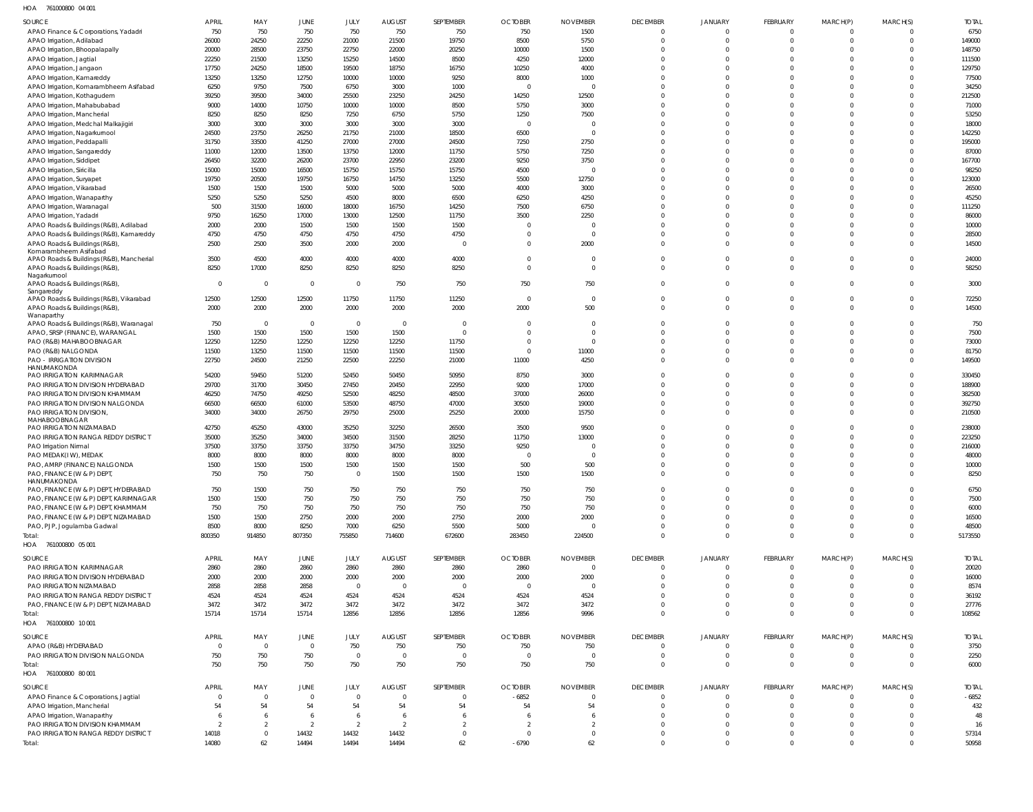HOA 761000800 04 001

| SOURCE | APRIL | MAY | JUNE | JULY | AUGUST | SEPTEMBER | OCTOBER | NOVEMBER | DECEMBER | JANUARY | FEBRUARY | MARCH(P) | MARCH(S) | TOTAL |
|---|---|---|---|---|---|---|---|---|---|---|---|---|---|---|
| APAO Finance & Corporations, Yadadri | 750 | 750 | 750 | 750 | 750 | 750 | 750 | 1500 | 0 | 0 | 0 | 0 | 0 | 6750 |
| APAO Irrigation, Adilabad | 26000 | 24250 | 22250 | 21000 | 21500 | 19750 | 8500 | 5750 | 0 | 0 | 0 | 0 | 0 | 149000 |
| APAO Irrigation, Bhoopalapally | 20000 | 28500 | 23750 | 22750 | 22000 | 20250 | 10000 | 1500 | 0 | 0 | 0 | 0 | 0 | 148750 |
| APAO Irrigation, Jagtial | 22250 | 21500 | 13250 | 15250 | 14500 | 8500 | 4250 | 12000 | 0 | 0 | 0 | 0 | 0 | 111500 |
| APAO Irrigation, Jangaon | 17750 | 24250 | 18500 | 19500 | 18750 | 16750 | 10250 | 4000 | 0 | 0 | 0 | 0 | 0 | 129750 |
| APAO Irrigation, Kamareddy | 13250 | 13250 | 12750 | 10000 | 10000 | 9250 | 8000 | 1000 | 0 | 0 | 0 | 0 | 0 | 77500 |
| APAO Irrigation, Komarambheem Asifabad | 6250 | 9750 | 7500 | 6750 | 3000 | 1000 | 0 | 0 | 0 | 0 | 0 | 0 | 0 | 34250 |
| APAO Irrigation, Kothagudem | 39250 | 39500 | 34000 | 25500 | 23250 | 24250 | 14250 | 12500 | 0 | 0 | 0 | 0 | 0 | 212500 |
| APAO Irrigation, Mahabubabad | 9000 | 14000 | 10750 | 10000 | 10000 | 8500 | 5750 | 3000 | 0 | 0 | 0 | 0 | 0 | 71000 |
| APAO Irrigation, Mancherial | 8250 | 8250 | 8250 | 7250 | 6750 | 5750 | 1250 | 7500 | 0 | 0 | 0 | 0 | 0 | 53250 |
| APAO Irrigation, Medchal Malkajigiri | 3000 | 3000 | 3000 | 3000 | 3000 | 3000 | 0 | 0 | 0 | 0 | 0 | 0 | 0 | 18000 |
| APAO Irrigation, Nagarkurnool | 24500 | 23750 | 26250 | 21750 | 21000 | 18500 | 6500 | 0 | 0 | 0 | 0 | 0 | 0 | 142250 |
| APAO Irrigation, Peddapalli | 31750 | 33500 | 41250 | 27000 | 27000 | 24500 | 7250 | 2750 | 0 | 0 | 0 | 0 | 0 | 195000 |
| APAO Irrigation, Sangareddy | 11000 | 12000 | 13500 | 13750 | 12000 | 11750 | 5750 | 7250 | 0 | 0 | 0 | 0 | 0 | 87000 |
| APAO Irrigation, Siddipet | 26450 | 32200 | 26200 | 23700 | 22950 | 23200 | 9250 | 3750 | 0 | 0 | 0 | 0 | 0 | 167700 |
| APAO Irrigation, Siricilla | 15000 | 15000 | 16500 | 15750 | 15750 | 15750 | 4500 | 0 | 0 | 0 | 0 | 0 | 0 | 98250 |
| APAO Irrigation, Suryapet | 19750 | 20500 | 19750 | 16750 | 14750 | 13250 | 5500 | 12750 | 0 | 0 | 0 | 0 | 0 | 123000 |
| APAO Irrigation, Vikarabad | 1500 | 1500 | 1500 | 5000 | 5000 | 5000 | 4000 | 3000 | 0 | 0 | 0 | 0 | 0 | 26500 |
| APAO Irrigation, Wanaparthy | 5250 | 5250 | 5250 | 4500 | 8000 | 6500 | 6250 | 4250 | 0 | 0 | 0 | 0 | 0 | 45250 |
| APAO Irrigation, Waranagal | 500 | 31500 | 16000 | 18000 | 16750 | 14250 | 7500 | 6750 | 0 | 0 | 0 | 0 | 0 | 111250 |
| APAO Irrigation, Yadadri | 9750 | 16250 | 17000 | 13000 | 12500 | 11750 | 3500 | 2250 | 0 | 0 | 0 | 0 | 0 | 86000 |
| APAO Roads & Buildings (R&B), Adilabad | 2000 | 2000 | 1500 | 1500 | 1500 | 1500 | 0 | 0 | 0 | 0 | 0 | 0 | 0 | 10000 |
| APAO Roads & Buildings (R&B), Kamareddy | 4750 | 4750 | 4750 | 4750 | 4750 | 4750 | 0 | 0 | 0 | 0 | 0 | 0 | 0 | 28500 |
| APAO Roads & Buildings (R&B), Komarambheem Asifabad | 2500 | 2500 | 3500 | 2000 | 2000 | 0 | 0 | 2000 | 0 | 0 | 0 | 0 | 0 | 14500 |
| APAO Roads & Buildings (R&B), Mancherial | 3500 | 4500 | 4000 | 4000 | 4000 | 4000 | 0 | 0 | 0 | 0 | 0 | 0 | 0 | 24000 |
| APAO Roads & Buildings (R&B), Nagarkurnool | 8250 | 17000 | 8250 | 8250 | 8250 | 8250 | 0 | 0 | 0 | 0 | 0 | 0 | 0 | 58250 |
| APAO Roads & Buildings (R&B), Sangareddy | 0 | 0 | 0 | 0 | 750 | 750 | 750 | 750 | 0 | 0 | 0 | 0 | 0 | 3000 |
| APAO Roads & Buildings (R&B), Vikarabad | 12500 | 12500 | 12500 | 11750 | 11750 | 11250 | 0 | 0 | 0 | 0 | 0 | 0 | 0 | 72250 |
| APAO Roads & Buildings (R&B), Wanaparthy | 2000 | 2000 | 2000 | 2000 | 2000 | 2000 | 2000 | 500 | 0 | 0 | 0 | 0 | 0 | 14500 |
| APAO Roads & Buildings (R&B), Waranagal | 750 | 0 | 0 | 0 | 0 | 0 | 0 | 0 | 0 | 0 | 0 | 0 | 0 | 750 |
| APAO, SRSP (FINANCE), WARANGAL | 1500 | 1500 | 1500 | 1500 | 1500 | 0 | 0 | 0 | 0 | 0 | 0 | 0 | 0 | 7500 |
| PAO (R&B) MAHABOOBNAGAR | 12250 | 12250 | 12250 | 12250 | 12250 | 11750 | 0 | 0 | 0 | 0 | 0 | 0 | 0 | 73000 |
| PAO (R&B) NALGONDA | 11500 | 13250 | 11500 | 11500 | 11500 | 11500 | 0 | 11000 | 0 | 0 | 0 | 0 | 0 | 81750 |
| PAO - IRRIGATION DIVISION HANUMAKONDA | 22750 | 24500 | 21250 | 22500 | 22250 | 21000 | 11000 | 4250 | 0 | 0 | 0 | 0 | 0 | 149500 |
| PAO IRRIGATION KARIMNAGAR | 54200 | 59450 | 51200 | 52450 | 50450 | 50950 | 8750 | 3000 | 0 | 0 | 0 | 0 | 0 | 330450 |
| PAO IRRIGATION DIVISION HYDERABAD | 29700 | 31700 | 30450 | 27450 | 20450 | 22950 | 9200 | 17000 | 0 | 0 | 0 | 0 | 0 | 188900 |
| PAO IRRIGATION DIVISION KHAMMAM | 46250 | 74750 | 49250 | 52500 | 48250 | 48500 | 37000 | 26000 | 0 | 0 | 0 | 0 | 0 | 382500 |
| PAO IRRIGATION DIVISION NALGONDA | 66500 | 66500 | 61000 | 53500 | 48750 | 47000 | 30500 | 19000 | 0 | 0 | 0 | 0 | 0 | 392750 |
| PAO IRRIGATION DIVISION, MAHABOOBNAGAR | 34000 | 34000 | 26750 | 29750 | 25000 | 25250 | 20000 | 15750 | 0 | 0 | 0 | 0 | 0 | 210500 |
| PAO IRRIGATION NIZAMABAD | 42750 | 45250 | 43000 | 35250 | 32250 | 26500 | 3500 | 9500 | 0 | 0 | 0 | 0 | 0 | 238000 |
| PAO IRRIGATION RANGA REDDY DISTRICT | 35000 | 35250 | 34000 | 34500 | 31500 | 28250 | 11750 | 13000 | 0 | 0 | 0 | 0 | 0 | 223250 |
| PAO Irrigation Nirmal | 37500 | 33750 | 33750 | 33750 | 34750 | 33250 | 9250 | 0 | 0 | 0 | 0 | 0 | 0 | 216000 |
| PAO MEDAK(IW), MEDAK | 8000 | 8000 | 8000 | 8000 | 8000 | 8000 | 0 | 0 | 0 | 0 | 0 | 0 | 0 | 48000 |
| PAO, AMRP (FINANCE) NALGONDA | 1500 | 1500 | 1500 | 1500 | 1500 | 1500 | 500 | 500 | 0 | 0 | 0 | 0 | 0 | 10000 |
| PAO, FINANCE (W & P) DEPT, HANUMAKONDA | 750 | 750 | 750 | 0 | 1500 | 1500 | 1500 | 1500 | 0 | 0 | 0 | 0 | 0 | 8250 |
| PAO, FINANCE (W & P) DEPT, HYDERABAD | 750 | 1500 | 750 | 750 | 750 | 750 | 750 | 750 | 0 | 0 | 0 | 0 | 0 | 6750 |
| PAO, FINANCE (W & P) DEPT, KARIMNAGAR | 1500 | 1500 | 750 | 750 | 750 | 750 | 750 | 750 | 0 | 0 | 0 | 0 | 0 | 7500 |
| PAO, FINANCE (W & P) DEPT, KHAMMAM | 750 | 750 | 750 | 750 | 750 | 750 | 750 | 750 | 0 | 0 | 0 | 0 | 0 | 6000 |
| PAO, FINANCE (W & P) DEPT, NIZAMABAD | 1500 | 1500 | 2750 | 2000 | 2000 | 2750 | 2000 | 2000 | 0 | 0 | 0 | 0 | 0 | 16500 |
| PAO, PJP, Jogulamba Gadwal | 8500 | 8000 | 8250 | 7000 | 6250 | 5500 | 5000 | 0 | 0 | 0 | 0 | 0 | 0 | 48500 |
| Total: | 800350 | 914850 | 807350 | 755850 | 714600 | 672600 | 283450 | 224500 | 0 | 0 | 0 | 0 | 0 | 5173550 |

HOA 761000800 05 001

| SOURCE | APRIL | MAY | JUNE | JULY | AUGUST | SEPTEMBER | OCTOBER | NOVEMBER | DECEMBER | JANUARY | FEBRUARY | MARCH(P) | MARCH(S) | TOTAL |
|---|---|---|---|---|---|---|---|---|---|---|---|---|---|---|
| PAO IRRIGATION KARIMNAGAR | 2860 | 2860 | 2860 | 2860 | 2860 | 2860 | 2860 | 0 | 0 | 0 | 0 | 0 | 0 | 20020 |
| PAO IRRIGATION DIVISION HYDERABAD | 2000 | 2000 | 2000 | 2000 | 2000 | 2000 | 2000 | 2000 | 0 | 0 | 0 | 0 | 0 | 16000 |
| PAO IRRIGATION NIZAMABAD | 2858 | 2858 | 2858 | 0 | 0 | 0 | 0 | 0 | 0 | 0 | 0 | 0 | 0 | 8574 |
| PAO IRRIGATION RANGA REDDY DISTRICT | 4524 | 4524 | 4524 | 4524 | 4524 | 4524 | 4524 | 4524 | 0 | 0 | 0 | 0 | 0 | 36192 |
| PAO, FINANCE (W & P) DEPT, NIZAMABAD | 3472 | 3472 | 3472 | 3472 | 3472 | 3472 | 3472 | 3472 | 0 | 0 | 0 | 0 | 0 | 27776 |
| Total: | 15714 | 15714 | 15714 | 12856 | 12856 | 12856 | 12856 | 9996 | 0 | 0 | 0 | 0 | 0 | 108562 |

HOA 761000800 10 001

| SOURCE | APRIL | MAY | JUNE | JULY | AUGUST | SEPTEMBER | OCTOBER | NOVEMBER | DECEMBER | JANUARY | FEBRUARY | MARCH(P) | MARCH(S) | TOTAL |
|---|---|---|---|---|---|---|---|---|---|---|---|---|---|---|
| APAO (R&B) HYDERABAD | 0 | 0 | 0 | 750 | 750 | 750 | 750 | 750 | 0 | 0 | 0 | 0 | 0 | 3750 |
| PAO IRRIGATION DIVISION NALGONDA | 750 | 750 | 750 | 0 | 0 | 0 | 0 | 0 | 0 | 0 | 0 | 0 | 0 | 2250 |
| Total: | 750 | 750 | 750 | 750 | 750 | 750 | 750 | 750 | 0 | 0 | 0 | 0 | 0 | 6000 |

HOA 761000800 80 001

| SOURCE | APRIL | MAY | JUNE | JULY | AUGUST | SEPTEMBER | OCTOBER | NOVEMBER | DECEMBER | JANUARY | FEBRUARY | MARCH(P) | MARCH(S) | TOTAL |
|---|---|---|---|---|---|---|---|---|---|---|---|---|---|---|
| APAO Finance & Corporations, Jagtial | 0 | 0 | 0 | 0 | 0 | 0 | -6852 | 0 | 0 | 0 | 0 | 0 | 0 | -6852 |
| APAO Irrigation, Mancherial | 54 | 54 | 54 | 54 | 54 | 54 | 54 | 54 | 0 | 0 | 0 | 0 | 0 | 432 |
| APAO Irrigation, Wanaparthy | 6 | 6 | 6 | 6 | 6 | 6 | 6 | 6 | 0 | 0 | 0 | 0 | 0 | 48 |
| PAO IRRIGATION DIVISION KHAMMAM | 2 | 2 | 2 | 2 | 2 | 2 | 2 | 2 | 0 | 0 | 0 | 0 | 0 | 16 |
| PAO IRRIGATION RANGA REDDY DISTRICT | 14018 | 0 | 14432 | 14432 | 14432 | 0 | 0 | 0 | 0 | 0 | 0 | 0 | 0 | 57314 |
| Total: | 14080 | 62 | 14494 | 14494 | 14494 | 62 | -6790 | 62 | 0 | 0 | 0 | 0 | 0 | 50958 |